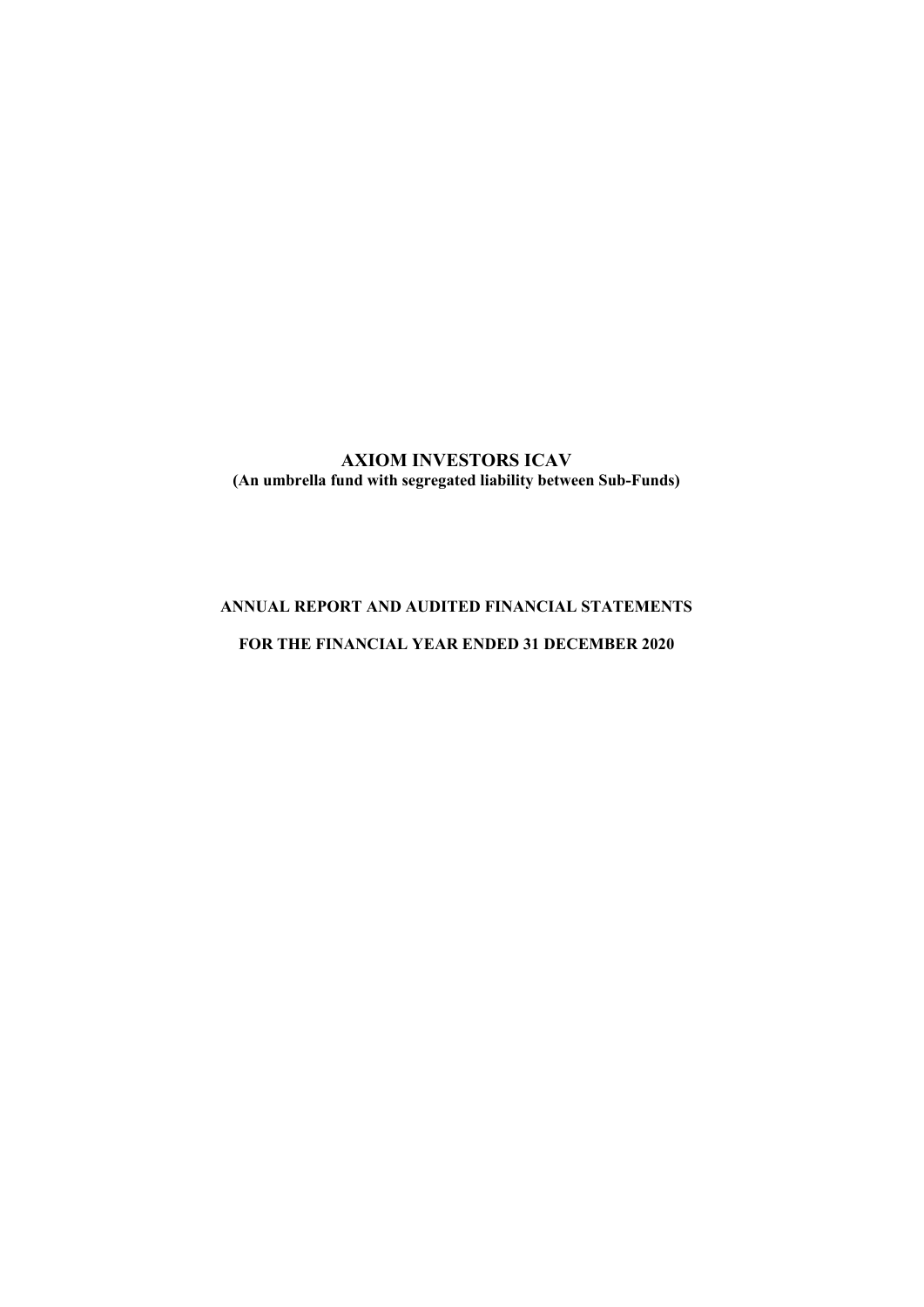# AXIOM INVESTORS ICAV

**(An umbrella fund with segregated liability between Sub-Funds)**

**ANNUAL REPORT AND AUDITED FINANCIAL STATEMENTS**

**FOR THE FINANCIAL YEAR ENDED 31 DECEMBER 2020**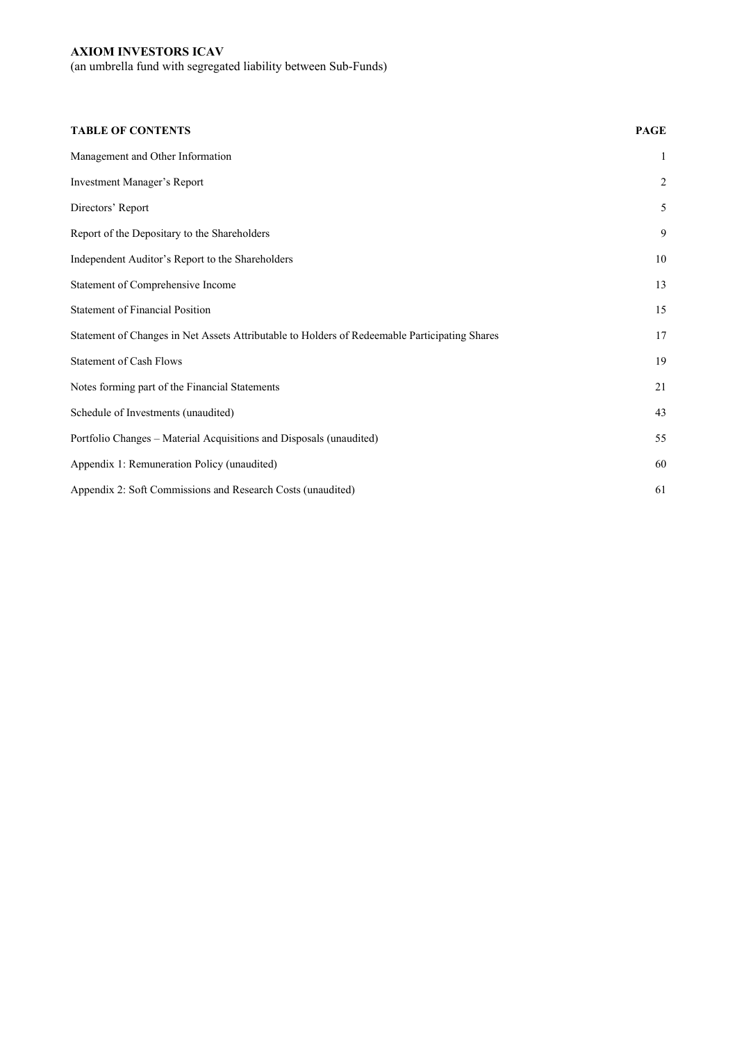**AXIOM INVESTORS ICAV**
(an umbrella fund with segregated liability between Sub-Funds)

| TABLE OF CONTENTS | PAGE |
|---|---|
| Management and Other Information | 1 |
| Investment Manager's Report | 2 |
| Directors' Report | 5 |
| Report of the Depositary to the Shareholders | 9 |
| Independent Auditor's Report to the Shareholders | 10 |
| Statement of Comprehensive Income | 13 |
| Statement of Financial Position | 15 |
| Statement of Changes in Net Assets Attributable to Holders of Redeemable Participating Shares | 17 |
| Statement of Cash Flows | 19 |
| Notes forming part of the Financial Statements | 21 |
| Schedule of Investments (unaudited) | 43 |
| Portfolio Changes – Material Acquisitions and Disposals (unaudited) | 55 |
| Appendix 1: Remuneration Policy (unaudited) | 60 |
| Appendix 2: Soft Commissions and Research Costs (unaudited) | 61 |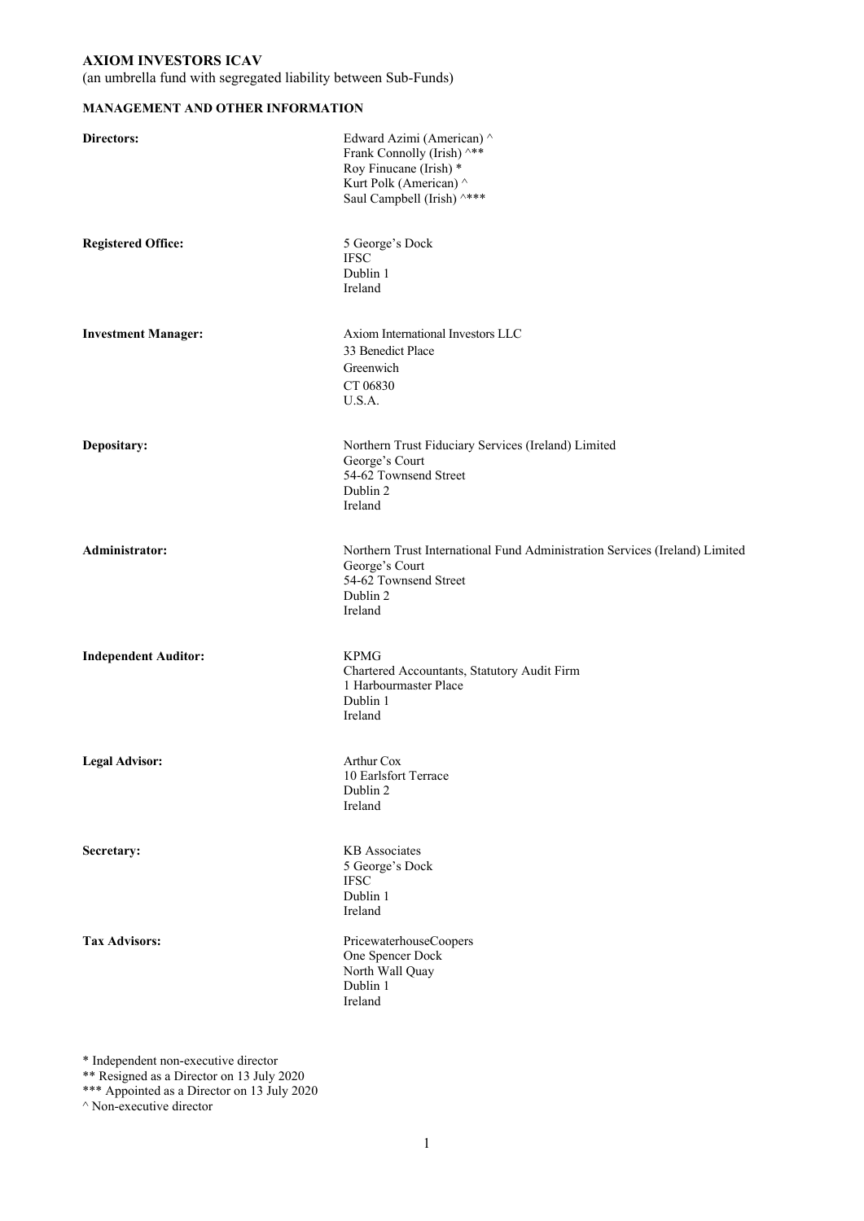**AXIOM INVESTORS ICAV**

(an umbrella fund with segregated liability between Sub-Funds)

**MANAGEMENT AND OTHER INFORMATION**

| | |
|---|---|
| **Directors:** | Edward Azimi (American) ^<br>Frank Connolly (Irish) ^**<br>Roy Finucane (Irish) *<br>Kurt Polk (American) ^<br>Saul Campbell (Irish) ^*** |
| **Registered Office:** | 5 George's Dock<br>IFSC<br>Dublin 1<br>Ireland |
| **Investment Manager:** | Axiom International Investors LLC<br>33 Benedict Place<br>Greenwich<br>CT 06830<br>U.S.A. |
| **Depositary:** | Northern Trust Fiduciary Services (Ireland) Limited<br>George's Court<br>54-62 Townsend Street<br>Dublin 2<br>Ireland |
| **Administrator:** | Northern Trust International Fund Administration Services (Ireland) Limited<br>George's Court<br>54-62 Townsend Street<br>Dublin 2<br>Ireland |
| **Independent Auditor:** | KPMG<br>Chartered Accountants, Statutory Audit Firm<br>1 Harbourmaster Place<br>Dublin 1<br>Ireland |
| **Legal Advisor:** | Arthur Cox<br>10 Earlsfort Terrace<br>Dublin 2<br>Ireland |
| **Secretary:** | KB Associates<br>5 George's Dock<br>IFSC<br>Dublin 1<br>Ireland |
| **Tax Advisors:** | PricewaterhouseCoopers<br>One Spencer Dock<br>North Wall Quay<br>Dublin 1<br>Ireland |

\* Independent non-executive director

\** Resigned as a Director on 13 July 2020

\*** Appointed as a Director on 13 July 2020

^ Non-executive director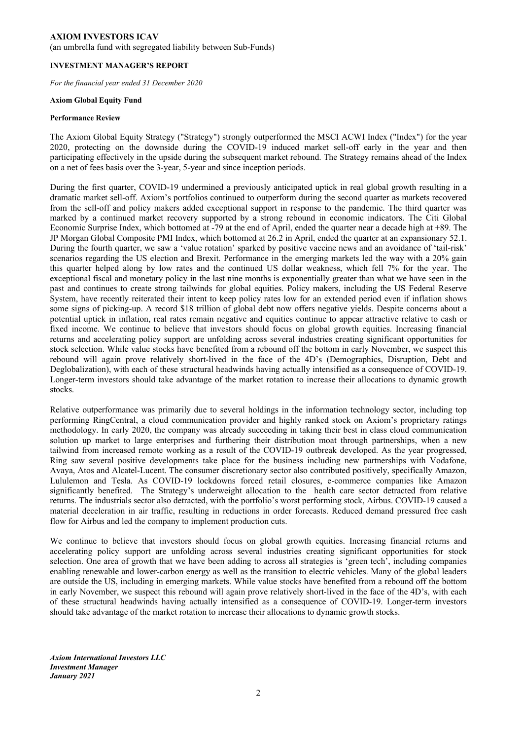**AXIOM INVESTORS ICAV**

(an umbrella fund with segregated liability between Sub-Funds)

**INVESTMENT MANAGER'S REPORT**

*For the financial year ended 31 December 2020*

**Axiom Global Equity Fund**

**Performance Review**

The Axiom Global Equity Strategy ("Strategy") strongly outperformed the MSCI ACWI Index ("Index") for the year 2020, protecting on the downside during the COVID-19 induced market sell-off early in the year and then participating effectively in the upside during the subsequent market rebound. The Strategy remains ahead of the Index on a net of fees basis over the 3-year, 5-year and since inception periods.

During the first quarter, COVID-19 undermined a previously anticipated uptick in real global growth resulting in a dramatic market sell-off. Axiom's portfolios continued to outperform during the second quarter as markets recovered from the sell-off and policy makers added exceptional support in response to the pandemic. The third quarter was marked by a continued market recovery supported by a strong rebound in economic indicators. The Citi Global Economic Surprise Index, which bottomed at -79 at the end of April, ended the quarter near a decade high at +89. The JP Morgan Global Composite PMI Index, which bottomed at 26.2 in April, ended the quarter at an expansionary 52.1. During the fourth quarter, we saw a 'value rotation' sparked by positive vaccine news and an avoidance of 'tail-risk' scenarios regarding the US election and Brexit. Performance in the emerging markets led the way with a 20% gain this quarter helped along by low rates and the continued US dollar weakness, which fell 7% for the year. The exceptional fiscal and monetary policy in the last nine months is exponentially greater than what we have seen in the past and continues to create strong tailwinds for global equities. Policy makers, including the US Federal Reserve System, have recently reiterated their intent to keep policy rates low for an extended period even if inflation shows some signs of picking-up. A record $18 trillion of global debt now offers negative yields. Despite concerns about a potential uptick in inflation, real rates remain negative and equities continue to appear attractive relative to cash or fixed income. We continue to believe that investors should focus on global growth equities. Increasing financial returns and accelerating policy support are unfolding across several industries creating significant opportunities for stock selection. While value stocks have benefited from a rebound off the bottom in early November, we suspect this rebound will again prove relatively short-lived in the face of the 4D's (Demographics, Disruption, Debt and Deglobalization), with each of these structural headwinds having actually intensified as a consequence of COVID-19. Longer-term investors should take advantage of the market rotation to increase their allocations to dynamic growth stocks.

Relative outperformance was primarily due to several holdings in the information technology sector, including top performing RingCentral, a cloud communication provider and highly ranked stock on Axiom's proprietary ratings methodology. In early 2020, the company was already succeeding in taking their best in class cloud communication solution up market to large enterprises and furthering their distribution moat through partnerships, when a new tailwind from increased remote working as a result of the COVID-19 outbreak developed. As the year progressed, Ring saw several positive developments take place for the business including new partnerships with Vodafone, Avaya, Atos and Alcatel-Lucent. The consumer discretionary sector also contributed positively, specifically Amazon, Lululemon and Tesla. As COVID-19 lockdowns forced retail closures, e-commerce companies like Amazon significantly benefited. The Strategy's underweight allocation to the health care sector detracted from relative returns. The industrials sector also detracted, with the portfolio's worst performing stock, Airbus. COVID-19 caused a material deceleration in air traffic, resulting in reductions in order forecasts. Reduced demand pressured free cash flow for Airbus and led the company to implement production cuts.

We continue to believe that investors should focus on global growth equities. Increasing financial returns and accelerating policy support are unfolding across several industries creating significant opportunities for stock selection. One area of growth that we have been adding to across all strategies is 'green tech', including companies enabling renewable and lower-carbon energy as well as the transition to electric vehicles. Many of the global leaders are outside the US, including in emerging markets. While value stocks have benefited from a rebound off the bottom in early November, we suspect this rebound will again prove relatively short-lived in the face of the 4D's, with each of these structural headwinds having actually intensified as a consequence of COVID-19. Longer-term investors should take advantage of the market rotation to increase their allocations to dynamic growth stocks.

***Axiom International Investors LLC***
***Investment Manager***
***January 2021***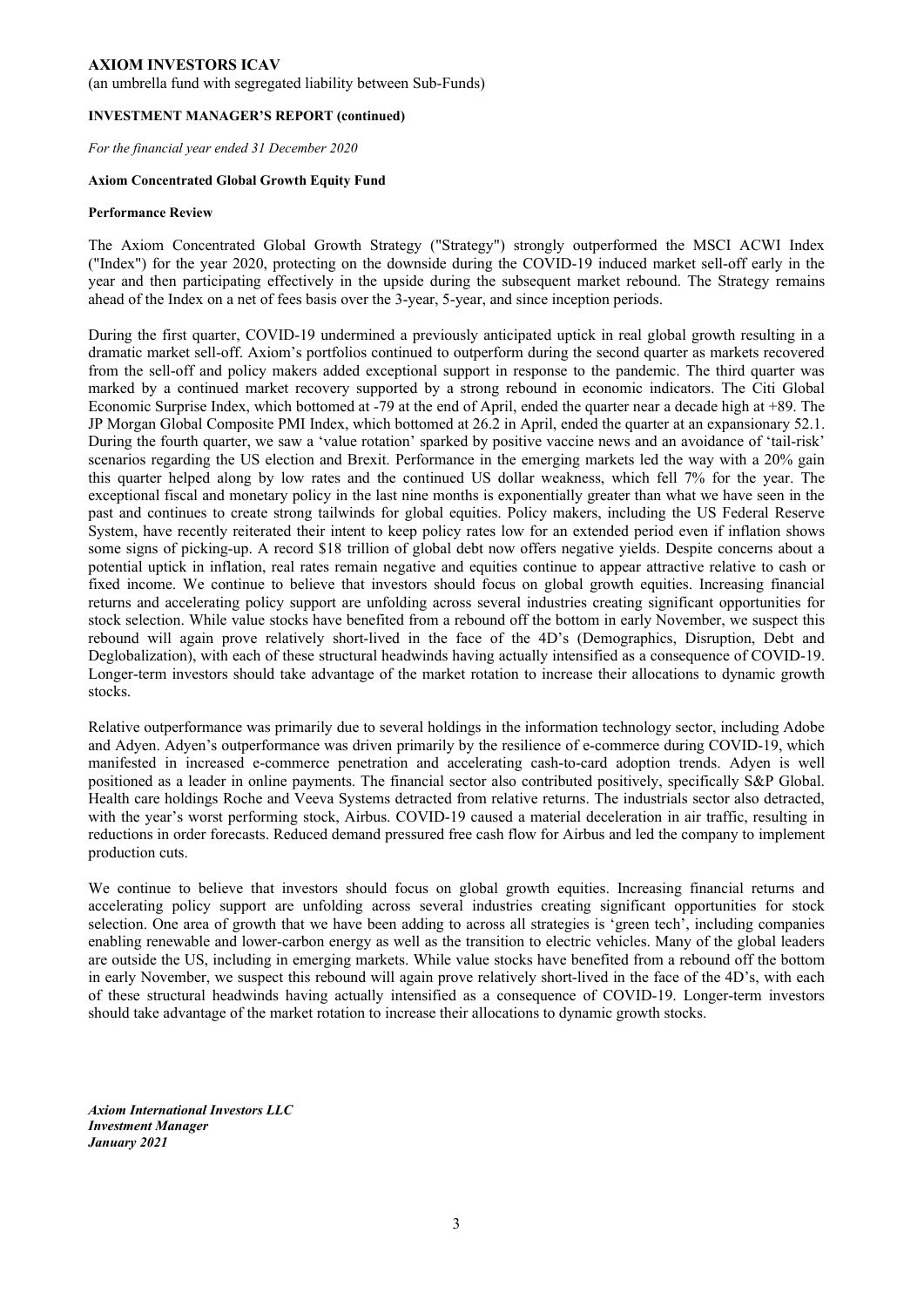**AXIOM INVESTORS ICAV**

(an umbrella fund with segregated liability between Sub-Funds)

**INVESTMENT MANAGER'S REPORT (continued)**

*For the financial year ended 31 December 2020*

**Axiom Concentrated Global Growth Equity Fund**

**Performance Review**

The Axiom Concentrated Global Growth Strategy ("Strategy") strongly outperformed the MSCI ACWI Index ("Index") for the year 2020, protecting on the downside during the COVID-19 induced market sell-off early in the year and then participating effectively in the upside during the subsequent market rebound. The Strategy remains ahead of the Index on a net of fees basis over the 3-year, 5-year, and since inception periods.

During the first quarter, COVID-19 undermined a previously anticipated uptick in real global growth resulting in a dramatic market sell-off. Axiom's portfolios continued to outperform during the second quarter as markets recovered from the sell-off and policy makers added exceptional support in response to the pandemic. The third quarter was marked by a continued market recovery supported by a strong rebound in economic indicators. The Citi Global Economic Surprise Index, which bottomed at -79 at the end of April, ended the quarter near a decade high at +89. The JP Morgan Global Composite PMI Index, which bottomed at 26.2 in April, ended the quarter at an expansionary 52.1. During the fourth quarter, we saw a 'value rotation' sparked by positive vaccine news and an avoidance of 'tail-risk' scenarios regarding the US election and Brexit. Performance in the emerging markets led the way with a 20% gain this quarter helped along by low rates and the continued US dollar weakness, which fell 7% for the year. The exceptional fiscal and monetary policy in the last nine months is exponentially greater than what we have seen in the past and continues to create strong tailwinds for global equities. Policy makers, including the US Federal Reserve System, have recently reiterated their intent to keep policy rates low for an extended period even if inflation shows some signs of picking-up. A record \$18 trillion of global debt now offers negative yields. Despite concerns about a potential uptick in inflation, real rates remain negative and equities continue to appear attractive relative to cash or fixed income. We continue to believe that investors should focus on global growth equities. Increasing financial returns and accelerating policy support are unfolding across several industries creating significant opportunities for stock selection. While value stocks have benefited from a rebound off the bottom in early November, we suspect this rebound will again prove relatively short-lived in the face of the 4D's (Demographics, Disruption, Debt and Deglobalization), with each of these structural headwinds having actually intensified as a consequence of COVID-19. Longer-term investors should take advantage of the market rotation to increase their allocations to dynamic growth stocks.

Relative outperformance was primarily due to several holdings in the information technology sector, including Adobe and Adyen. Adyen's outperformance was driven primarily by the resilience of e-commerce during COVID-19, which manifested in increased e-commerce penetration and accelerating cash-to-card adoption trends. Adyen is well positioned as a leader in online payments. The financial sector also contributed positively, specifically S&P Global. Health care holdings Roche and Veeva Systems detracted from relative returns. The industrials sector also detracted, with the year's worst performing stock, Airbus. COVID-19 caused a material deceleration in air traffic, resulting in reductions in order forecasts. Reduced demand pressured free cash flow for Airbus and led the company to implement production cuts.

We continue to believe that investors should focus on global growth equities. Increasing financial returns and accelerating policy support are unfolding across several industries creating significant opportunities for stock selection. One area of growth that we have been adding to across all strategies is 'green tech', including companies enabling renewable and lower-carbon energy as well as the transition to electric vehicles. Many of the global leaders are outside the US, including in emerging markets. While value stocks have benefited from a rebound off the bottom in early November, we suspect this rebound will again prove relatively short-lived in the face of the 4D's, with each of these structural headwinds having actually intensified as a consequence of COVID-19. Longer-term investors should take advantage of the market rotation to increase their allocations to dynamic growth stocks.

***Axiom International Investors LLC***
***Investment Manager***
***January 2021***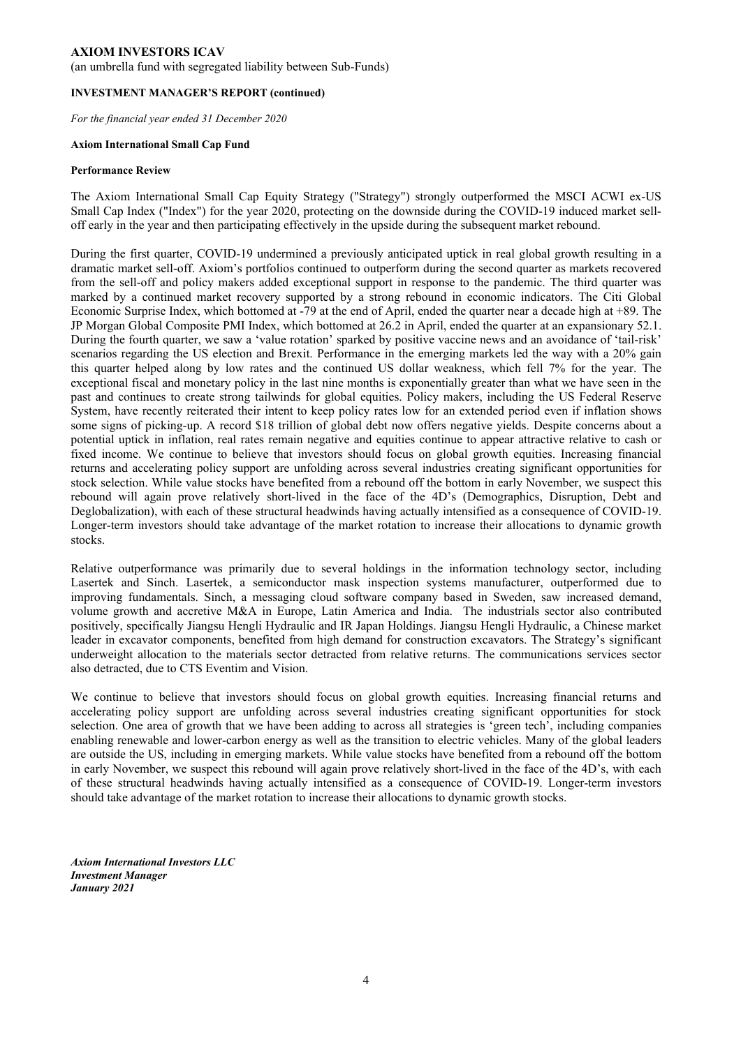**AXIOM INVESTORS ICAV**

(an umbrella fund with segregated liability between Sub-Funds)

**INVESTMENT MANAGER'S REPORT (continued)**

*For the financial year ended 31 December 2020*

**Axiom International Small Cap Fund**

**Performance Review**

The Axiom International Small Cap Equity Strategy ("Strategy") strongly outperformed the MSCI ACWI ex-US Small Cap Index ("Index") for the year 2020, protecting on the downside during the COVID-19 induced market sell-off early in the year and then participating effectively in the upside during the subsequent market rebound.

During the first quarter, COVID-19 undermined a previously anticipated uptick in real global growth resulting in a dramatic market sell-off. Axiom's portfolios continued to outperform during the second quarter as markets recovered from the sell-off and policy makers added exceptional support in response to the pandemic. The third quarter was marked by a continued market recovery supported by a strong rebound in economic indicators. The Citi Global Economic Surprise Index, which bottomed at -79 at the end of April, ended the quarter near a decade high at +89. The JP Morgan Global Composite PMI Index, which bottomed at 26.2 in April, ended the quarter at an expansionary 52.1. During the fourth quarter, we saw a 'value rotation' sparked by positive vaccine news and an avoidance of 'tail-risk' scenarios regarding the US election and Brexit. Performance in the emerging markets led the way with a 20% gain this quarter helped along by low rates and the continued US dollar weakness, which fell 7% for the year. The exceptional fiscal and monetary policy in the last nine months is exponentially greater than what we have seen in the past and continues to create strong tailwinds for global equities. Policy makers, including the US Federal Reserve System, have recently reiterated their intent to keep policy rates low for an extended period even if inflation shows some signs of picking-up. A record $18 trillion of global debt now offers negative yields. Despite concerns about a potential uptick in inflation, real rates remain negative and equities continue to appear attractive relative to cash or fixed income. We continue to believe that investors should focus on global growth equities. Increasing financial returns and accelerating policy support are unfolding across several industries creating significant opportunities for stock selection. While value stocks have benefited from a rebound off the bottom in early November, we suspect this rebound will again prove relatively short-lived in the face of the 4D's (Demographics, Disruption, Debt and Deglobalization), with each of these structural headwinds having actually intensified as a consequence of COVID-19. Longer-term investors should take advantage of the market rotation to increase their allocations to dynamic growth stocks.

Relative outperformance was primarily due to several holdings in the information technology sector, including Lasertek and Sinch. Lasertek, a semiconductor mask inspection systems manufacturer, outperformed due to improving fundamentals. Sinch, a messaging cloud software company based in Sweden, saw increased demand, volume growth and accretive M&A in Europe, Latin America and India. The industrials sector also contributed positively, specifically Jiangsu Hengli Hydraulic and IR Japan Holdings. Jiangsu Hengli Hydraulic, a Chinese market leader in excavator components, benefited from high demand for construction excavators. The Strategy's significant underweight allocation to the materials sector detracted from relative returns. The communications services sector also detracted, due to CTS Eventim and Vision.

We continue to believe that investors should focus on global growth equities. Increasing financial returns and accelerating policy support are unfolding across several industries creating significant opportunities for stock selection. One area of growth that we have been adding to across all strategies is 'green tech', including companies enabling renewable and lower-carbon energy as well as the transition to electric vehicles. Many of the global leaders are outside the US, including in emerging markets. While value stocks have benefited from a rebound off the bottom in early November, we suspect this rebound will again prove relatively short-lived in the face of the 4D's, with each of these structural headwinds having actually intensified as a consequence of COVID-19. Longer-term investors should take advantage of the market rotation to increase their allocations to dynamic growth stocks.

***Axiom International Investors LLC***
***Investment Manager***
***January 2021***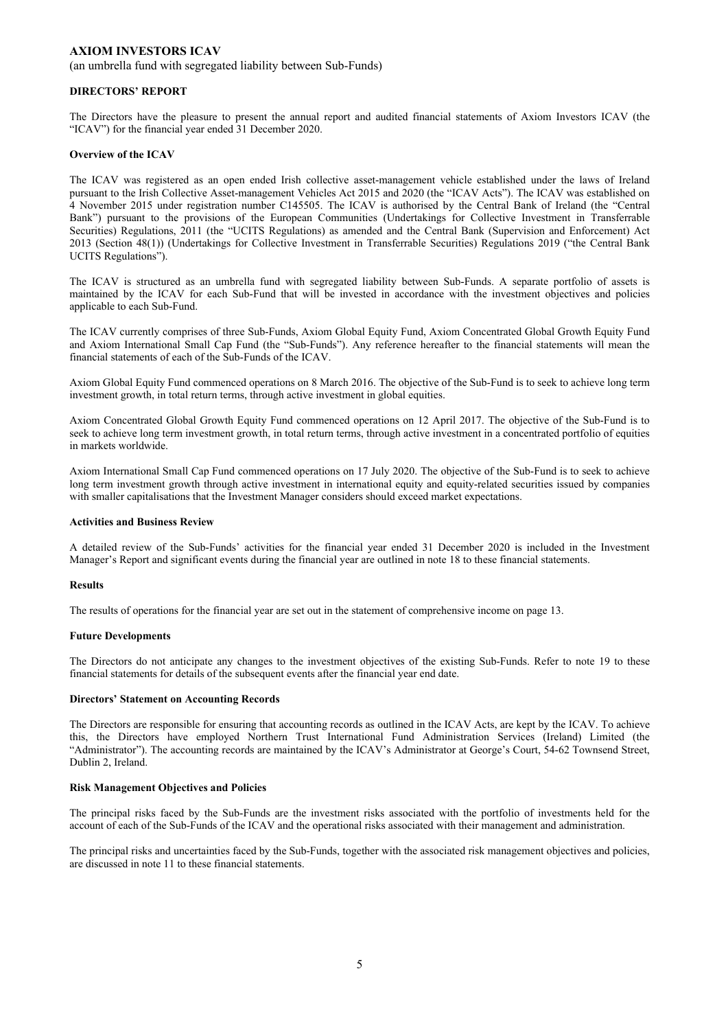**AXIOM INVESTORS ICAV**

(an umbrella fund with segregated liability between Sub-Funds)

## DIRECTORS' REPORT

The Directors have the pleasure to present the annual report and audited financial statements of Axiom Investors ICAV (the "ICAV") for the financial year ended 31 December 2020.

### Overview of the ICAV

The ICAV was registered as an open ended Irish collective asset-management vehicle established under the laws of Ireland pursuant to the Irish Collective Asset-management Vehicles Act 2015 and 2020 (the "ICAV Acts"). The ICAV was established on 4 November 2015 under registration number C145505. The ICAV is authorised by the Central Bank of Ireland (the "Central Bank") pursuant to the provisions of the European Communities (Undertakings for Collective Investment in Transferrable Securities) Regulations, 2011 (the "UCITS Regulations) as amended and the Central Bank (Supervision and Enforcement) Act 2013 (Section 48(1)) (Undertakings for Collective Investment in Transferrable Securities) Regulations 2019 ("the Central Bank UCITS Regulations").

The ICAV is structured as an umbrella fund with segregated liability between Sub-Funds. A separate portfolio of assets is maintained by the ICAV for each Sub-Fund that will be invested in accordance with the investment objectives and policies applicable to each Sub-Fund.

The ICAV currently comprises of three Sub-Funds, Axiom Global Equity Fund, Axiom Concentrated Global Growth Equity Fund and Axiom International Small Cap Fund (the "Sub-Funds"). Any reference hereafter to the financial statements will mean the financial statements of each of the Sub-Funds of the ICAV.

Axiom Global Equity Fund commenced operations on 8 March 2016. The objective of the Sub-Fund is to seek to achieve long term investment growth, in total return terms, through active investment in global equities.

Axiom Concentrated Global Growth Equity Fund commenced operations on 12 April 2017. The objective of the Sub-Fund is to seek to achieve long term investment growth, in total return terms, through active investment in a concentrated portfolio of equities in markets worldwide.

Axiom International Small Cap Fund commenced operations on 17 July 2020. The objective of the Sub-Fund is to seek to achieve long term investment growth through active investment in international equity and equity-related securities issued by companies with smaller capitalisations that the Investment Manager considers should exceed market expectations.

### Activities and Business Review

A detailed review of the Sub-Funds' activities for the financial year ended 31 December 2020 is included in the Investment Manager's Report and significant events during the financial year are outlined in note 18 to these financial statements.

### Results

The results of operations for the financial year are set out in the statement of comprehensive income on page 13.

### Future Developments

The Directors do not anticipate any changes to the investment objectives of the existing Sub-Funds. Refer to note 19 to these financial statements for details of the subsequent events after the financial year end date.

### Directors' Statement on Accounting Records

The Directors are responsible for ensuring that accounting records as outlined in the ICAV Acts, are kept by the ICAV. To achieve this, the Directors have employed Northern Trust International Fund Administration Services (Ireland) Limited (the "Administrator"). The accounting records are maintained by the ICAV's Administrator at George's Court, 54-62 Townsend Street, Dublin 2, Ireland.

### Risk Management Objectives and Policies

The principal risks faced by the Sub-Funds are the investment risks associated with the portfolio of investments held for the account of each of the Sub-Funds of the ICAV and the operational risks associated with their management and administration.

The principal risks and uncertainties faced by the Sub-Funds, together with the associated risk management objectives and policies, are discussed in note 11 to these financial statements.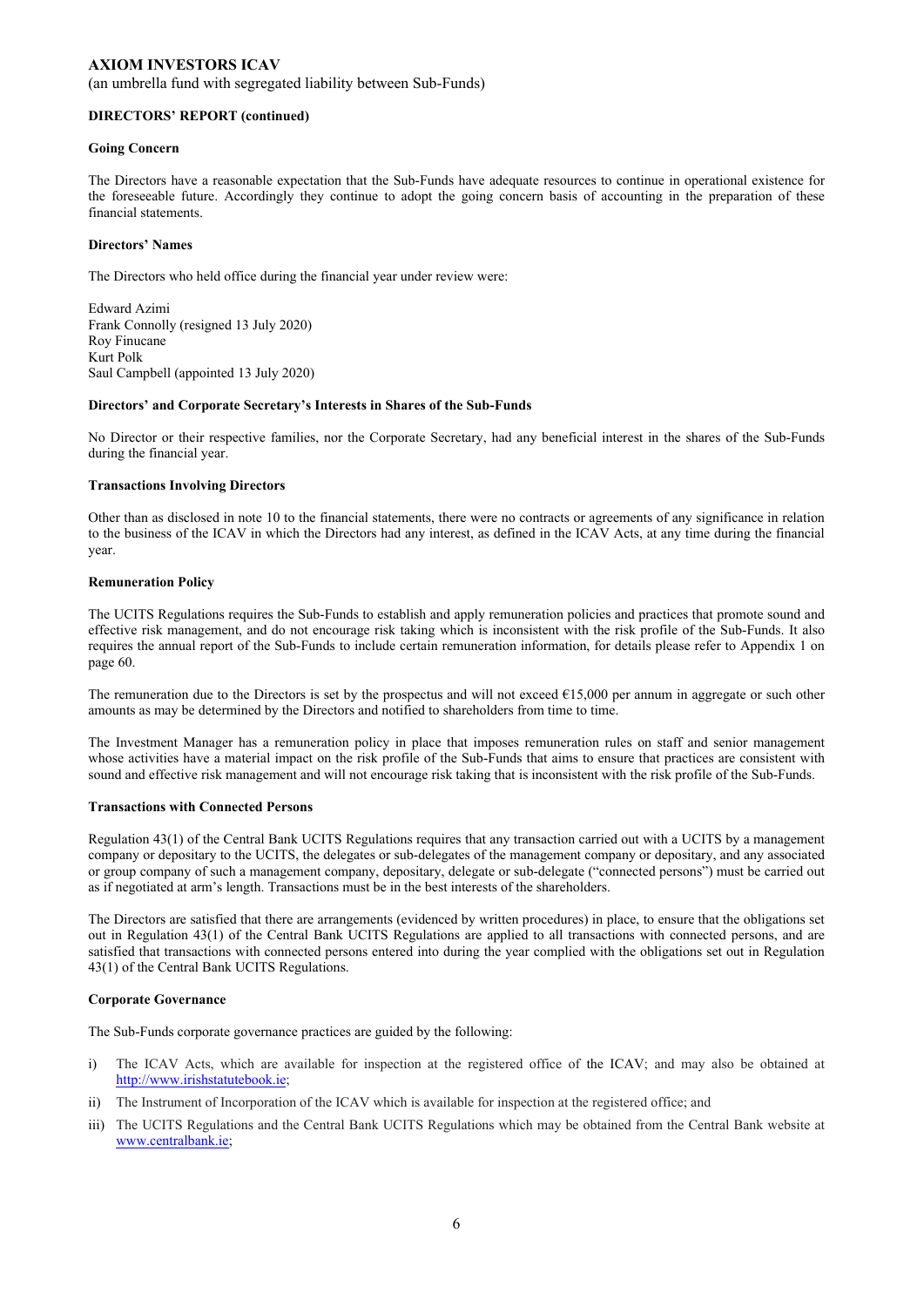**AXIOM INVESTORS ICAV**
(an umbrella fund with segregated liability between Sub-Funds)

**DIRECTORS' REPORT (continued)**

**Going Concern**

The Directors have a reasonable expectation that the Sub-Funds have adequate resources to continue in operational existence for the foreseeable future. Accordingly they continue to adopt the going concern basis of accounting in the preparation of these financial statements.

**Directors' Names**

The Directors who held office during the financial year under review were:

Edward Azimi
Frank Connolly (resigned 13 July 2020)
Roy Finucane
Kurt Polk
Saul Campbell (appointed 13 July 2020)

**Directors' and Corporate Secretary's Interests in Shares of the Sub-Funds**

No Director or their respective families, nor the Corporate Secretary, had any beneficial interest in the shares of the Sub-Funds during the financial year.

**Transactions Involving Directors**

Other than as disclosed in note 10 to the financial statements, there were no contracts or agreements of any significance in relation to the business of the ICAV in which the Directors had any interest, as defined in the ICAV Acts, at any time during the financial year.

**Remuneration Policy**

The UCITS Regulations requires the Sub-Funds to establish and apply remuneration policies and practices that promote sound and effective risk management, and do not encourage risk taking which is inconsistent with the risk profile of the Sub-Funds. It also requires the annual report of the Sub-Funds to include certain remuneration information, for details please refer to Appendix 1 on page 60.

The remuneration due to the Directors is set by the prospectus and will not exceed €15,000 per annum in aggregate or such other amounts as may be determined by the Directors and notified to shareholders from time to time.

The Investment Manager has a remuneration policy in place that imposes remuneration rules on staff and senior management whose activities have a material impact on the risk profile of the Sub-Funds that aims to ensure that practices are consistent with sound and effective risk management and will not encourage risk taking that is inconsistent with the risk profile of the Sub-Funds.

**Transactions with Connected Persons**

Regulation 43(1) of the Central Bank UCITS Regulations requires that any transaction carried out with a UCITS by a management company or depositary to the UCITS, the delegates or sub-delegates of the management company or depositary, and any associated or group company of such a management company, depositary, delegate or sub-delegate ("connected persons") must be carried out as if negotiated at arm's length. Transactions must be in the best interests of the shareholders.

The Directors are satisfied that there are arrangements (evidenced by written procedures) in place, to ensure that the obligations set out in Regulation 43(1) of the Central Bank UCITS Regulations are applied to all transactions with connected persons, and are satisfied that transactions with connected persons entered into during the year complied with the obligations set out in Regulation 43(1) of the Central Bank UCITS Regulations.

**Corporate Governance**

The Sub-Funds corporate governance practices are guided by the following:

i) The ICAV Acts, which are available for inspection at the registered office of the ICAV; and may also be obtained at http://www.irishstatutebook.ie;

ii) The Instrument of Incorporation of the ICAV which is available for inspection at the registered office; and

iii) The UCITS Regulations and the Central Bank UCITS Regulations which may be obtained from the Central Bank website at www.centralbank.ie;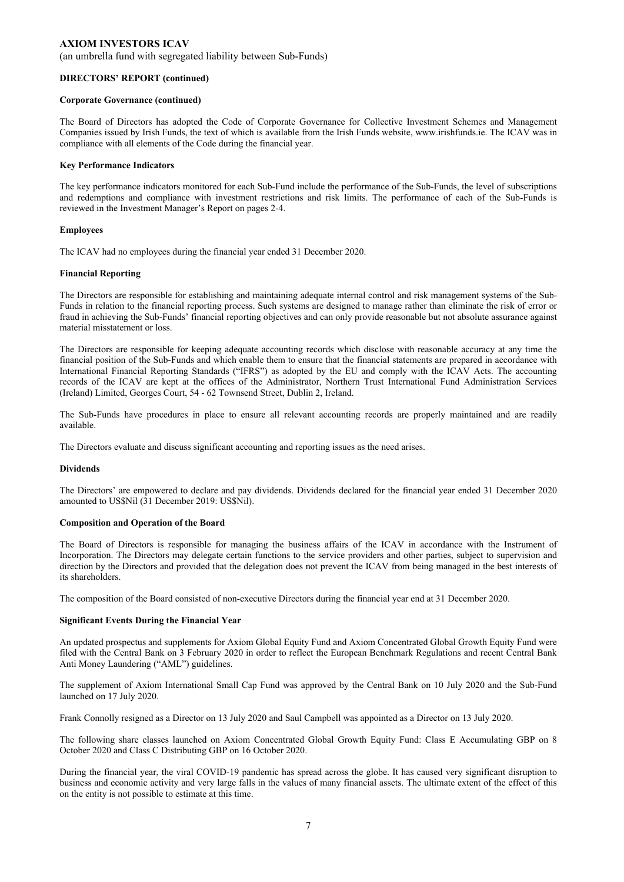# AXIOM INVESTORS ICAV

(an umbrella fund with segregated liability between Sub-Funds)

## DIRECTORS' REPORT (continued)

### Corporate Governance (continued)

The Board of Directors has adopted the Code of Corporate Governance for Collective Investment Schemes and Management Companies issued by Irish Funds, the text of which is available from the Irish Funds website, www.irishfunds.ie. The ICAV was in compliance with all elements of the Code during the financial year.

### Key Performance Indicators

The key performance indicators monitored for each Sub-Fund include the performance of the Sub-Funds, the level of subscriptions and redemptions and compliance with investment restrictions and risk limits. The performance of each of the Sub-Funds is reviewed in the Investment Manager's Report on pages 2-4.

### Employees

The ICAV had no employees during the financial year ended 31 December 2020.

### Financial Reporting

The Directors are responsible for establishing and maintaining adequate internal control and risk management systems of the Sub-Funds in relation to the financial reporting process. Such systems are designed to manage rather than eliminate the risk of error or fraud in achieving the Sub-Funds' financial reporting objectives and can only provide reasonable but not absolute assurance against material misstatement or loss.

The Directors are responsible for keeping adequate accounting records which disclose with reasonable accuracy at any time the financial position of the Sub-Funds and which enable them to ensure that the financial statements are prepared in accordance with International Financial Reporting Standards ("IFRS") as adopted by the EU and comply with the ICAV Acts. The accounting records of the ICAV are kept at the offices of the Administrator, Northern Trust International Fund Administration Services (Ireland) Limited, Georges Court, 54 - 62 Townsend Street, Dublin 2, Ireland.

The Sub-Funds have procedures in place to ensure all relevant accounting records are properly maintained and are readily available.

The Directors evaluate and discuss significant accounting and reporting issues as the need arises.

### Dividends

The Directors' are empowered to declare and pay dividends. Dividends declared for the financial year ended 31 December 2020 amounted to US$Nil (31 December 2019: US$Nil).

### Composition and Operation of the Board

The Board of Directors is responsible for managing the business affairs of the ICAV in accordance with the Instrument of Incorporation. The Directors may delegate certain functions to the service providers and other parties, subject to supervision and direction by the Directors and provided that the delegation does not prevent the ICAV from being managed in the best interests of its shareholders.

The composition of the Board consisted of non-executive Directors during the financial year end at 31 December 2020.

### Significant Events During the Financial Year

An updated prospectus and supplements for Axiom Global Equity Fund and Axiom Concentrated Global Growth Equity Fund were filed with the Central Bank on 3 February 2020 in order to reflect the European Benchmark Regulations and recent Central Bank Anti Money Laundering ("AML") guidelines.

The supplement of Axiom International Small Cap Fund was approved by the Central Bank on 10 July 2020 and the Sub-Fund launched on 17 July 2020.

Frank Connolly resigned as a Director on 13 July 2020 and Saul Campbell was appointed as a Director on 13 July 2020.

The following share classes launched on Axiom Concentrated Global Growth Equity Fund: Class E Accumulating GBP on 8 October 2020 and Class C Distributing GBP on 16 October 2020.

During the financial year, the viral COVID-19 pandemic has spread across the globe. It has caused very significant disruption to business and economic activity and very large falls in the values of many financial assets. The ultimate extent of the effect of this on the entity is not possible to estimate at this time.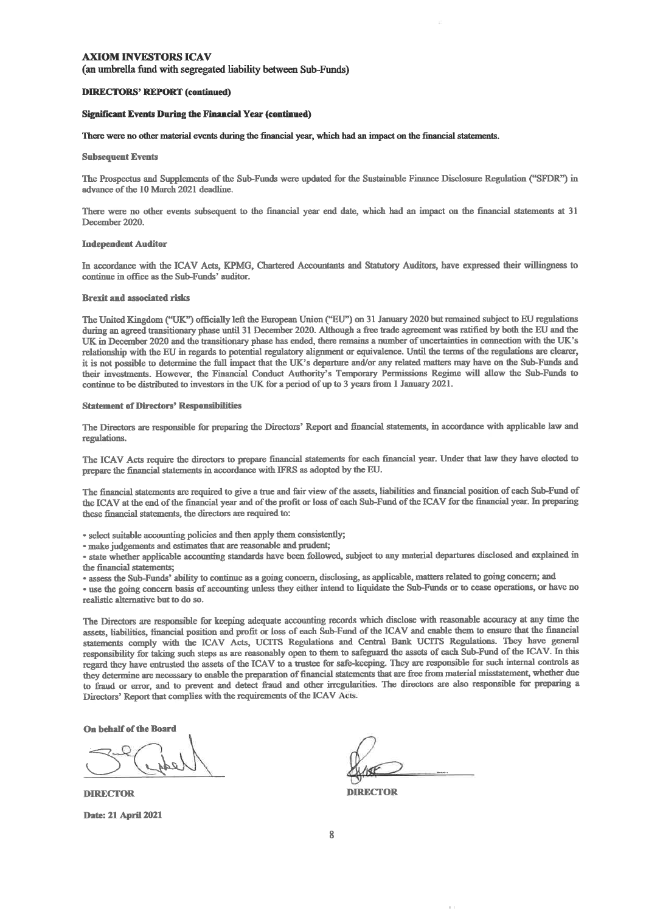**AXIOM INVESTORS ICAV**
(an umbrella fund with segregated liability between Sub-Funds)

**DIRECTORS' REPORT (continued)**

**Significant Events During the Financial Year (continued)**

There were no other material events during the financial year, which had an impact on the financial statements.

**Subsequent Events**

The Prospectus and Supplements of the Sub-Funds were updated for the Sustainable Finance Disclosure Regulation ("SFDR") in advance of the 10 March 2021 deadline.

There were no other events subsequent to the financial year end date, which had an impact on the financial statements at 31 December 2020.

**Independent Auditor**

In accordance with the ICAV Acts, KPMG, Chartered Accountants and Statutory Auditors, have expressed their willingness to continue in office as the Sub-Funds' auditor.

**Brexit and associated risks**

The United Kingdom ("UK") officially left the European Union ("EU") on 31 January 2020 but remained subject to EU regulations during an agreed transitionary phase until 31 December 2020. Although a free trade agreement was ratified by both the EU and the UK in December 2020 and the transitionary phase has ended, there remains a number of uncertainties in connection with the UK's relationship with the EU in regards to potential regulatory alignment or equivalence. Until the terms of the regulations are clearer, it is not possible to determine the full impact that the UK's departure and/or any related matters may have on the Sub-Funds and their investments. However, the Financial Conduct Authority's Temporary Permissions Regime will allow the Sub-Funds to continue to be distributed to investors in the UK for a period of up to 3 years from 1 January 2021.

**Statement of Directors' Responsibilities**

The Directors are responsible for preparing the Directors' Report and financial statements, in accordance with applicable law and regulations.

The ICAV Acts require the directors to prepare financial statements for each financial year. Under that law they have elected to prepare the financial statements in accordance with IFRS as adopted by the EU.

The financial statements are required to give a true and fair view of the assets, liabilities and financial position of each Sub-Fund of the ICAV at the end of the financial year and of the profit or loss of each Sub-Fund of the ICAV for the financial year. In preparing these financial statements, the directors are required to:

- select suitable accounting policies and then apply them consistently;
- make judgements and estimates that are reasonable and prudent;
- state whether applicable accounting standards have been followed, subject to any material departures disclosed and explained in the financial statements;
- assess the Sub-Funds' ability to continue as a going concern, disclosing, as applicable, matters related to going concern; and
- use the going concern basis of accounting unless they either intend to liquidate the Sub-Funds or to cease operations, or have no realistic alternative but to do so.

The Directors are responsible for keeping adequate accounting records which disclose with reasonable accuracy at any time the assets, liabilities, financial position and profit or loss of each Sub-Fund of the ICAV and enable them to ensure that the financial statements comply with the ICAV Acts, UCITS Regulations and Central Bank UCITS Regulations. They have general responsibility for taking such steps as are reasonably open to them to safeguard the assets of each Sub-Fund of the ICAV. In this regard they have entrusted the assets of the ICAV to a trustee for safe-keeping. They are responsible for such internal controls as they determine are necessary to enable the preparation of financial statements that are free from material misstatement, whether due to fraud or error, and to prevent and detect fraud and other irregularities. The directors are also responsible for preparing a Directors' Report that complies with the requirements of the ICAV Acts.

**On behalf of the Board**

| | |
|---|---|
| **DIRECTOR** | **DIRECTOR** |

**Date: 21 April 2021**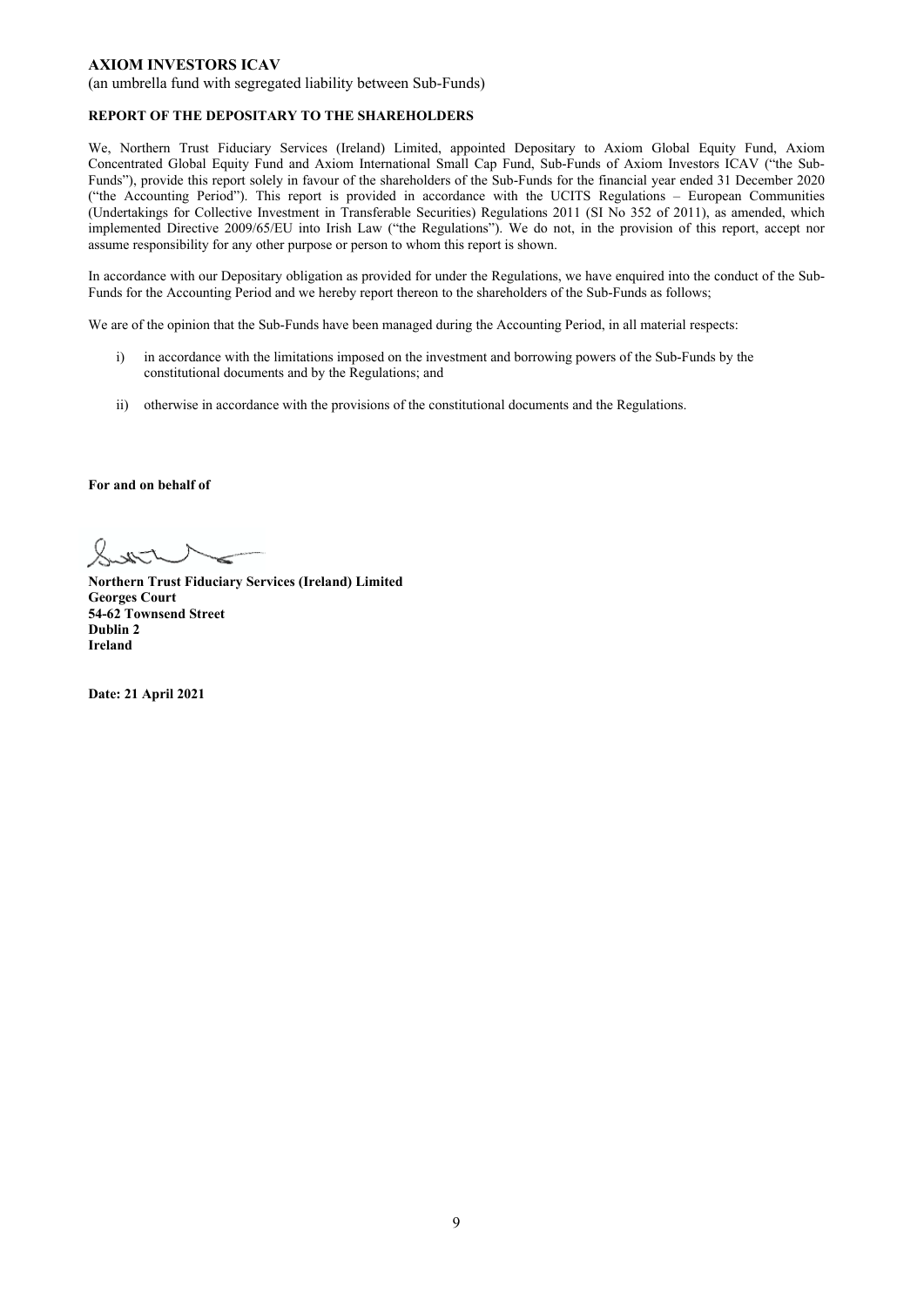**AXIOM INVESTORS ICAV**

(an umbrella fund with segregated liability between Sub-Funds)

**REPORT OF THE DEPOSITARY TO THE SHAREHOLDERS**

We, Northern Trust Fiduciary Services (Ireland) Limited, appointed Depositary to Axiom Global Equity Fund, Axiom Concentrated Global Equity Fund and Axiom International Small Cap Fund, Sub-Funds of Axiom Investors ICAV ("the Sub-Funds"), provide this report solely in favour of the shareholders of the Sub-Funds for the financial year ended 31 December 2020 ("the Accounting Period"). This report is provided in accordance with the UCITS Regulations – European Communities (Undertakings for Collective Investment in Transferable Securities) Regulations 2011 (SI No 352 of 2011), as amended, which implemented Directive 2009/65/EU into Irish Law ("the Regulations"). We do not, in the provision of this report, accept nor assume responsibility for any other purpose or person to whom this report is shown.

In accordance with our Depositary obligation as provided for under the Regulations, we have enquired into the conduct of the Sub-Funds for the Accounting Period and we hereby report thereon to the shareholders of the Sub-Funds as follows;

We are of the opinion that the Sub-Funds have been managed during the Accounting Period, in all material respects:

i) in accordance with the limitations imposed on the investment and borrowing powers of the Sub-Funds by the constitutional documents and by the Regulations; and

ii) otherwise in accordance with the provisions of the constitutional documents and the Regulations.

**For and on behalf of**

**Northern Trust Fiduciary Services (Ireland) Limited**
**Georges Court**
**54-62 Townsend Street**
**Dublin 2**
**Ireland**

**Date: 21 April 2021**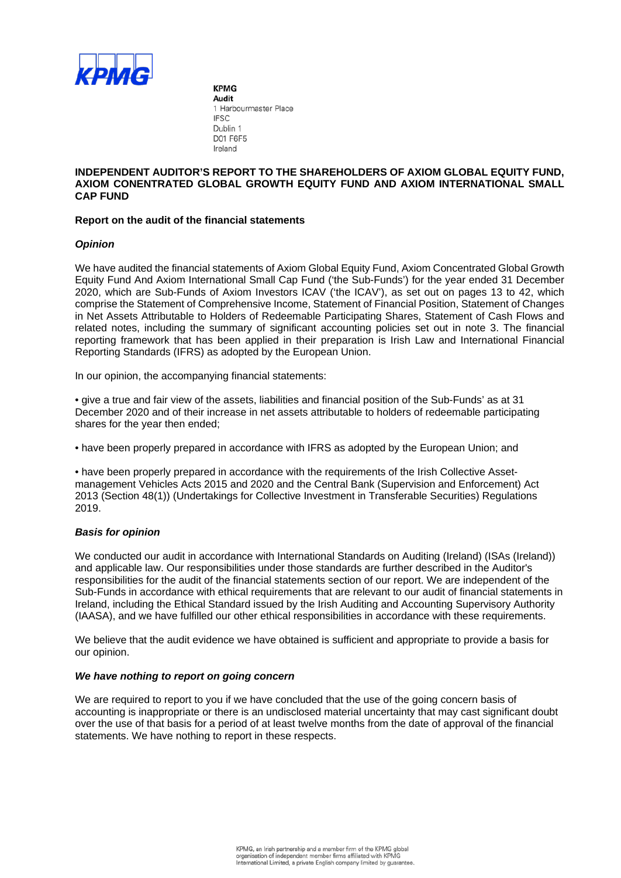KPMG

**KPMG**
**Audit**
1 Harbourmaster Place
IFSC
Dublin 1
D01 F6F5
Ireland

## INDEPENDENT AUDITOR'S REPORT TO THE SHAREHOLDERS OF AXIOM GLOBAL EQUITY FUND, AXIOM CONENTRATED GLOBAL GROWTH EQUITY FUND AND AXIOM INTERNATIONAL SMALL CAP FUND

### Report on the audit of the financial statements

#### *Opinion*

We have audited the financial statements of Axiom Global Equity Fund, Axiom Concentrated Global Growth Equity Fund And Axiom International Small Cap Fund ('the Sub-Funds') for the year ended 31 December 2020, which are Sub-Funds of Axiom Investors ICAV ('the ICAV'), as set out on pages 13 to 42, which comprise the Statement of Comprehensive Income, Statement of Financial Position, Statement of Changes in Net Assets Attributable to Holders of Redeemable Participating Shares, Statement of Cash Flows and related notes, including the summary of significant accounting policies set out in note 3. The financial reporting framework that has been applied in their preparation is Irish Law and International Financial Reporting Standards (IFRS) as adopted by the European Union.

In our opinion, the accompanying financial statements:

• give a true and fair view of the assets, liabilities and financial position of the Sub-Funds' as at 31 December 2020 and of their increase in net assets attributable to holders of redeemable participating shares for the year then ended;

• have been properly prepared in accordance with IFRS as adopted by the European Union; and

• have been properly prepared in accordance with the requirements of the Irish Collective Asset-management Vehicles Acts 2015 and 2020 and the Central Bank (Supervision and Enforcement) Act 2013 (Section 48(1)) (Undertakings for Collective Investment in Transferable Securities) Regulations 2019.

#### *Basis for opinion*

We conducted our audit in accordance with International Standards on Auditing (Ireland) (ISAs (Ireland)) and applicable law. Our responsibilities under those standards are further described in the Auditor's responsibilities for the audit of the financial statements section of our report. We are independent of the Sub-Funds in accordance with ethical requirements that are relevant to our audit of financial statements in Ireland, including the Ethical Standard issued by the Irish Auditing and Accounting Supervisory Authority (IAASA), and we have fulfilled our other ethical responsibilities in accordance with these requirements.

We believe that the audit evidence we have obtained is sufficient and appropriate to provide a basis for our opinion.

#### *We have nothing to report on going concern*

We are required to report to you if we have concluded that the use of the going concern basis of accounting is inappropriate or there is an undisclosed material uncertainty that may cast significant doubt over the use of that basis for a period of at least twelve months from the date of approval of the financial statements. We have nothing to report in these respects.

KPMG, an Irish partnership and a member firm of the KPMG global organisation of independent member firms affiliated with KPMG International Limited, a private English company limited by guarantee.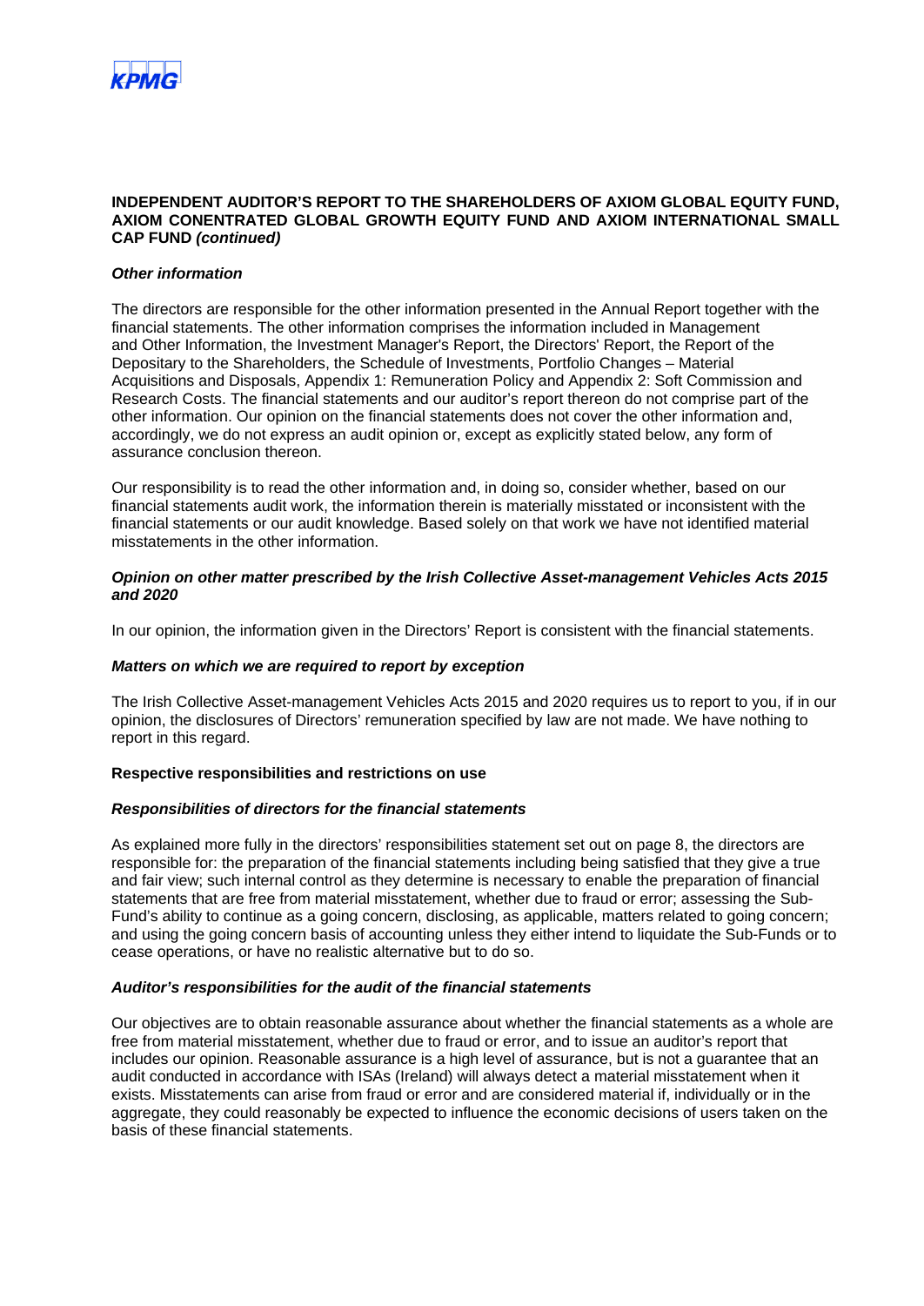**INDEPENDENT AUDITOR'S REPORT TO THE SHAREHOLDERS OF AXIOM GLOBAL EQUITY FUND, AXIOM CONENTRATED GLOBAL GROWTH EQUITY FUND AND AXIOM INTERNATIONAL SMALL CAP FUND *(continued)***

***Other information***

The directors are responsible for the other information presented in the Annual Report together with the financial statements. The other information comprises the information included in Management and Other Information, the Investment Manager's Report, the Directors' Report, the Report of the Depositary to the Shareholders, the Schedule of Investments, Portfolio Changes – Material Acquisitions and Disposals, Appendix 1: Remuneration Policy and Appendix 2: Soft Commission and Research Costs. The financial statements and our auditor's report thereon do not comprise part of the other information. Our opinion on the financial statements does not cover the other information and, accordingly, we do not express an audit opinion or, except as explicitly stated below, any form of assurance conclusion thereon.

Our responsibility is to read the other information and, in doing so, consider whether, based on our financial statements audit work, the information therein is materially misstated or inconsistent with the financial statements or our audit knowledge. Based solely on that work we have not identified material misstatements in the other information.

***Opinion on other matter prescribed by the Irish Collective Asset-management Vehicles Acts 2015 and 2020***

In our opinion, the information given in the Directors' Report is consistent with the financial statements.

***Matters on which we are required to report by exception***

The Irish Collective Asset-management Vehicles Acts 2015 and 2020 requires us to report to you, if in our opinion, the disclosures of Directors' remuneration specified by law are not made. We have nothing to report in this regard.

**Respective responsibilities and restrictions on use**

***Responsibilities of directors for the financial statements***

As explained more fully in the directors' responsibilities statement set out on page 8, the directors are responsible for: the preparation of the financial statements including being satisfied that they give a true and fair view; such internal control as they determine is necessary to enable the preparation of financial statements that are free from material misstatement, whether due to fraud or error; assessing the Sub-Fund's ability to continue as a going concern, disclosing, as applicable, matters related to going concern; and using the going concern basis of accounting unless they either intend to liquidate the Sub-Funds or to cease operations, or have no realistic alternative but to do so.

***Auditor's responsibilities for the audit of the financial statements***

Our objectives are to obtain reasonable assurance about whether the financial statements as a whole are free from material misstatement, whether due to fraud or error, and to issue an auditor's report that includes our opinion. Reasonable assurance is a high level of assurance, but is not a guarantee that an audit conducted in accordance with ISAs (Ireland) will always detect a material misstatement when it exists. Misstatements can arise from fraud or error and are considered material if, individually or in the aggregate, they could reasonably be expected to influence the economic decisions of users taken on the basis of these financial statements.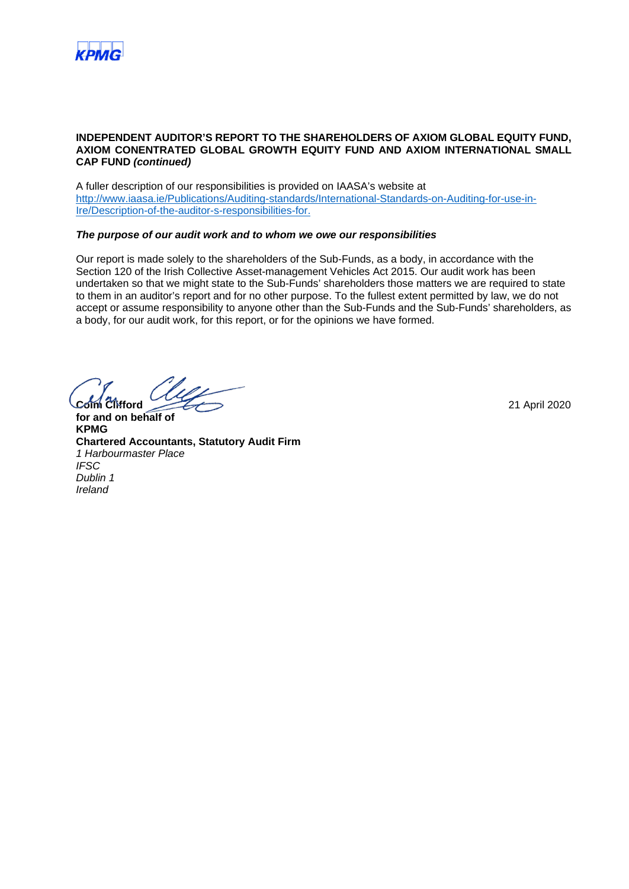**INDEPENDENT AUDITOR'S REPORT TO THE SHAREHOLDERS OF AXIOM GLOBAL EQUITY FUND, AXIOM CONENTRATED GLOBAL GROWTH EQUITY FUND AND AXIOM INTERNATIONAL SMALL CAP FUND *(continued)***

A fuller description of our responsibilities is provided on IAASA's website at [http://www.iaasa.ie/Publications/Auditing-standards/International-Standards-on-Auditing-for-use-in-Ire/Description-of-the-auditor-s-responsibilities-for.](http://www.iaasa.ie/Publications/Auditing-standards/International-Standards-on-Auditing-for-use-in-Ire/Description-of-the-auditor-s-responsibilities-for.)

***The purpose of our audit work and to whom we owe our responsibilities***

Our report is made solely to the shareholders of the Sub-Funds, as a body, in accordance with the Section 120 of the Irish Collective Asset-management Vehicles Act 2015. Our audit work has been undertaken so that we might state to the Sub-Funds' shareholders those matters we are required to state to them in an auditor's report and for no other purpose. To the fullest extent permitted by law, we do not accept or assume responsibility to anyone other than the Sub-Funds and the Sub-Funds' shareholders, as a body, for our audit work, for this report, or for the opinions we have formed.

**Colm Clifford** 21 April 2020
**for and on behalf of**
**KPMG**
**Chartered Accountants, Statutory Audit Firm**
*1 Harbourmaster Place*
*IFSC*
*Dublin 1*
*Ireland*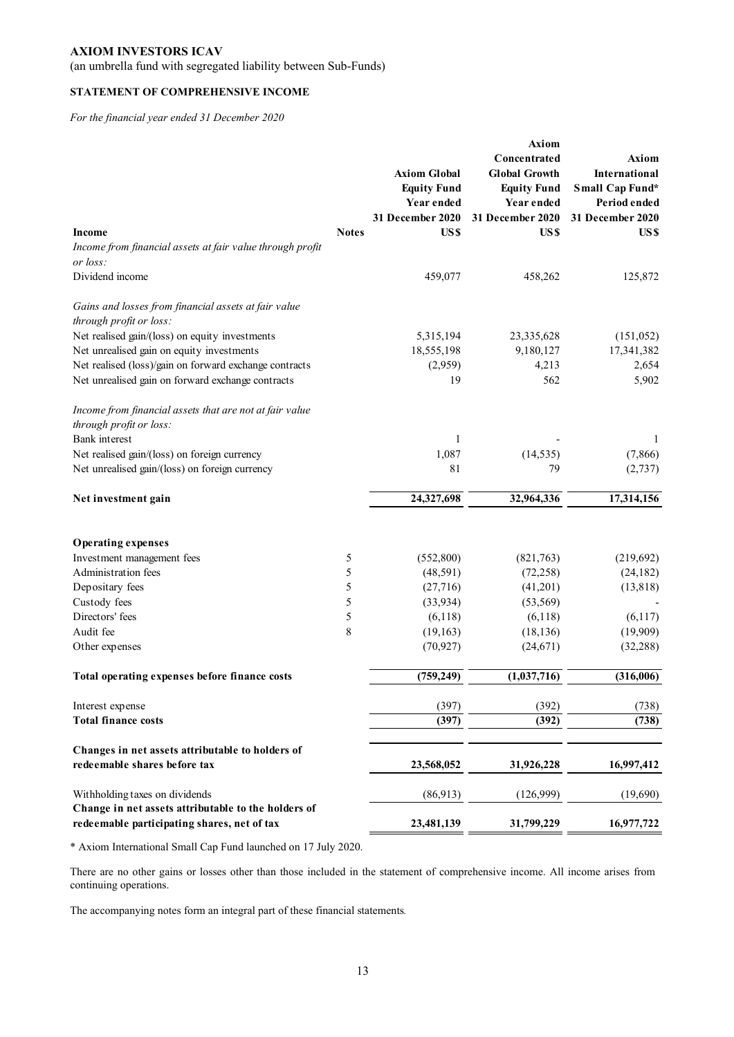**AXIOM INVESTORS ICAV**

(an umbrella fund with segregated liability between Sub-Funds)

**STATEMENT OF COMPREHENSIVE INCOME**

*For the financial year ended 31 December 2020*

| Income | Notes | Axiom Global Equity Fund Year ended 31 December 2020 US$ | Axiom Concentrated Global Growth Equity Fund Year ended 31 December 2020 US$ | Axiom International Small Cap Fund* Period ended 31 December 2020 US$ |
|---|---|---|---|---|
| *Income from financial assets at fair value through profit or loss:* | | | | |
| Dividend income | | 459,077 | 458,262 | 125,872 |
| *Gains and losses from financial assets at fair value through profit or loss:* | | | | |
| Net realised gain/(loss) on equity investments | | 5,315,194 | 23,335,628 | (151,052) |
| Net unrealised gain on equity investments | | 18,555,198 | 9,180,127 | 17,341,382 |
| Net realised (loss)/gain on forward exchange contracts | | (2,959) | 4,213 | 2,654 |
| Net unrealised gain on forward exchange contracts | | 19 | 562 | 5,902 |
| *Income from financial assets that are not at fair value through profit or loss:* | | | | |
| Bank interest | | 1 | - | 1 |
| Net realised gain/(loss) on foreign currency | | 1,087 | (14,535) | (7,866) |
| Net unrealised gain/(loss) on foreign currency | | 81 | 79 | (2,737) |
| **Net investment gain** | | **24,327,698** | **32,964,336** | **17,314,156** |
| **Operating expenses** | | | | |
| Investment management fees | 5 | (552,800) | (821,763) | (219,692) |
| Administration fees | 5 | (48,591) | (72,258) | (24,182) |
| Depositary fees | 5 | (27,716) | (41,201) | (13,818) |
| Custody fees | 5 | (33,934) | (53,569) | - |
| Directors' fees | 5 | (6,118) | (6,118) | (6,117) |
| Audit fee | 8 | (19,163) | (18,136) | (19,909) |
| Other expenses | | (70,927) | (24,671) | (32,288) |
| **Total operating expenses before finance costs** | | **(759,249)** | **(1,037,716)** | **(316,006)** |
| Interest expense | | (397) | (392) | (738) |
| **Total finance costs** | | **(397)** | **(392)** | **(738)** |
| **Changes in net assets attributable to holders of redeemable shares before tax** | | **23,568,052** | **31,926,228** | **16,997,412** |
| Withholding taxes on dividends | | (86,913) | (126,999) | (19,690) |
| **Change in net assets attributable to the holders of redeemable participating shares, net of tax** | | **23,481,139** | **31,799,229** | **16,977,722** |

* Axiom International Small Cap Fund launched on 17 July 2020.

There are no other gains or losses other than those included in the statement of comprehensive income. All income arises from continuing operations.

The accompanying notes form an integral part of these financial statements.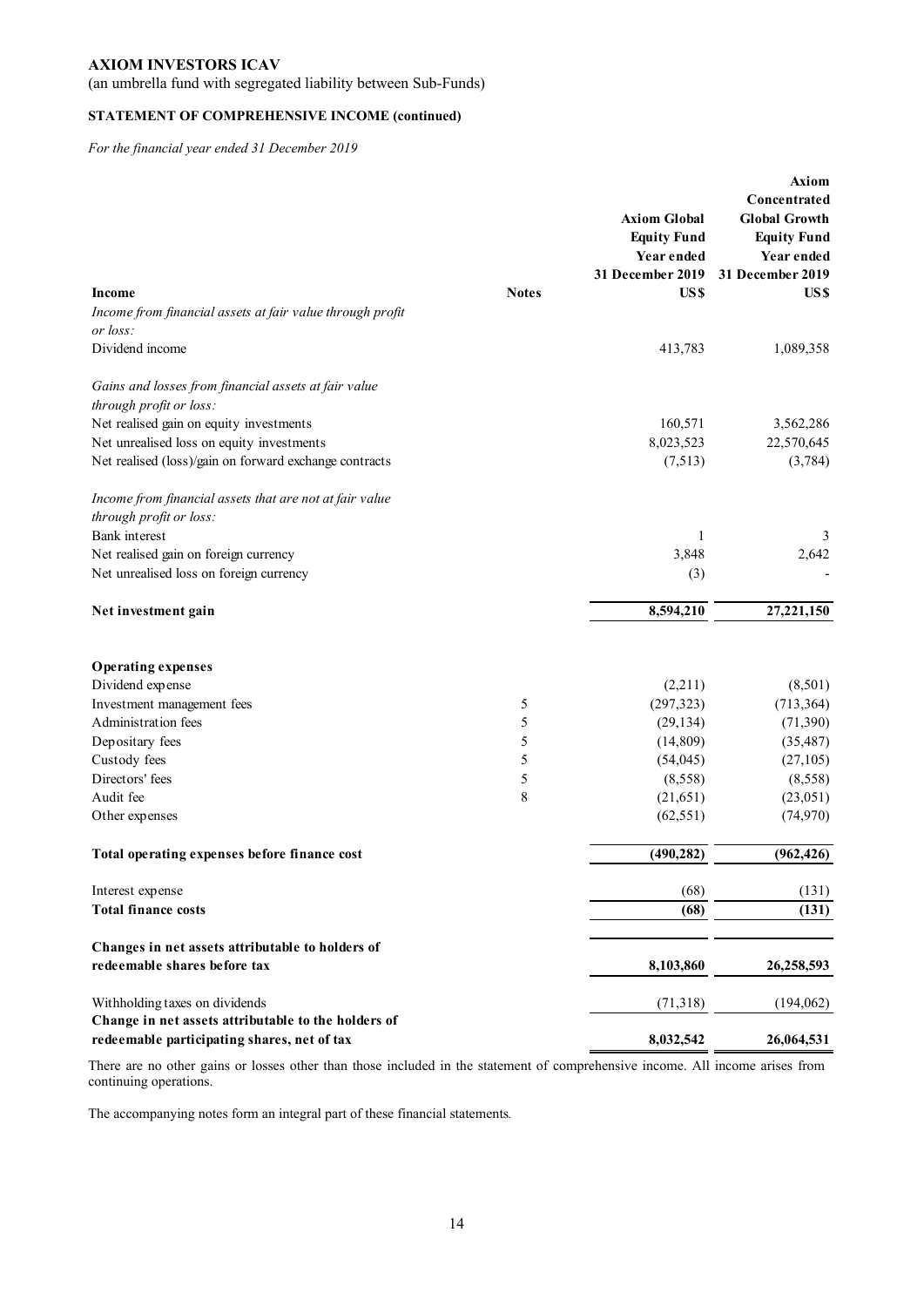**AXIOM INVESTORS ICAV**

(an umbrella fund with segregated liability between Sub-Funds)

**STATEMENT OF COMPREHENSIVE INCOME (continued)**

*For the financial year ended 31 December 2019*

| **Income** | **Notes** | **Axiom Global Equity Fund Year ended 31 December 2019 US$** | **Axiom Concentrated Global Growth Equity Fund Year ended 31 December 2019 US$** |
|---|---|---|---|
| *Income from financial assets at fair value through profit or loss:* | | | |
| Dividend income | | 413,783 | 1,089,358 |
| *Gains and losses from financial assets at fair value through profit or loss:* | | | |
| Net realised gain on equity investments | | 160,571 | 3,562,286 |
| Net unrealised loss on equity investments | | 8,023,523 | 22,570,645 |
| Net realised (loss)/gain on forward exchange contracts | | (7,513) | (3,784) |
| *Income from financial assets that are not at fair value through profit or loss:* | | | |
| Bank interest | | 1 | 3 |
| Net realised gain on foreign currency | | 3,848 | 2,642 |
| Net unrealised loss on foreign currency | | (3) | - |
| **Net investment gain** | | **8,594,210** | **27,221,150** |
| **Operating expenses** | | | |
| Dividend expense | | (2,211) | (8,501) |
| Investment management fees | 5 | (297,323) | (713,364) |
| Administration fees | 5 | (29,134) | (71,390) |
| Depositary fees | 5 | (14,809) | (35,487) |
| Custody fees | 5 | (54,045) | (27,105) |
| Directors' fees | 5 | (8,558) | (8,558) |
| Audit fee | 8 | (21,651) | (23,051) |
| Other expenses | | (62,551) | (74,970) |
| **Total operating expenses before finance cost** | | **(490,282)** | **(962,426)** |
| Interest expense | | (68) | (131) |
| **Total finance costs** | | **(68)** | **(131)** |
| **Changes in net assets attributable to holders of redeemable shares before tax** | | **8,103,860** | **26,258,593** |
| Withholding taxes on dividends | | (71,318) | (194,062) |
| **Change in net assets attributable to the holders of redeemable participating shares, net of tax** | | **8,032,542** | **26,064,531** |

There are no other gains or losses other than those included in the statement of comprehensive income. All income arises from continuing operations.

The accompanying notes form an integral part of these financial statements.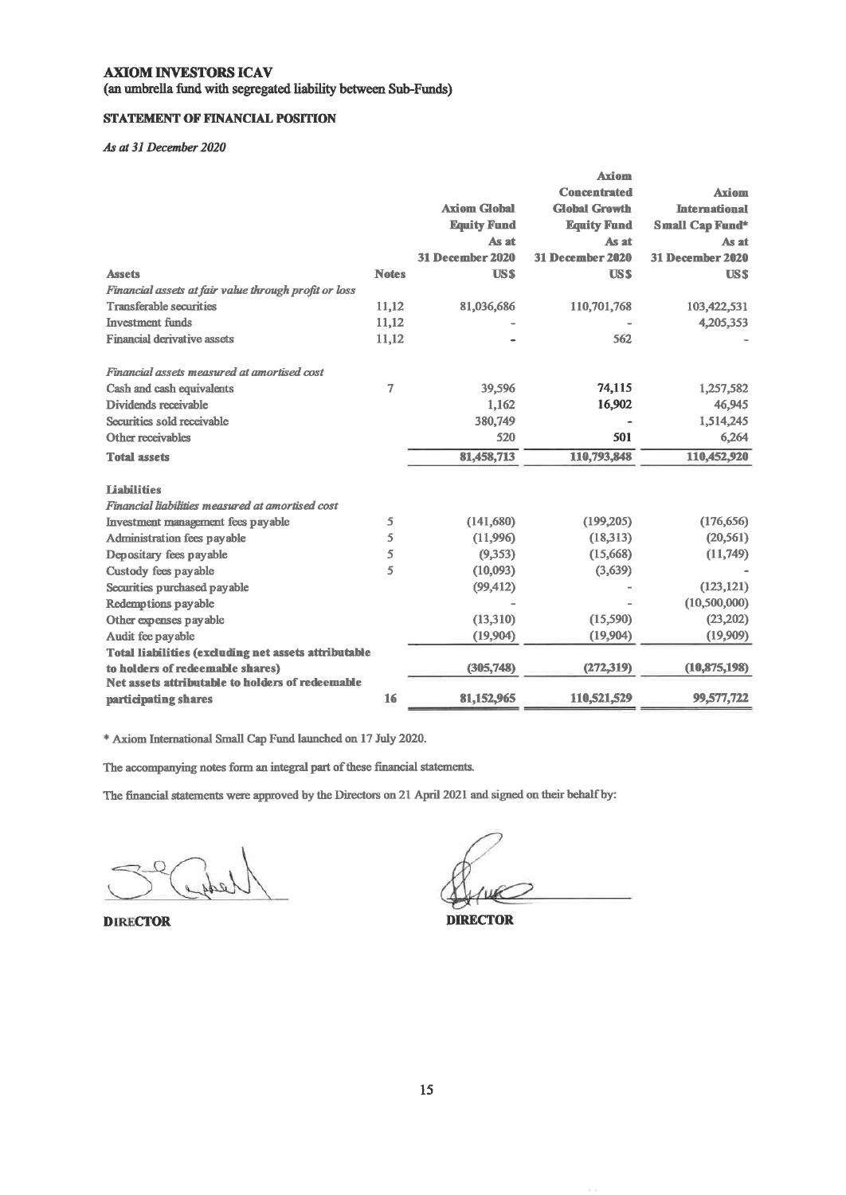**AXIOM INVESTORS ICAV**
**(an umbrella fund with segregated liability between Sub-Funds)**

**STATEMENT OF FINANCIAL POSITION**

*As at 31 December 2020*

| | Notes | Axiom Global Equity Fund As at 31 December 2020 US$ | Axiom Concentrated Global Growth Equity Fund As at 31 December 2020 US$ | Axiom International Small Cap Fund* As at 31 December 2020 US$ |
|---|---|---|---|---|
| **Assets** | | | | |
| *Financial assets at fair value through profit or loss* | | | | |
| Transferable securities | 11,12 | 81,036,686 | 110,701,768 | 103,422,531 |
| Investment funds | 11,12 | - | - | 4,205,353 |
| Financial derivative assets | 11,12 | - | 562 | - |
| *Financial assets measured at amortised cost* | | | | |
| Cash and cash equivalents | 7 | 39,596 | 74,115 | 1,257,582 |
| Dividends receivable | | 1,162 | 16,902 | 46,945 |
| Securities sold receivable | | 380,749 | - | 1,514,245 |
| Other receivables | | 520 | 501 | 6,264 |
| **Total assets** | | 81,458,713 | 110,793,848 | 110,452,920 |
| **Liabilities** | | | | |
| *Financial liabilities measured at amortised cost* | | | | |
| Investment management fees payable | 5 | (141,680) | (199,205) | (176,656) |
| Administration fees payable | 5 | (11,996) | (18,313) | (20,561) |
| Depositary fees payable | 5 | (9,353) | (15,668) | (11,749) |
| Custody fees payable | 5 | (10,093) | (3,639) | - |
| Securities purchased payable | | (99,412) | - | (123,121) |
| Redemptions payable | | - | - | (10,500,000) |
| Other expenses payable | | (13,310) | (15,590) | (23,202) |
| Audit fee payable | | (19,904) | (19,904) | (19,909) |
| **Total liabilities (excluding net assets attributable to holders of redeemable shares)** | | (305,748) | (272,319) | (10,875,198) |
| **Net assets attributable to holders of redeemable participating shares** | 16 | 81,152,965 | 110,521,529 | 99,577,722 |

\* Axiom International Small Cap Fund launched on 17 July 2020.

The accompanying notes form an integral part of these financial statements.

The financial statements were approved by the Directors on 21 April 2021 and signed on their behalf by:

**DIRECTOR** **DIRECTOR**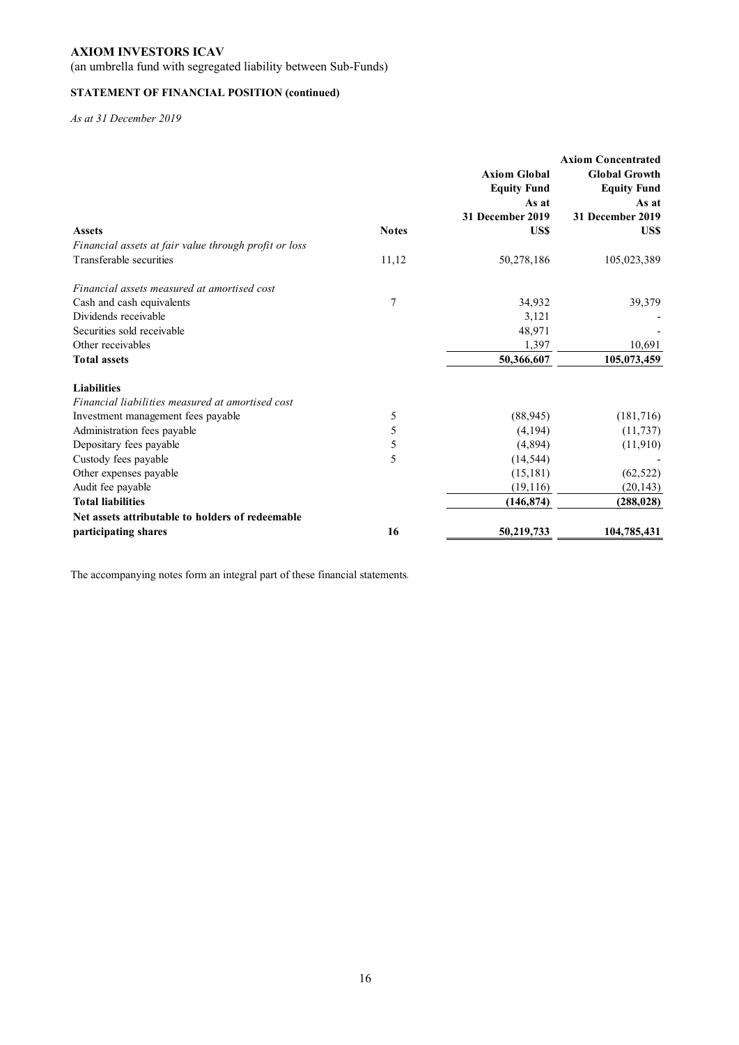**AXIOM INVESTORS ICAV**

(an umbrella fund with segregated liability between Sub-Funds)

**STATEMENT OF FINANCIAL POSITION (continued)**

*As at 31 December 2019*

| | Notes | Axiom Global Equity Fund As at 31 December 2019 US$ | Axiom Concentrated Global Growth Equity Fund As at 31 December 2019 US$ |
|---|---|---|---|
| **Assets** | | | |
| *Financial assets at fair value through profit or loss* | | | |
| Transferable securities | 11,12 | 50,278,186 | 105,023,389 |
| *Financial assets measured at amortised cost* | | | |
| Cash and cash equivalents | 7 | 34,932 | 39,379 |
| Dividends receivable | | 3,121 | - |
| Securities sold receivable | | 48,971 | - |
| Other receivables | | 1,397 | 10,691 |
| **Total assets** | | **50,366,607** | **105,073,459** |
| **Liabilities** | | | |
| *Financial liabilities measured at amortised cost* | | | |
| Investment management fees payable | 5 | (88,945) | (181,716) |
| Administration fees payable | 5 | (4,194) | (11,737) |
| Depositary fees payable | 5 | (4,894) | (11,910) |
| Custody fees payable | 5 | (14,544) | - |
| Other expenses payable | | (15,181) | (62,522) |
| Audit fee payable | | (19,116) | (20,143) |
| **Total liabilities** | | **(146,874)** | **(288,028)** |
| **Net assets attributable to holders of redeemable participating shares** | **16** | **50,219,733** | **104,785,431** |

The accompanying notes form an integral part of these financial statements.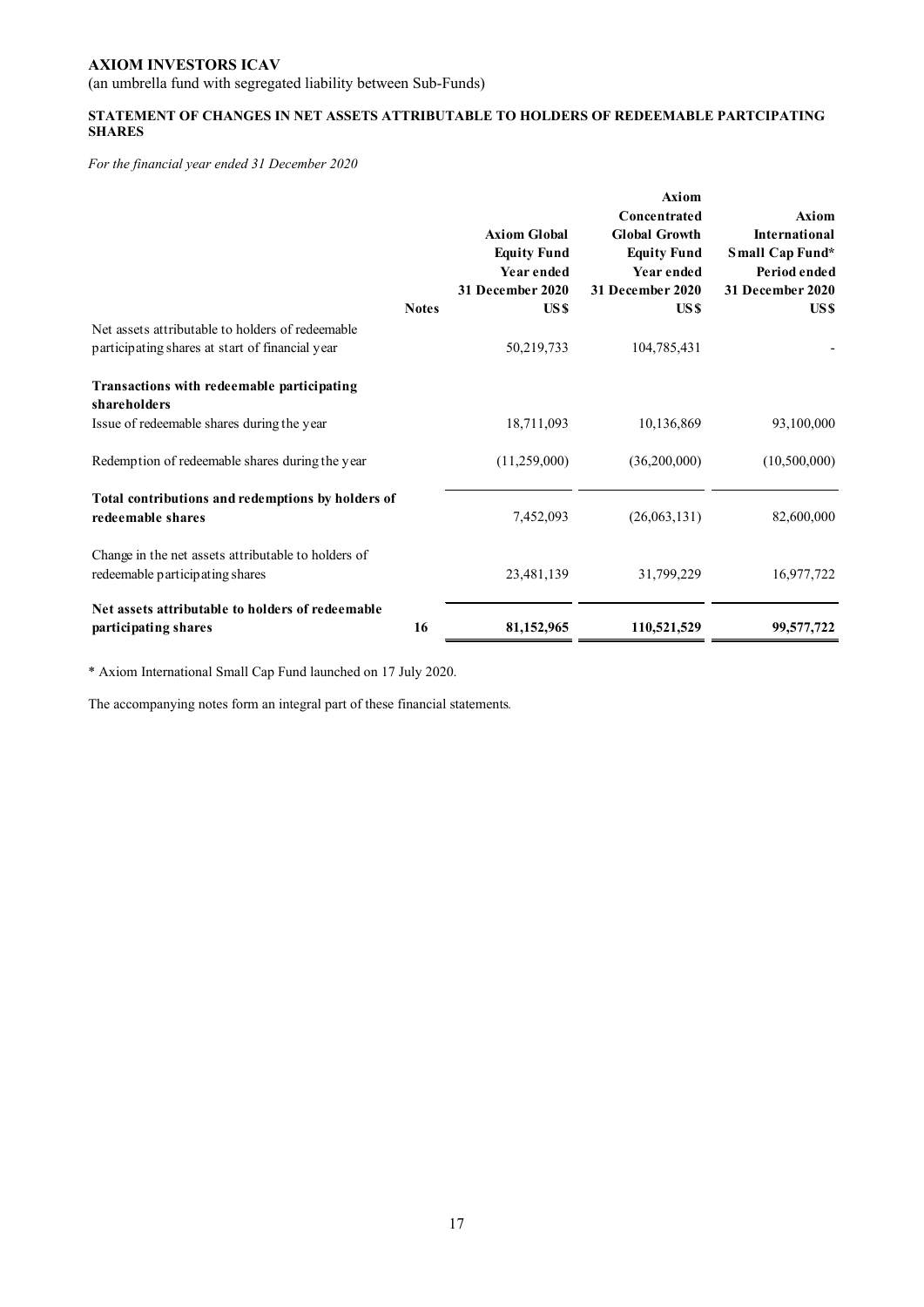**AXIOM INVESTORS ICAV**

(an umbrella fund with segregated liability between Sub-Funds)

**STATEMENT OF CHANGES IN NET ASSETS ATTRIBUTABLE TO HOLDERS OF REDEEMABLE PARTCIPATING SHARES**

*For the financial year ended 31 December 2020*

| | Notes | Axiom Global Equity Fund Year ended 31 December 2020 US$ | Axiom Concentrated Global Growth Equity Fund Year ended 31 December 2020 US$ | Axiom International Small Cap Fund* Period ended 31 December 2020 US$ |
|---|---|---|---|---|
| Net assets attributable to holders of redeemable participating shares at start of financial year | | 50,219,733 | 104,785,431 | - |
| **Transactions with redeemable participating shareholders** | | | | |
| Issue of redeemable shares during the year | | 18,711,093 | 10,136,869 | 93,100,000 |
| Redemption of redeemable shares during the year | | (11,259,000) | (36,200,000) | (10,500,000) |
| **Total contributions and redemptions by holders of redeemable shares** | | 7,452,093 | (26,063,131) | 82,600,000 |
| Change in the net assets attributable to holders of redeemable participating shares | | 23,481,139 | 31,799,229 | 16,977,722 |
| **Net assets attributable to holders of redeemable participating shares** | **16** | **81,152,965** | **110,521,529** | **99,577,722** |

* Axiom International Small Cap Fund launched on 17 July 2020.

The accompanying notes form an integral part of these financial statements.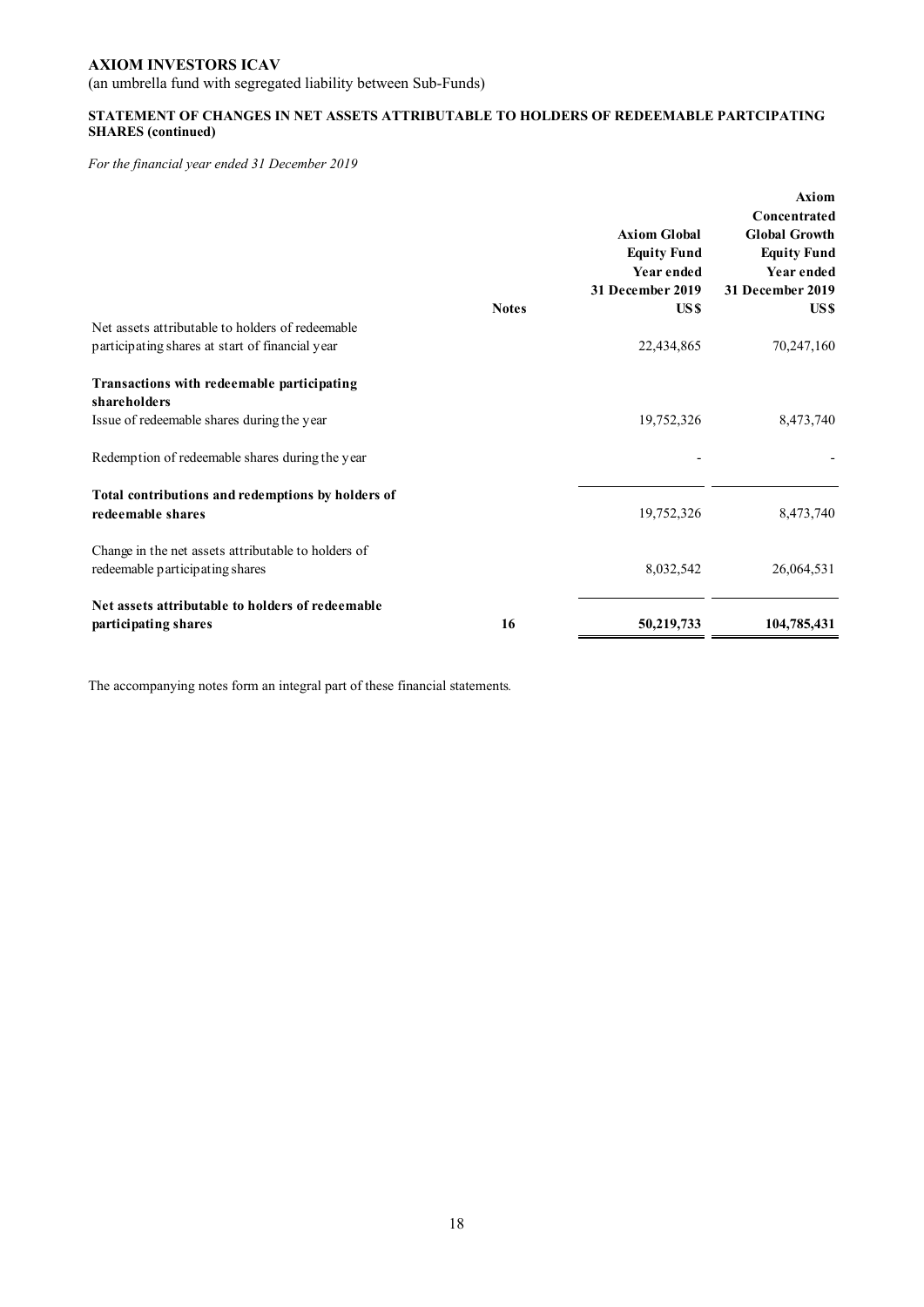**AXIOM INVESTORS ICAV**

(an umbrella fund with segregated liability between Sub-Funds)

**STATEMENT OF CHANGES IN NET ASSETS ATTRIBUTABLE TO HOLDERS OF REDEEMABLE PARTCIPATING SHARES (continued)**

*For the financial year ended 31 December 2019*

| | Notes | Axiom Global Equity Fund Year ended 31 December 2019 US$ | Axiom Concentrated Global Growth Equity Fund Year ended 31 December 2019 US$ |
|---|---|---|---|
| Net assets attributable to holders of redeemable participating shares at start of financial year | | 22,434,865 | 70,247,160 |
| **Transactions with redeemable participating shareholders** | | | |
| Issue of redeemable shares during the year | | 19,752,326 | 8,473,740 |
| Redemption of redeemable shares during the year | | - | - |
| **Total contributions and redemptions by holders of redeemable shares** | | 19,752,326 | 8,473,740 |
| Change in the net assets attributable to holders of redeemable participating shares | | 8,032,542 | 26,064,531 |
| **Net assets attributable to holders of redeemable participating shares** | **16** | **50,219,733** | **104,785,431** |

The accompanying notes form an integral part of these financial statements.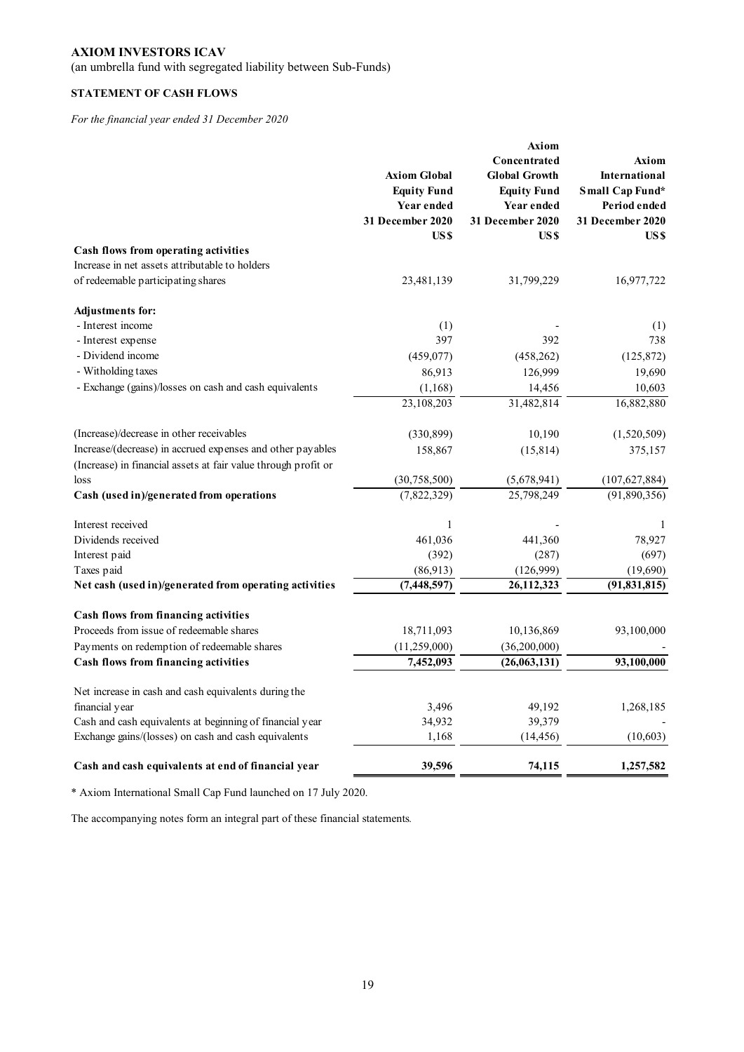**AXIOM INVESTORS ICAV**

(an umbrella fund with segregated liability between Sub-Funds)

**STATEMENT OF CASH FLOWS**

*For the financial year ended 31 December 2020*

| | Axiom Global Equity Fund Year ended 31 December 2020 US$ | Axiom Concentrated Global Growth Equity Fund Year ended 31 December 2020 US$ | Axiom International Small Cap Fund* Period ended 31 December 2020 US$ |
|---|---|---|---|
| **Cash flows from operating activities** | | | |
| Increase in net assets attributable to holders of redeemable participating shares | 23,481,139 | 31,799,229 | 16,977,722 |
| **Adjustments for:** | | | |
| - Interest income | (1) | - | (1) |
| - Interest expense | 397 | 392 | 738 |
| - Dividend income | (459,077) | (458,262) | (125,872) |
| - Witholding taxes | 86,913 | 126,999 | 19,690 |
| - Exchange (gains)/losses on cash and cash equivalents | (1,168) | 14,456 | 10,603 |
| | 23,108,203 | 31,482,814 | 16,882,880 |
| (Increase)/decrease in other receivables | (330,899) | 10,190 | (1,520,509) |
| Increase/(decrease) in accrued expenses and other payables | 158,867 | (15,814) | 375,157 |
| (Increase) in financial assets at fair value through profit or loss | (30,758,500) | (5,678,941) | (107,627,884) |
| **Cash (used in)/generated from operations** | (7,822,329) | 25,798,249 | (91,890,356) |
| Interest received | 1 | - | 1 |
| Dividends received | 461,036 | 441,360 | 78,927 |
| Interest paid | (392) | (287) | (697) |
| Taxes paid | (86,913) | (126,999) | (19,690) |
| **Net cash (used in)/generated from operating activities** | **(7,448,597)** | **26,112,323** | **(91,831,815)** |
| **Cash flows from financing activities** | | | |
| Proceeds from issue of redeemable shares | 18,711,093 | 10,136,869 | 93,100,000 |
| Payments on redemption of redeemable shares | (11,259,000) | (36,200,000) | - |
| **Cash flows from financing activities** | **7,452,093** | **(26,063,131)** | **93,100,000** |
| Net increase in cash and cash equivalents during the financial year | 3,496 | 49,192 | 1,268,185 |
| Cash and cash equivalents at beginning of financial year | 34,932 | 39,379 | - |
| Exchange gains/(losses) on cash and cash equivalents | 1,168 | (14,456) | (10,603) |
| **Cash and cash equivalents at end of financial year** | **39,596** | **74,115** | **1,257,582** |

\* Axiom International Small Cap Fund launched on 17 July 2020.

The accompanying notes form an integral part of these financial statements.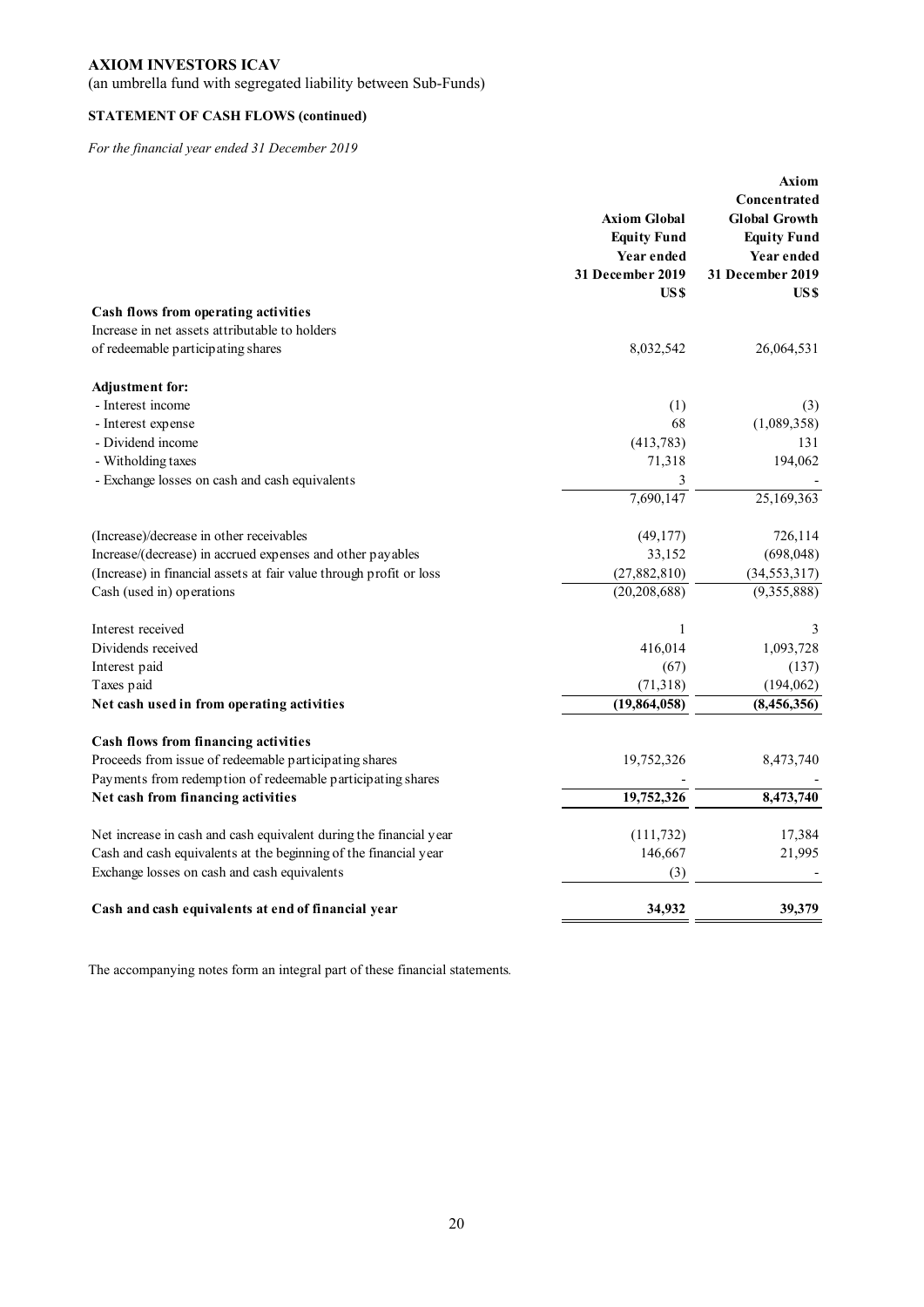**AXIOM INVESTORS ICAV**

(an umbrella fund with segregated liability between Sub-Funds)

**STATEMENT OF CASH FLOWS (continued)**

*For the financial year ended 31 December 2019*

| | **Axiom Global Equity Fund Year ended 31 December 2019 US$** | **Axiom Concentrated Global Growth Equity Fund Year ended 31 December 2019 US$** |
|---|---|---|
| **Cash flows from operating activities** | | |
| Increase in net assets attributable to holders of redeemable participating shares | 8,032,542 | 26,064,531 |
| **Adjustment for:** | | |
| - Interest income | (1) | (3) |
| - Interest expense | 68 | (1,089,358) |
| - Dividend income | (413,783) | 131 |
| - Witholding taxes | 71,318 | 194,062 |
| - Exchange losses on cash and cash equivalents | 3 | - |
| | 7,690,147 | 25,169,363 |
| (Increase)/decrease in other receivables | (49,177) | 726,114 |
| Increase/(decrease) in accrued expenses and other payables | 33,152 | (698,048) |
| (Increase) in financial assets at fair value through profit or loss | (27,882,810) | (34,553,317) |
| Cash (used in) operations | (20,208,688) | (9,355,888) |
| Interest received | 1 | 3 |
| Dividends received | 416,014 | 1,093,728 |
| Interest paid | (67) | (137) |
| Taxes paid | (71,318) | (194,062) |
| **Net cash used in from operating activities** | **(19,864,058)** | **(8,456,356)** |
| **Cash flows from financing activities** | | |
| Proceeds from issue of redeemable participating shares | 19,752,326 | 8,473,740 |
| Payments from redemption of redeemable participating shares | - | - |
| **Net cash from financing activities** | **19,752,326** | **8,473,740** |
| Net increase in cash and cash equivalent during the financial year | (111,732) | 17,384 |
| Cash and cash equivalents at the beginning of the financial year | 146,667 | 21,995 |
| Exchange losses on cash and cash equivalents | (3) | - |
| **Cash and cash equivalents at end of financial year** | **34,932** | **39,379** |

The accompanying notes form an integral part of these financial statements.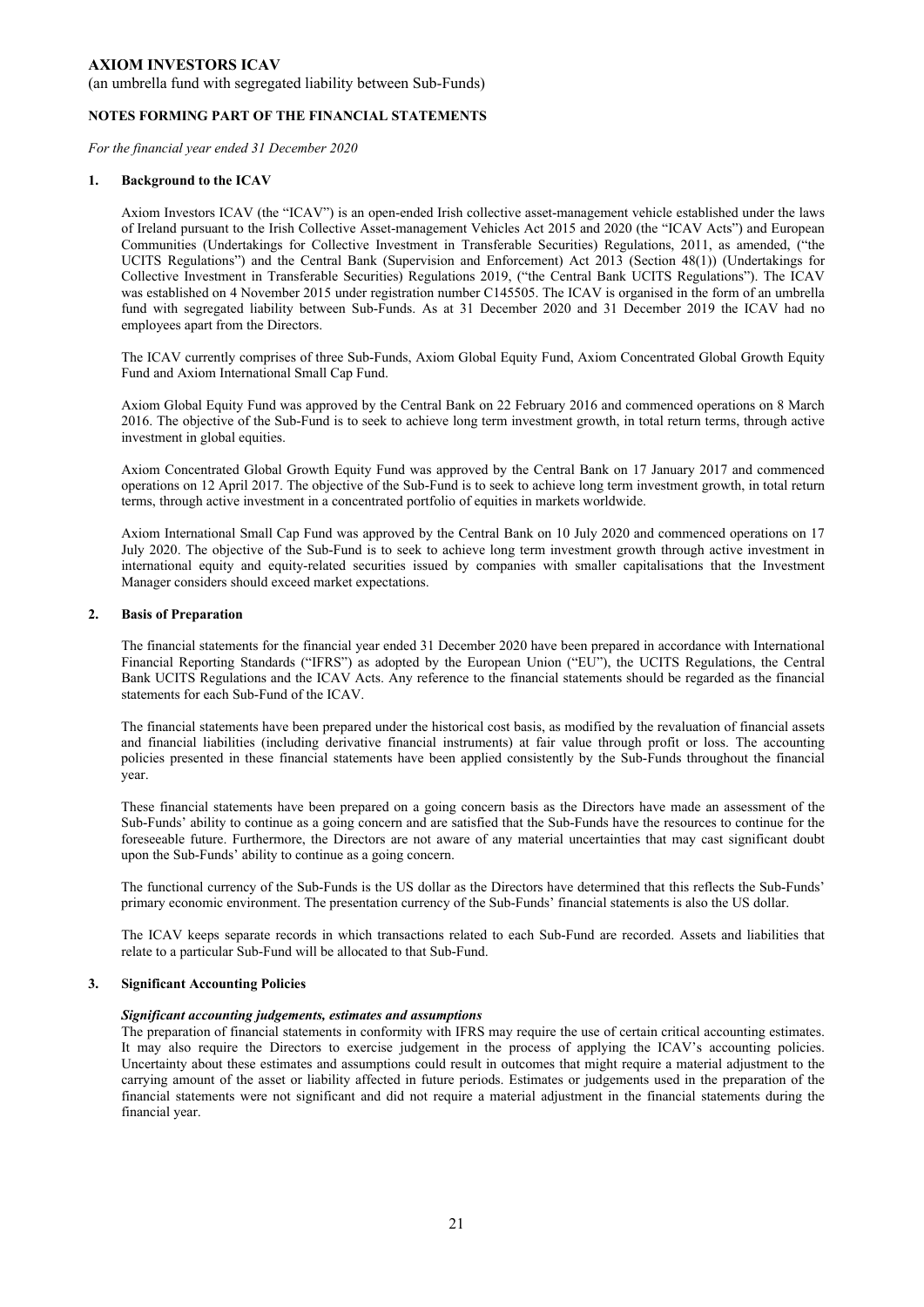**AXIOM INVESTORS ICAV**

(an umbrella fund with segregated liability between Sub-Funds)

**NOTES FORMING PART OF THE FINANCIAL STATEMENTS**

*For the financial year ended 31 December 2020*

**1. Background to the ICAV**

Axiom Investors ICAV (the "ICAV") is an open-ended Irish collective asset-management vehicle established under the laws of Ireland pursuant to the Irish Collective Asset-management Vehicles Act 2015 and 2020 (the "ICAV Acts") and European Communities (Undertakings for Collective Investment in Transferable Securities) Regulations, 2011, as amended, ("the UCITS Regulations") and the Central Bank (Supervision and Enforcement) Act 2013 (Section 48(1)) (Undertakings for Collective Investment in Transferable Securities) Regulations 2019, ("the Central Bank UCITS Regulations"). The ICAV was established on 4 November 2015 under registration number C145505. The ICAV is organised in the form of an umbrella fund with segregated liability between Sub-Funds. As at 31 December 2020 and 31 December 2019 the ICAV had no employees apart from the Directors.

The ICAV currently comprises of three Sub-Funds, Axiom Global Equity Fund, Axiom Concentrated Global Growth Equity Fund and Axiom International Small Cap Fund.

Axiom Global Equity Fund was approved by the Central Bank on 22 February 2016 and commenced operations on 8 March 2016. The objective of the Sub-Fund is to seek to achieve long term investment growth, in total return terms, through active investment in global equities.

Axiom Concentrated Global Growth Equity Fund was approved by the Central Bank on 17 January 2017 and commenced operations on 12 April 2017. The objective of the Sub-Fund is to seek to achieve long term investment growth, in total return terms, through active investment in a concentrated portfolio of equities in markets worldwide.

Axiom International Small Cap Fund was approved by the Central Bank on 10 July 2020 and commenced operations on 17 July 2020. The objective of the Sub-Fund is to seek to achieve long term investment growth through active investment in international equity and equity-related securities issued by companies with smaller capitalisations that the Investment Manager considers should exceed market expectations.

**2. Basis of Preparation**

The financial statements for the financial year ended 31 December 2020 have been prepared in accordance with International Financial Reporting Standards ("IFRS") as adopted by the European Union ("EU"), the UCITS Regulations, the Central Bank UCITS Regulations and the ICAV Acts. Any reference to the financial statements should be regarded as the financial statements for each Sub-Fund of the ICAV.

The financial statements have been prepared under the historical cost basis, as modified by the revaluation of financial assets and financial liabilities (including derivative financial instruments) at fair value through profit or loss. The accounting policies presented in these financial statements have been applied consistently by the Sub-Funds throughout the financial year.

These financial statements have been prepared on a going concern basis as the Directors have made an assessment of the Sub-Funds' ability to continue as a going concern and are satisfied that the Sub-Funds have the resources to continue for the foreseeable future. Furthermore, the Directors are not aware of any material uncertainties that may cast significant doubt upon the Sub-Funds' ability to continue as a going concern.

The functional currency of the Sub-Funds is the US dollar as the Directors have determined that this reflects the Sub-Funds' primary economic environment. The presentation currency of the Sub-Funds' financial statements is also the US dollar.

The ICAV keeps separate records in which transactions related to each Sub-Fund are recorded. Assets and liabilities that relate to a particular Sub-Fund will be allocated to that Sub-Fund.

**3. Significant Accounting Policies**

***Significant accounting judgements, estimates and assumptions***

The preparation of financial statements in conformity with IFRS may require the use of certain critical accounting estimates. It may also require the Directors to exercise judgement in the process of applying the ICAV's accounting policies. Uncertainty about these estimates and assumptions could result in outcomes that might require a material adjustment to the carrying amount of the asset or liability affected in future periods. Estimates or judgements used in the preparation of the financial statements were not significant and did not require a material adjustment in the financial statements during the financial year.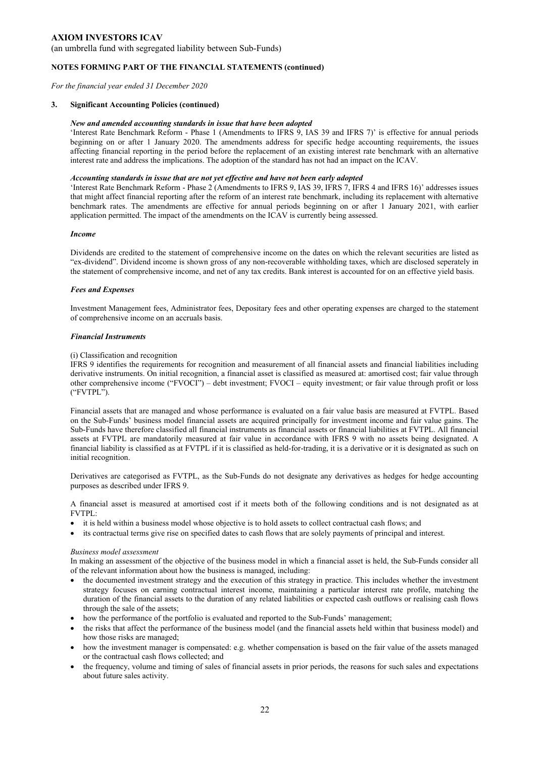# AXIOM INVESTORS ICAV

(an umbrella fund with segregated liability between Sub-Funds)

**NOTES FORMING PART OF THE FINANCIAL STATEMENTS (continued)**

*For the financial year ended 31 December 2020*

## 3. Significant Accounting Policies (continued)

***New and amended accounting standards in issue that have been adopted***

'Interest Rate Benchmark Reform - Phase 1 (Amendments to IFRS 9, IAS 39 and IFRS 7)' is effective for annual periods beginning on or after 1 January 2020. The amendments address for specific hedge accounting requirements, the issues affecting financial reporting in the period before the replacement of an existing interest rate benchmark with an alternative interest rate and address the implications. The adoption of the standard has not had an impact on the ICAV.

***Accounting standards in issue that are not yet effective and have not been early adopted***

'Interest Rate Benchmark Reform - Phase 2 (Amendments to IFRS 9, IAS 39, IFRS 7, IFRS 4 and IFRS 16)' addresses issues that might affect financial reporting after the reform of an interest rate benchmark, including its replacement with alternative benchmark rates. The amendments are effective for annual periods beginning on or after 1 January 2021, with earlier application permitted. The impact of the amendments on the ICAV is currently being assessed.

***Income***

Dividends are credited to the statement of comprehensive income on the dates on which the relevant securities are listed as "ex-dividend". Dividend income is shown gross of any non-recoverable withholding taxes, which are disclosed seperately in the statement of comprehensive income, and net of any tax credits. Bank interest is accounted for on an effective yield basis.

***Fees and Expenses***

Investment Management fees, Administrator fees, Depositary fees and other operating expenses are charged to the statement of comprehensive income on an accruals basis.

***Financial Instruments***

(i) Classification and recognition

IFRS 9 identifies the requirements for recognition and measurement of all financial assets and financial liabilities including derivative instruments. On initial recognition, a financial asset is classified as measured at: amortised cost; fair value through other comprehensive income ("FVOCI") – debt investment; FVOCI – equity investment; or fair value through profit or loss ("FVTPL").

Financial assets that are managed and whose performance is evaluated on a fair value basis are measured at FVTPL. Based on the Sub-Funds' business model financial assets are acquired principally for investment income and fair value gains. The Sub-Funds have therefore classified all financial instruments as financial assets or financial liabilities at FVTPL. All financial assets at FVTPL are mandatorily measured at fair value in accordance with IFRS 9 with no assets being designated. A financial liability is classified as at FVTPL if it is classified as held-for-trading, it is a derivative or it is designated as such on initial recognition.

Derivatives are categorised as FVTPL, as the Sub-Funds do not designate any derivatives as hedges for hedge accounting purposes as described under IFRS 9.

A financial asset is measured at amortised cost if it meets both of the following conditions and is not designated as at FVTPL:

- it is held within a business model whose objective is to hold assets to collect contractual cash flows; and
- its contractual terms give rise on specified dates to cash flows that are solely payments of principal and interest.

*Business model assessment*

In making an assessment of the objective of the business model in which a financial asset is held, the Sub-Funds consider all of the relevant information about how the business is managed, including:

- the documented investment strategy and the execution of this strategy in practice. This includes whether the investment strategy focuses on earning contractual interest income, maintaining a particular interest rate profile, matching the duration of the financial assets to the duration of any related liabilities or expected cash outflows or realising cash flows through the sale of the assets;
- how the performance of the portfolio is evaluated and reported to the Sub-Funds' management;
- the risks that affect the performance of the business model (and the financial assets held within that business model) and how those risks are managed;
- how the investment manager is compensated: e.g. whether compensation is based on the fair value of the assets managed or the contractual cash flows collected; and
- the frequency, volume and timing of sales of financial assets in prior periods, the reasons for such sales and expectations about future sales activity.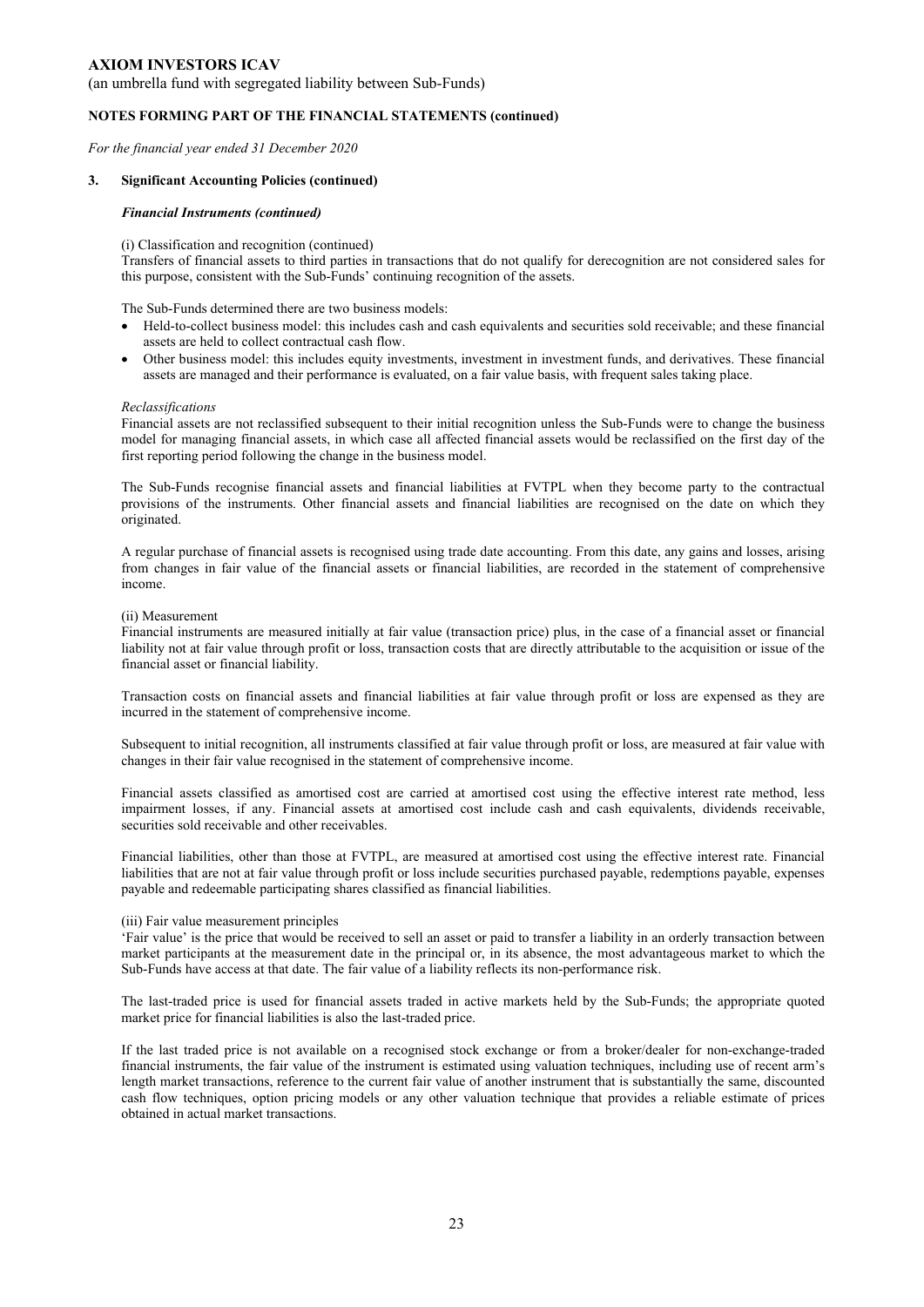### 3. Significant Accounting Policies (continued)

#### *Financial Instruments (continued)*

(i) Classification and recognition (continued)

Transfers of financial assets to third parties in transactions that do not qualify for derecognition are not considered sales for this purpose, consistent with the Sub-Funds' continuing recognition of the assets.

The Sub-Funds determined there are two business models:

- Held-to-collect business model: this includes cash and cash equivalents and securities sold receivable; and these financial assets are held to collect contractual cash flow.
- Other business model: this includes equity investments, investment in investment funds, and derivatives. These financial assets are managed and their performance is evaluated, on a fair value basis, with frequent sales taking place.

*Reclassifications*

Financial assets are not reclassified subsequent to their initial recognition unless the Sub-Funds were to change the business model for managing financial assets, in which case all affected financial assets would be reclassified on the first day of the first reporting period following the change in the business model.

The Sub-Funds recognise financial assets and financial liabilities at FVTPL when they become party to the contractual provisions of the instruments. Other financial assets and financial liabilities are recognised on the date on which they originated.

A regular purchase of financial assets is recognised using trade date accounting. From this date, any gains and losses, arising from changes in fair value of the financial assets or financial liabilities, are recorded in the statement of comprehensive income.

(ii) Measurement

Financial instruments are measured initially at fair value (transaction price) plus, in the case of a financial asset or financial liability not at fair value through profit or loss, transaction costs that are directly attributable to the acquisition or issue of the financial asset or financial liability.

Transaction costs on financial assets and financial liabilities at fair value through profit or loss are expensed as they are incurred in the statement of comprehensive income.

Subsequent to initial recognition, all instruments classified at fair value through profit or loss, are measured at fair value with changes in their fair value recognised in the statement of comprehensive income.

Financial assets classified as amortised cost are carried at amortised cost using the effective interest rate method, less impairment losses, if any. Financial assets at amortised cost include cash and cash equivalents, dividends receivable, securities sold receivable and other receivables.

Financial liabilities, other than those at FVTPL, are measured at amortised cost using the effective interest rate. Financial liabilities that are not at fair value through profit or loss include securities purchased payable, redemptions payable, expenses payable and redeemable participating shares classified as financial liabilities.

(iii) Fair value measurement principles

'Fair value' is the price that would be received to sell an asset or paid to transfer a liability in an orderly transaction between market participants at the measurement date in the principal or, in its absence, the most advantageous market to which the Sub-Funds have access at that date. The fair value of a liability reflects its non-performance risk.

The last-traded price is used for financial assets traded in active markets held by the Sub-Funds; the appropriate quoted market price for financial liabilities is also the last-traded price.

If the last traded price is not available on a recognised stock exchange or from a broker/dealer for non-exchange-traded financial instruments, the fair value of the instrument is estimated using valuation techniques, including use of recent arm's length market transactions, reference to the current fair value of another instrument that is substantially the same, discounted cash flow techniques, option pricing models or any other valuation technique that provides a reliable estimate of prices obtained in actual market transactions.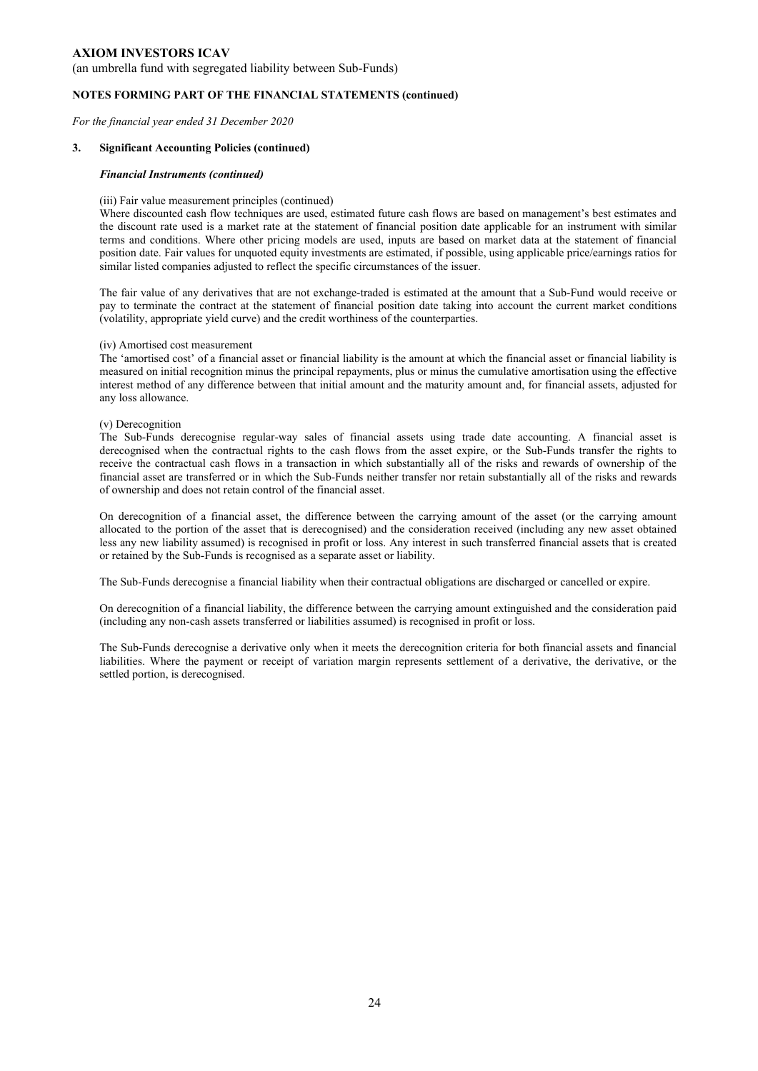**AXIOM INVESTORS ICAV**

(an umbrella fund with segregated liability between Sub-Funds)

**NOTES FORMING PART OF THE FINANCIAL STATEMENTS (continued)**

*For the financial year ended 31 December 2020*

**3. Significant Accounting Policies (continued)**

***Financial Instruments (continued)***

(iii) Fair value measurement principles (continued)

Where discounted cash flow techniques are used, estimated future cash flows are based on management's best estimates and the discount rate used is a market rate at the statement of financial position date applicable for an instrument with similar terms and conditions. Where other pricing models are used, inputs are based on market data at the statement of financial position date. Fair values for unquoted equity investments are estimated, if possible, using applicable price/earnings ratios for similar listed companies adjusted to reflect the specific circumstances of the issuer.

The fair value of any derivatives that are not exchange-traded is estimated at the amount that a Sub-Fund would receive or pay to terminate the contract at the statement of financial position date taking into account the current market conditions (volatility, appropriate yield curve) and the credit worthiness of the counterparties.

(iv) Amortised cost measurement

The 'amortised cost' of a financial asset or financial liability is the amount at which the financial asset or financial liability is measured on initial recognition minus the principal repayments, plus or minus the cumulative amortisation using the effective interest method of any difference between that initial amount and the maturity amount and, for financial assets, adjusted for any loss allowance.

(v) Derecognition

The Sub-Funds derecognise regular-way sales of financial assets using trade date accounting. A financial asset is derecognised when the contractual rights to the cash flows from the asset expire, or the Sub-Funds transfer the rights to receive the contractual cash flows in a transaction in which substantially all of the risks and rewards of ownership of the financial asset are transferred or in which the Sub-Funds neither transfer nor retain substantially all of the risks and rewards of ownership and does not retain control of the financial asset.

On derecognition of a financial asset, the difference between the carrying amount of the asset (or the carrying amount allocated to the portion of the asset that is derecognised) and the consideration received (including any new asset obtained less any new liability assumed) is recognised in profit or loss. Any interest in such transferred financial assets that is created or retained by the Sub-Funds is recognised as a separate asset or liability.

The Sub-Funds derecognise a financial liability when their contractual obligations are discharged or cancelled or expire.

On derecognition of a financial liability, the difference between the carrying amount extinguished and the consideration paid (including any non-cash assets transferred or liabilities assumed) is recognised in profit or loss.

The Sub-Funds derecognise a derivative only when it meets the derecognition criteria for both financial assets and financial liabilities. Where the payment or receipt of variation margin represents settlement of a derivative, the derivative, or the settled portion, is derecognised.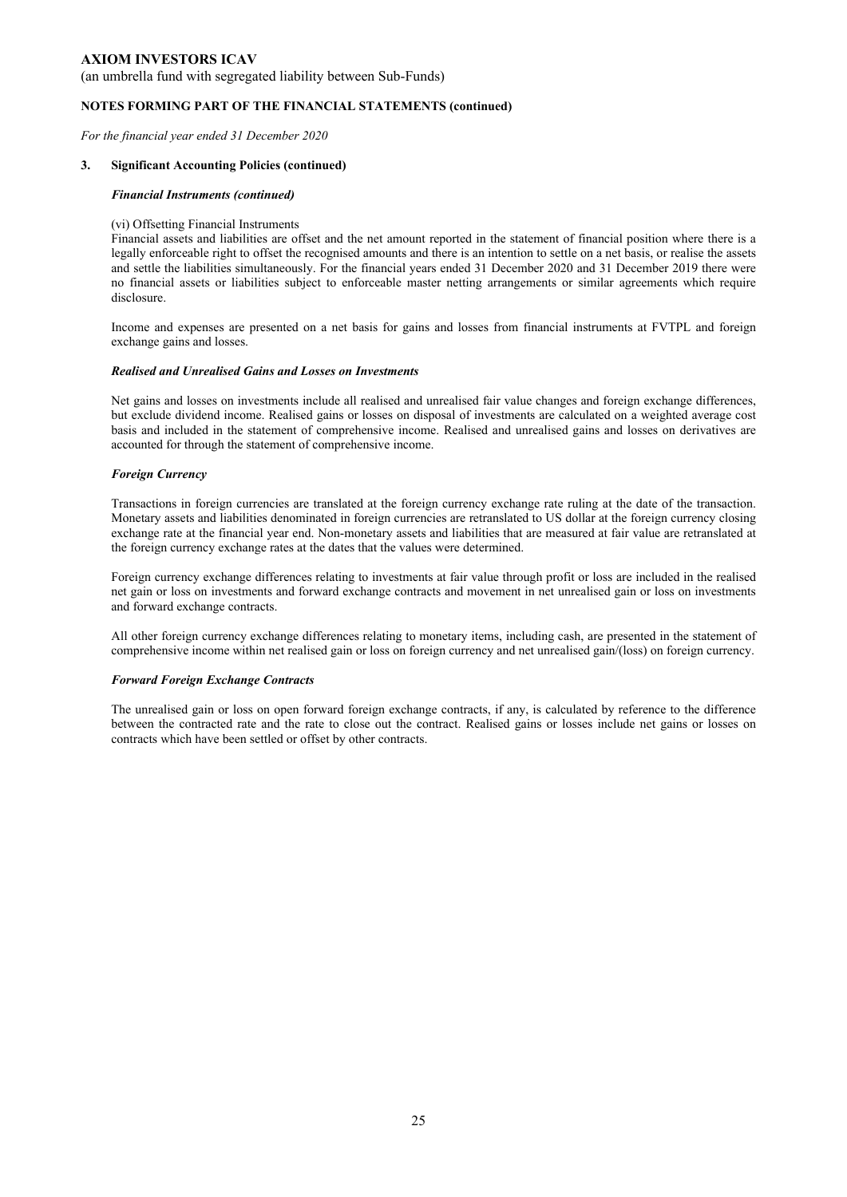**AXIOM INVESTORS ICAV**

(an umbrella fund with segregated liability between Sub-Funds)

**NOTES FORMING PART OF THE FINANCIAL STATEMENTS (continued)**

*For the financial year ended 31 December 2020*

**3. Significant Accounting Policies (continued)**

***Financial Instruments (continued)***

(vi) Offsetting Financial Instruments

Financial assets and liabilities are offset and the net amount reported in the statement of financial position where there is a legally enforceable right to offset the recognised amounts and there is an intention to settle on a net basis, or realise the assets and settle the liabilities simultaneously. For the financial years ended 31 December 2020 and 31 December 2019 there were no financial assets or liabilities subject to enforceable master netting arrangements or similar agreements which require disclosure.

Income and expenses are presented on a net basis for gains and losses from financial instruments at FVTPL and foreign exchange gains and losses.

***Realised and Unrealised Gains and Losses on Investments***

Net gains and losses on investments include all realised and unrealised fair value changes and foreign exchange differences, but exclude dividend income. Realised gains or losses on disposal of investments are calculated on a weighted average cost basis and included in the statement of comprehensive income. Realised and unrealised gains and losses on derivatives are accounted for through the statement of comprehensive income.

***Foreign Currency***

Transactions in foreign currencies are translated at the foreign currency exchange rate ruling at the date of the transaction. Monetary assets and liabilities denominated in foreign currencies are retranslated to US dollar at the foreign currency closing exchange rate at the financial year end. Non-monetary assets and liabilities that are measured at fair value are retranslated at the foreign currency exchange rates at the dates that the values were determined.

Foreign currency exchange differences relating to investments at fair value through profit or loss are included in the realised net gain or loss on investments and forward exchange contracts and movement in net unrealised gain or loss on investments and forward exchange contracts.

All other foreign currency exchange differences relating to monetary items, including cash, are presented in the statement of comprehensive income within net realised gain or loss on foreign currency and net unrealised gain/(loss) on foreign currency.

***Forward Foreign Exchange Contracts***

The unrealised gain or loss on open forward foreign exchange contracts, if any, is calculated by reference to the difference between the contracted rate and the rate to close out the contract. Realised gains or losses include net gains or losses on contracts which have been settled or offset by other contracts.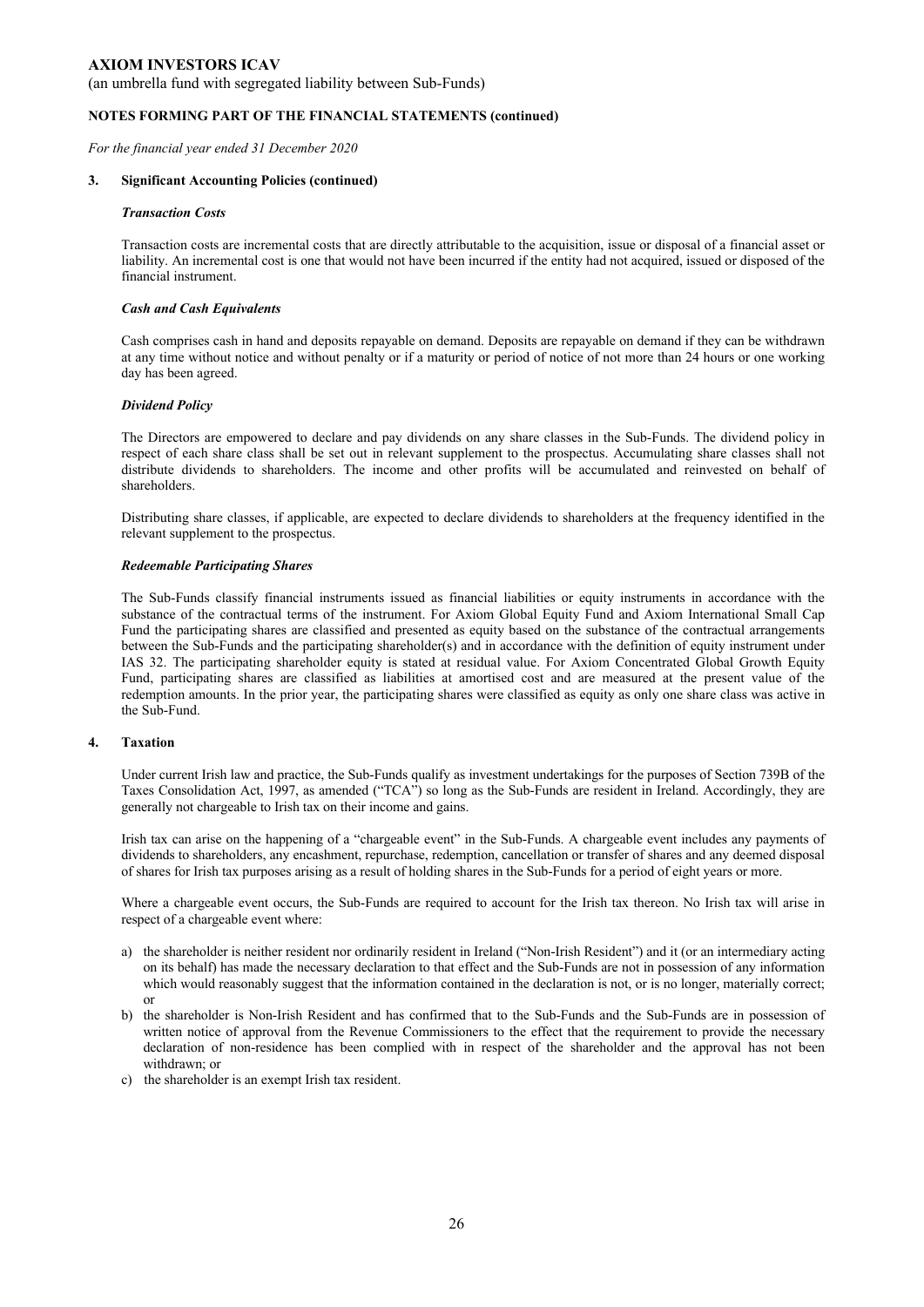## 3. Significant Accounting Policies (continued)

### *Transaction Costs*

Transaction costs are incremental costs that are directly attributable to the acquisition, issue or disposal of a financial asset or liability. An incremental cost is one that would not have been incurred if the entity had not acquired, issued or disposed of the financial instrument.

### *Cash and Cash Equivalents*

Cash comprises cash in hand and deposits repayable on demand. Deposits are repayable on demand if they can be withdrawn at any time without notice and without penalty or if a maturity or period of notice of not more than 24 hours or one working day has been agreed.

### *Dividend Policy*

The Directors are empowered to declare and pay dividends on any share classes in the Sub-Funds. The dividend policy in respect of each share class shall be set out in relevant supplement to the prospectus. Accumulating share classes shall not distribute dividends to shareholders. The income and other profits will be accumulated and reinvested on behalf of shareholders.

Distributing share classes, if applicable, are expected to declare dividends to shareholders at the frequency identified in the relevant supplement to the prospectus.

### *Redeemable Participating Shares*

The Sub-Funds classify financial instruments issued as financial liabilities or equity instruments in accordance with the substance of the contractual terms of the instrument. For Axiom Global Equity Fund and Axiom International Small Cap Fund the participating shares are classified and presented as equity based on the substance of the contractual arrangements between the Sub-Funds and the participating shareholder(s) and in accordance with the definition of equity instrument under IAS 32. The participating shareholder equity is stated at residual value. For Axiom Concentrated Global Growth Equity Fund, participating shares are classified as liabilities at amortised cost and are measured at the present value of the redemption amounts. In the prior year, the participating shares were classified as equity as only one share class was active in the Sub-Fund.

## 4. Taxation

Under current Irish law and practice, the Sub-Funds qualify as investment undertakings for the purposes of Section 739B of the Taxes Consolidation Act, 1997, as amended ("TCA") so long as the Sub-Funds are resident in Ireland. Accordingly, they are generally not chargeable to Irish tax on their income and gains.

Irish tax can arise on the happening of a "chargeable event" in the Sub-Funds. A chargeable event includes any payments of dividends to shareholders, any encashment, repurchase, redemption, cancellation or transfer of shares and any deemed disposal of shares for Irish tax purposes arising as a result of holding shares in the Sub-Funds for a period of eight years or more.

Where a chargeable event occurs, the Sub-Funds are required to account for the Irish tax thereon. No Irish tax will arise in respect of a chargeable event where:

a) the shareholder is neither resident nor ordinarily resident in Ireland ("Non-Irish Resident") and it (or an intermediary acting on its behalf) has made the necessary declaration to that effect and the Sub-Funds are not in possession of any information which would reasonably suggest that the information contained in the declaration is not, or is no longer, materially correct; or
b) the shareholder is Non-Irish Resident and has confirmed that to the Sub-Funds and the Sub-Funds are in possession of written notice of approval from the Revenue Commissioners to the effect that the requirement to provide the necessary declaration of non-residence has been complied with in respect of the shareholder and the approval has not been withdrawn; or
c) the shareholder is an exempt Irish tax resident.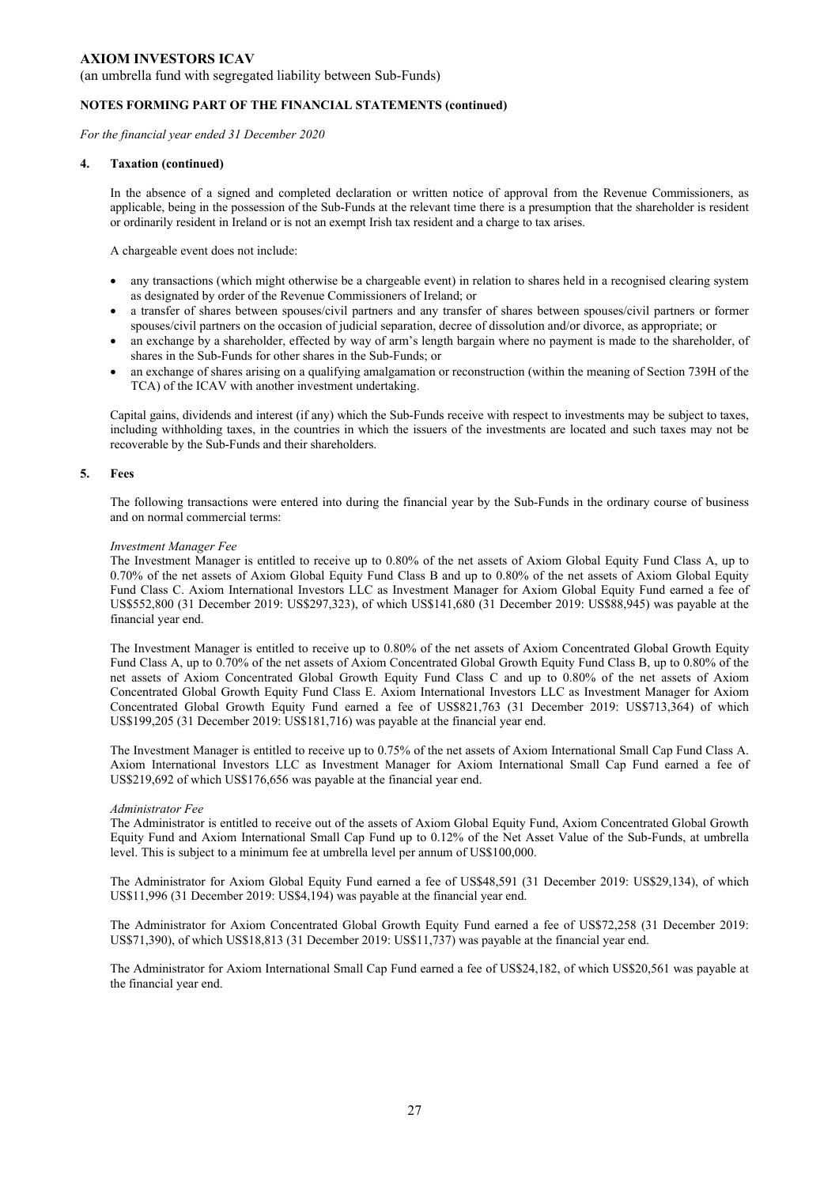**AXIOM INVESTORS ICAV**

(an umbrella fund with segregated liability between Sub-Funds)

**NOTES FORMING PART OF THE FINANCIAL STATEMENTS (continued)**

*For the financial year ended 31 December 2020*

**4. Taxation (continued)**

In the absence of a signed and completed declaration or written notice of approval from the Revenue Commissioners, as applicable, being in the possession of the Sub-Funds at the relevant time there is a presumption that the shareholder is resident or ordinarily resident in Ireland or is not an exempt Irish tax resident and a charge to tax arises.

A chargeable event does not include:

- any transactions (which might otherwise be a chargeable event) in relation to shares held in a recognised clearing system as designated by order of the Revenue Commissioners of Ireland; or
- a transfer of shares between spouses/civil partners and any transfer of shares between spouses/civil partners or former spouses/civil partners on the occasion of judicial separation, decree of dissolution and/or divorce, as appropriate; or
- an exchange by a shareholder, effected by way of arm's length bargain where no payment is made to the shareholder, of shares in the Sub-Funds for other shares in the Sub-Funds; or
- an exchange of shares arising on a qualifying amalgamation or reconstruction (within the meaning of Section 739H of the TCA) of the ICAV with another investment undertaking.

Capital gains, dividends and interest (if any) which the Sub-Funds receive with respect to investments may be subject to taxes, including withholding taxes, in the countries in which the issuers of the investments are located and such taxes may not be recoverable by the Sub-Funds and their shareholders.

**5. Fees**

The following transactions were entered into during the financial year by the Sub-Funds in the ordinary course of business and on normal commercial terms:

*Investment Manager Fee*

The Investment Manager is entitled to receive up to 0.80% of the net assets of Axiom Global Equity Fund Class A, up to 0.70% of the net assets of Axiom Global Equity Fund Class B and up to 0.80% of the net assets of Axiom Global Equity Fund Class C. Axiom International Investors LLC as Investment Manager for Axiom Global Equity Fund earned a fee of US$552,800 (31 December 2019: US$297,323), of which US$141,680 (31 December 2019: US$88,945) was payable at the financial year end.

The Investment Manager is entitled to receive up to 0.80% of the net assets of Axiom Concentrated Global Growth Equity Fund Class A, up to 0.70% of the net assets of Axiom Concentrated Global Growth Equity Fund Class B, up to 0.80% of the net assets of Axiom Concentrated Global Growth Equity Fund Class C and up to 0.80% of the net assets of Axiom Concentrated Global Growth Equity Fund Class E. Axiom International Investors LLC as Investment Manager for Axiom Concentrated Global Growth Equity Fund earned a fee of US$821,763 (31 December 2019: US$713,364) of which US$199,205 (31 December 2019: US$181,716) was payable at the financial year end.

The Investment Manager is entitled to receive up to 0.75% of the net assets of Axiom International Small Cap Fund Class A. Axiom International Investors LLC as Investment Manager for Axiom International Small Cap Fund earned a fee of US$219,692 of which US$176,656 was payable at the financial year end.

*Administrator Fee*

The Administrator is entitled to receive out of the assets of Axiom Global Equity Fund, Axiom Concentrated Global Growth Equity Fund and Axiom International Small Cap Fund up to 0.12% of the Net Asset Value of the Sub-Funds, at umbrella level. This is subject to a minimum fee at umbrella level per annum of US$100,000.

The Administrator for Axiom Global Equity Fund earned a fee of US$48,591 (31 December 2019: US$29,134), of which US$11,996 (31 December 2019: US$4,194) was payable at the financial year end.

The Administrator for Axiom Concentrated Global Growth Equity Fund earned a fee of US$72,258 (31 December 2019: US$71,390), of which US$18,813 (31 December 2019: US$11,737) was payable at the financial year end.

The Administrator for Axiom International Small Cap Fund earned a fee of US$24,182, of which US$20,561 was payable at the financial year end.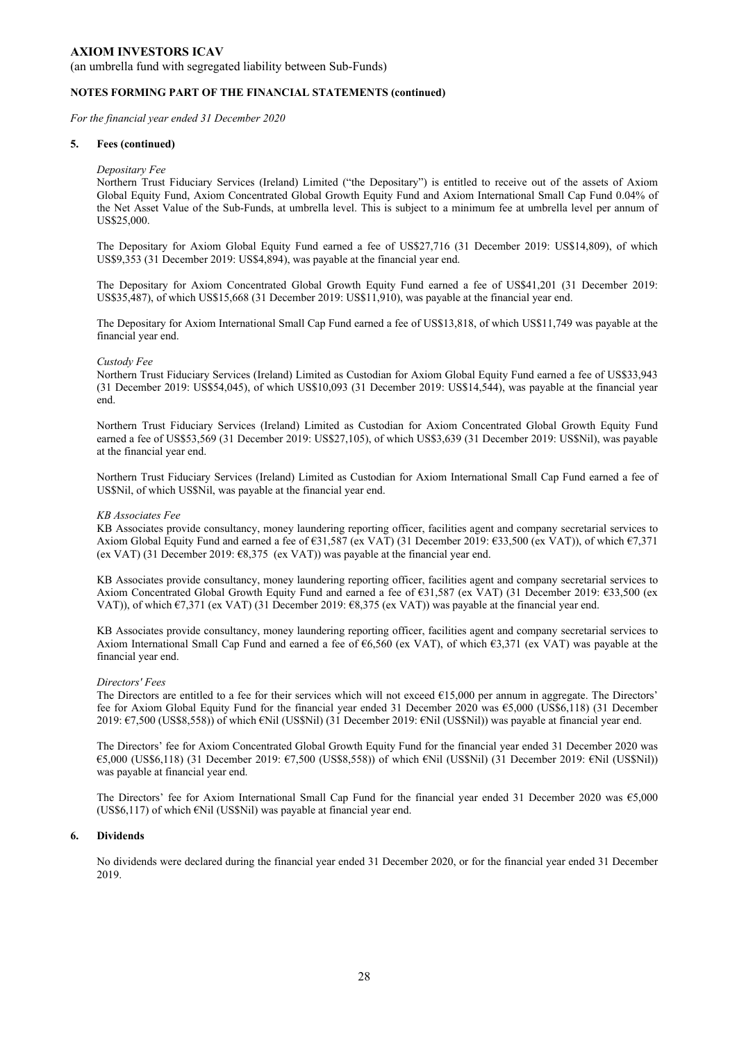**AXIOM INVESTORS ICAV**

(an umbrella fund with segregated liability between Sub-Funds)

**NOTES FORMING PART OF THE FINANCIAL STATEMENTS (continued)**

*For the financial year ended 31 December 2020*

**5. Fees (continued)**

*Depositary Fee*

Northern Trust Fiduciary Services (Ireland) Limited ("the Depositary") is entitled to receive out of the assets of Axiom Global Equity Fund, Axiom Concentrated Global Growth Equity Fund and Axiom International Small Cap Fund 0.04% of the Net Asset Value of the Sub-Funds, at umbrella level. This is subject to a minimum fee at umbrella level per annum of US$25,000.

The Depositary for Axiom Global Equity Fund earned a fee of US$27,716 (31 December 2019: US$14,809), of which US$9,353 (31 December 2019: US$4,894), was payable at the financial year end.

The Depositary for Axiom Concentrated Global Growth Equity Fund earned a fee of US$41,201 (31 December 2019: US$35,487), of which US$15,668 (31 December 2019: US$11,910), was payable at the financial year end.

The Depositary for Axiom International Small Cap Fund earned a fee of US$13,818, of which US$11,749 was payable at the financial year end.

*Custody Fee*

Northern Trust Fiduciary Services (Ireland) Limited as Custodian for Axiom Global Equity Fund earned a fee of US$33,943 (31 December 2019: US$54,045), of which US$10,093 (31 December 2019: US$14,544), was payable at the financial year end.

Northern Trust Fiduciary Services (Ireland) Limited as Custodian for Axiom Concentrated Global Growth Equity Fund earned a fee of US$53,569 (31 December 2019: US$27,105), of which US$3,639 (31 December 2019: US$Nil), was payable at the financial year end.

Northern Trust Fiduciary Services (Ireland) Limited as Custodian for Axiom International Small Cap Fund earned a fee of US$Nil, of which US$Nil, was payable at the financial year end.

*KB Associates Fee*

KB Associates provide consultancy, money laundering reporting officer, facilities agent and company secretarial services to Axiom Global Equity Fund and earned a fee of €31,587 (ex VAT) (31 December 2019: €33,500 (ex VAT)), of which €7,371 (ex VAT) (31 December 2019: €8,375 (ex VAT)) was payable at the financial year end.

KB Associates provide consultancy, money laundering reporting officer, facilities agent and company secretarial services to Axiom Concentrated Global Growth Equity Fund and earned a fee of €31,587 (ex VAT) (31 December 2019: €33,500 (ex VAT)), of which €7,371 (ex VAT) (31 December 2019: €8,375 (ex VAT)) was payable at the financial year end.

KB Associates provide consultancy, money laundering reporting officer, facilities agent and company secretarial services to Axiom International Small Cap Fund and earned a fee of €6,560 (ex VAT), of which €3,371 (ex VAT) was payable at the financial year end.

*Directors' Fees*

The Directors are entitled to a fee for their services which will not exceed €15,000 per annum in aggregate. The Directors' fee for Axiom Global Equity Fund for the financial year ended 31 December 2020 was €5,000 (US$6,118) (31 December 2019: €7,500 (US$8,558)) of which €Nil (US$Nil) (31 December 2019: €Nil (US$Nil)) was payable at financial year end.

The Directors' fee for Axiom Concentrated Global Growth Equity Fund for the financial year ended 31 December 2020 was €5,000 (US$6,118) (31 December 2019: €7,500 (US$8,558)) of which €Nil (US$Nil) (31 December 2019: €Nil (US$Nil)) was payable at financial year end.

The Directors' fee for Axiom International Small Cap Fund for the financial year ended 31 December 2020 was €5,000 (US$6,117) of which €Nil (US$Nil) was payable at financial year end.

**6. Dividends**

No dividends were declared during the financial year ended 31 December 2020, or for the financial year ended 31 December 2019.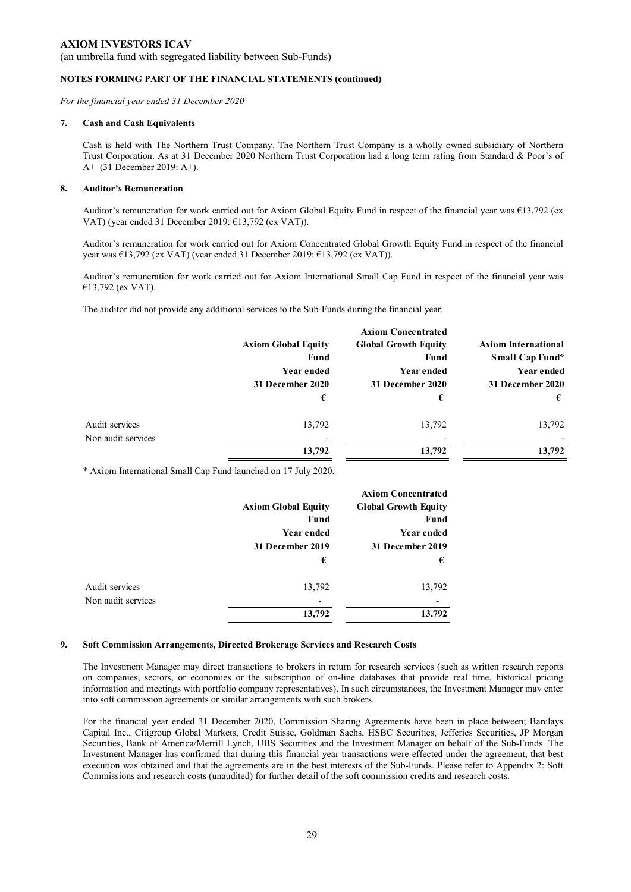**AXIOM INVESTORS ICAV**

(an umbrella fund with segregated liability between Sub-Funds)

**NOTES FORMING PART OF THE FINANCIAL STATEMENTS (continued)**

*For the financial year ended 31 December 2020*

## 7. Cash and Cash Equivalents

Cash is held with The Northern Trust Company. The Northern Trust Company is a wholly owned subsidiary of Northern Trust Corporation. As at 31 December 2020 Northern Trust Corporation had a long term rating from Standard & Poor's of A+ (31 December 2019: A+).

## 8. Auditor's Remuneration

Auditor's remuneration for work carried out for Axiom Global Equity Fund in respect of the financial year was €13,792 (ex VAT) (year ended 31 December 2019: €13,792 (ex VAT)).

Auditor's remuneration for work carried out for Axiom Concentrated Global Growth Equity Fund in respect of the financial year was €13,792 (ex VAT) (year ended 31 December 2019: €13,792 (ex VAT)).

Auditor's remuneration for work carried out for Axiom International Small Cap Fund in respect of the financial year was €13,792 (ex VAT).

The auditor did not provide any additional services to the Sub-Funds during the financial year.

| | Axiom Global Equity Fund Year ended 31 December 2020 € | Axiom Concentrated Global Growth Equity Fund Year ended 31 December 2020 € | Axiom International Small Cap Fund* Year ended 31 December 2020 € |
|---|---|---|---|
| Audit services | 13,792 | 13,792 | 13,792 |
| Non audit services | - | - | - |
| | **13,792** | **13,792** | **13,792** |

\* Axiom International Small Cap Fund launched on 17 July 2020.

| | Axiom Global Equity Fund Year ended 31 December 2019 € | Axiom Concentrated Global Growth Equity Fund Year ended 31 December 2019 € |
|---|---|---|
| Audit services | 13,792 | 13,792 |
| Non audit services | - | - |
| | **13,792** | **13,792** |

## 9. Soft Commission Arrangements, Directed Brokerage Services and Research Costs

The Investment Manager may direct transactions to brokers in return for research services (such as written research reports on companies, sectors, or economies or the subscription of on-line databases that provide real time, historical pricing information and meetings with portfolio company representatives). In such circumstances, the Investment Manager may enter into soft commission agreements or similar arrangements with such brokers.

For the financial year ended 31 December 2020, Commission Sharing Agreements have been in place between; Barclays Capital Inc., Citigroup Global Markets, Credit Suisse, Goldman Sachs, HSBC Securities, Jefferies Securities, JP Morgan Securities, Bank of America/Merrill Lynch, UBS Securities and the Investment Manager on behalf of the Sub-Funds. The Investment Manager has confirmed that during this financial year transactions were effected under the agreement, that best execution was obtained and that the agreements are in the best interests of the Sub-Funds. Please refer to Appendix 2: Soft Commissions and research costs (unaudited) for further detail of the soft commission credits and research costs.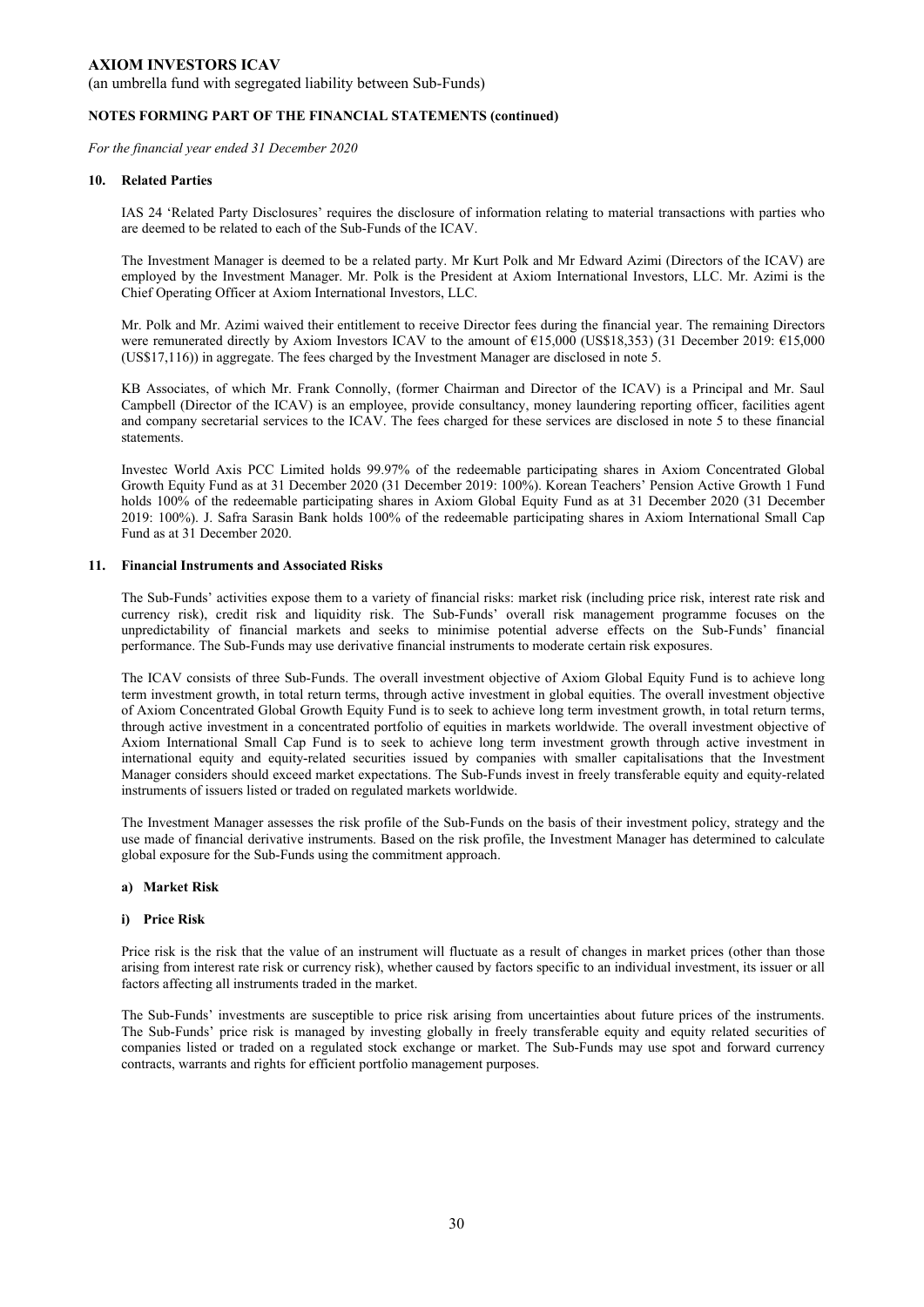**AXIOM INVESTORS ICAV**

(an umbrella fund with segregated liability between Sub-Funds)

**NOTES FORMING PART OF THE FINANCIAL STATEMENTS (continued)**

*For the financial year ended 31 December 2020*

## 10. Related Parties

IAS 24 'Related Party Disclosures' requires the disclosure of information relating to material transactions with parties who are deemed to be related to each of the Sub-Funds of the ICAV.

The Investment Manager is deemed to be a related party. Mr Kurt Polk and Mr Edward Azimi (Directors of the ICAV) are employed by the Investment Manager. Mr. Polk is the President at Axiom International Investors, LLC. Mr. Azimi is the Chief Operating Officer at Axiom International Investors, LLC.

Mr. Polk and Mr. Azimi waived their entitlement to receive Director fees during the financial year. The remaining Directors were remunerated directly by Axiom Investors ICAV to the amount of €15,000 (US$18,353) (31 December 2019: €15,000 (US$17,116)) in aggregate. The fees charged by the Investment Manager are disclosed in note 5.

KB Associates, of which Mr. Frank Connolly, (former Chairman and Director of the ICAV) is a Principal and Mr. Saul Campbell (Director of the ICAV) is an employee, provide consultancy, money laundering reporting officer, facilities agent and company secretarial services to the ICAV. The fees charged for these services are disclosed in note 5 to these financial statements.

Investec World Axis PCC Limited holds 99.97% of the redeemable participating shares in Axiom Concentrated Global Growth Equity Fund as at 31 December 2020 (31 December 2019: 100%). Korean Teachers' Pension Active Growth 1 Fund holds 100% of the redeemable participating shares in Axiom Global Equity Fund as at 31 December 2020 (31 December 2019: 100%). J. Safra Sarasin Bank holds 100% of the redeemable participating shares in Axiom International Small Cap Fund as at 31 December 2020.

## 11. Financial Instruments and Associated Risks

The Sub-Funds' activities expose them to a variety of financial risks: market risk (including price risk, interest rate risk and currency risk), credit risk and liquidity risk. The Sub-Funds' overall risk management programme focuses on the unpredictability of financial markets and seeks to minimise potential adverse effects on the Sub-Funds' financial performance. The Sub-Funds may use derivative financial instruments to moderate certain risk exposures.

The ICAV consists of three Sub-Funds. The overall investment objective of Axiom Global Equity Fund is to achieve long term investment growth, in total return terms, through active investment in global equities. The overall investment objective of Axiom Concentrated Global Growth Equity Fund is to seek to achieve long term investment growth, in total return terms, through active investment in a concentrated portfolio of equities in markets worldwide. The overall investment objective of Axiom International Small Cap Fund is to seek to achieve long term investment growth through active investment in international equity and equity-related securities issued by companies with smaller capitalisations that the Investment Manager considers should exceed market expectations. The Sub-Funds invest in freely transferable equity and equity-related instruments of issuers listed or traded on regulated markets worldwide.

The Investment Manager assesses the risk profile of the Sub-Funds on the basis of their investment policy, strategy and the use made of financial derivative instruments. Based on the risk profile, the Investment Manager has determined to calculate global exposure for the Sub-Funds using the commitment approach.

### a) Market Risk

#### i) Price Risk

Price risk is the risk that the value of an instrument will fluctuate as a result of changes in market prices (other than those arising from interest rate risk or currency risk), whether caused by factors specific to an individual investment, its issuer or all factors affecting all instruments traded in the market.

The Sub-Funds' investments are susceptible to price risk arising from uncertainties about future prices of the instruments. The Sub-Funds' price risk is managed by investing globally in freely transferable equity and equity related securities of companies listed or traded on a regulated stock exchange or market. The Sub-Funds may use spot and forward currency contracts, warrants and rights for efficient portfolio management purposes.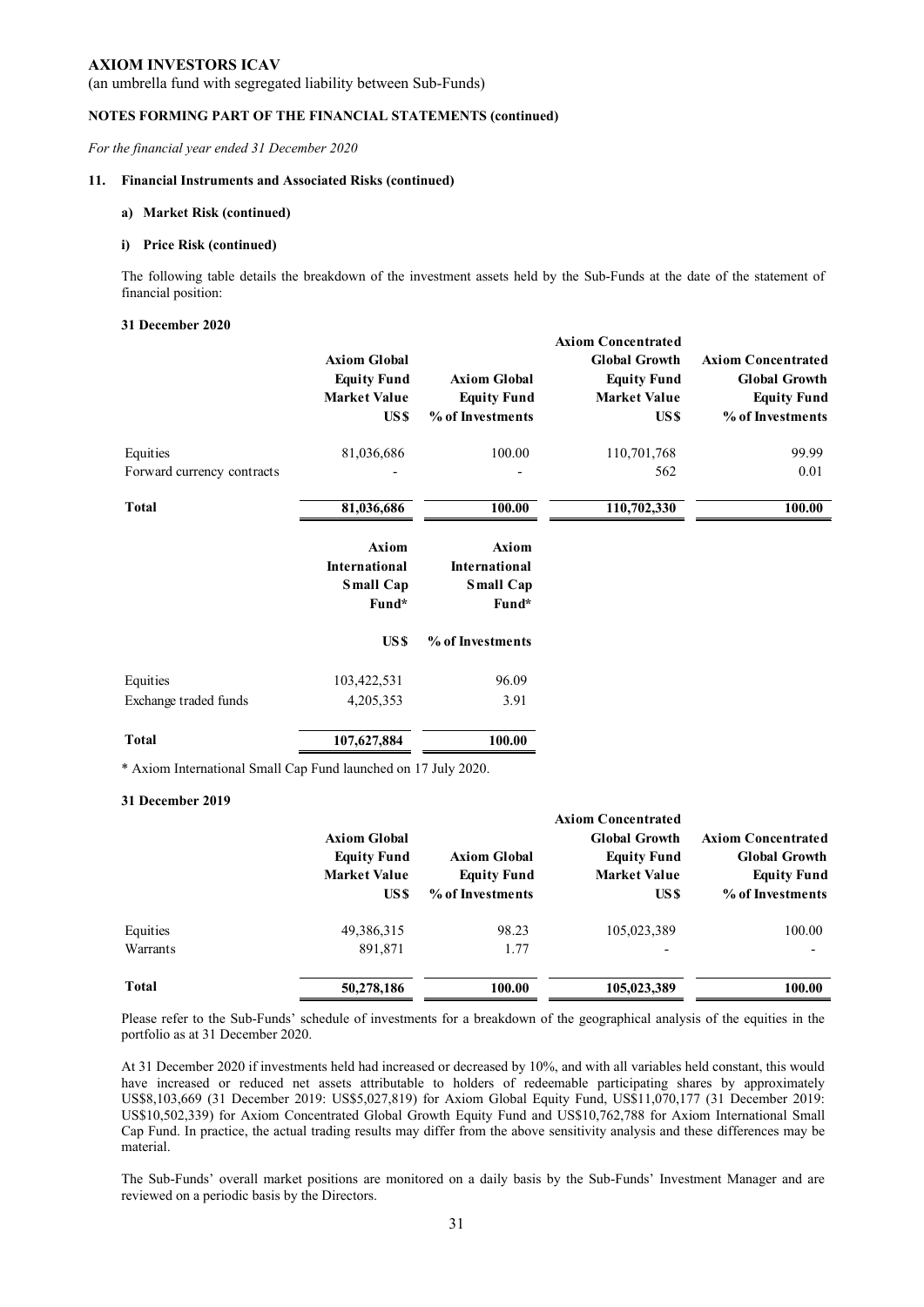**AXIOM INVESTORS ICAV**

(an umbrella fund with segregated liability between Sub-Funds)

**NOTES FORMING PART OF THE FINANCIAL STATEMENTS (continued)**

*For the financial year ended 31 December 2020*

**11. Financial Instruments and Associated Risks (continued)**

**a) Market Risk (continued)**

**i) Price Risk (continued)**

The following table details the breakdown of the investment assets held by the Sub-Funds at the date of the statement of financial position:

**31 December 2020**

| | Axiom Global Equity Fund Market Value US$ | Axiom Global Equity Fund % of Investments | Axiom Concentrated Global Growth Equity Fund Market Value US$ | Axiom Concentrated Global Growth Equity Fund % of Investments |
|---|---|---|---|---|
| Equities | 81,036,686 | 100.00 | 110,701,768 | 99.99 |
| Forward currency contracts | - | - | 562 | 0.01 |
| **Total** | **81,036,686** | **100.00** | **110,702,330** | **100.00** |

| | Axiom International Small Cap Fund* US$ | Axiom International Small Cap Fund* % of Investments |
|---|---|---|
| Equities | 103,422,531 | 96.09 |
| Exchange traded funds | 4,205,353 | 3.91 |
| **Total** | **107,627,884** | **100.00** |

\* Axiom International Small Cap Fund launched on 17 July 2020.

**31 December 2019**

| | Axiom Global Equity Fund Market Value US$ | Axiom Global Equity Fund % of Investments | Axiom Concentrated Global Growth Equity Fund Market Value US$ | Axiom Concentrated Global Growth Equity Fund % of Investments |
|---|---|---|---|---|
| Equities | 49,386,315 | 98.23 | 105,023,389 | 100.00 |
| Warrants | 891,871 | 1.77 | - | - |
| **Total** | **50,278,186** | **100.00** | **105,023,389** | **100.00** |

Please refer to the Sub-Funds' schedule of investments for a breakdown of the geographical analysis of the equities in the portfolio as at 31 December 2020.

At 31 December 2020 if investments held had increased or decreased by 10%, and with all variables held constant, this would have increased or reduced net assets attributable to holders of redeemable participating shares by approximately US$8,103,669 (31 December 2019: US$5,027,819) for Axiom Global Equity Fund, US$11,070,177 (31 December 2019: US$10,502,339) for Axiom Concentrated Global Growth Equity Fund and US$10,762,788 for Axiom International Small Cap Fund. In practice, the actual trading results may differ from the above sensitivity analysis and these differences may be material.

The Sub-Funds' overall market positions are monitored on a daily basis by the Sub-Funds' Investment Manager and are reviewed on a periodic basis by the Directors.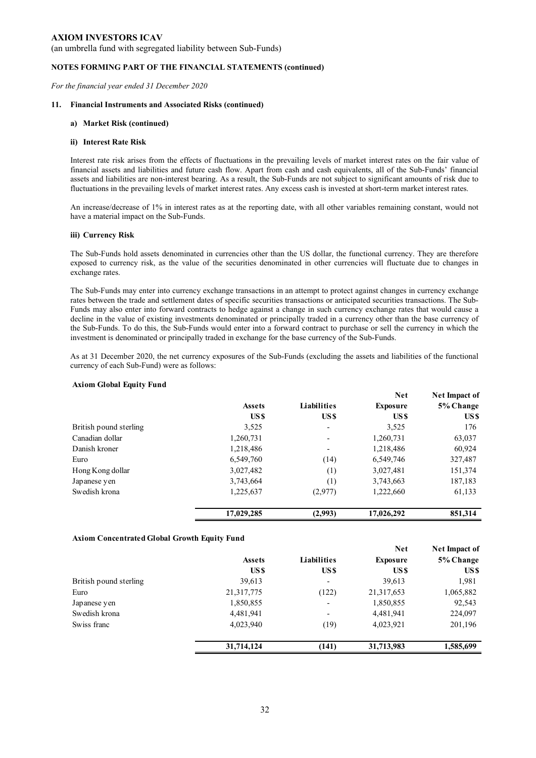**AXIOM INVESTORS ICAV**

(an umbrella fund with segregated liability between Sub-Funds)

**NOTES FORMING PART OF THE FINANCIAL STATEMENTS (continued)**

*For the financial year ended 31 December 2020*

**11. Financial Instruments and Associated Risks (continued)**

**a) Market Risk (continued)**

**ii) Interest Rate Risk**

Interest rate risk arises from the effects of fluctuations in the prevailing levels of market interest rates on the fair value of financial assets and liabilities and future cash flow. Apart from cash and cash equivalents, all of the Sub-Funds' financial assets and liabilities are non-interest bearing. As a result, the Sub-Funds are not subject to significant amounts of risk due to fluctuations in the prevailing levels of market interest rates. Any excess cash is invested at short-term market interest rates.

An increase/decrease of 1% in interest rates as at the reporting date, with all other variables remaining constant, would not have a material impact on the Sub-Funds.

**iii) Currency Risk**

The Sub-Funds hold assets denominated in currencies other than the US dollar, the functional currency. They are therefore exposed to currency risk, as the value of the securities denominated in other currencies will fluctuate due to changes in exchange rates.

The Sub-Funds may enter into currency exchange transactions in an attempt to protect against changes in currency exchange rates between the trade and settlement dates of specific securities transactions or anticipated securities transactions. The Sub-Funds may also enter into forward contracts to hedge against a change in such currency exchange rates that would cause a decline in the value of existing investments denominated or principally traded in a currency other than the base currency of the Sub-Funds. To do this, the Sub-Funds would enter into a forward contract to purchase or sell the currency in which the investment is denominated or principally traded in exchange for the base currency of the Sub-Funds.

As at 31 December 2020, the net currency exposures of the Sub-Funds (excluding the assets and liabilities of the functional currency of each Sub-Fund) were as follows:

**Axiom Global Equity Fund**

| | Assets US$ | Liabilities US$ | Net Exposure US$ | Net Impact of 5% Change US$ |
|---|---|---|---|---|
| British pound sterling | 3,525 | - | 3,525 | 176 |
| Canadian dollar | 1,260,731 | - | 1,260,731 | 63,037 |
| Danish kroner | 1,218,486 | - | 1,218,486 | 60,924 |
| Euro | 6,549,760 | (14) | 6,549,746 | 327,487 |
| Hong Kong dollar | 3,027,482 | (1) | 3,027,481 | 151,374 |
| Japanese yen | 3,743,664 | (1) | 3,743,663 | 187,183 |
| Swedish krona | 1,225,637 | (2,977) | 1,222,660 | 61,133 |
| | **17,029,285** | **(2,993)** | **17,026,292** | **851,314** |

**Axiom Concentrated Global Growth Equity Fund**

| | Assets US$ | Liabilities US$ | Net Exposure US$ | Net Impact of 5% Change US$ |
|---|---|---|---|---|
| British pound sterling | 39,613 | - | 39,613 | 1,981 |
| Euro | 21,317,775 | (122) | 21,317,653 | 1,065,882 |
| Japanese yen | 1,850,855 | - | 1,850,855 | 92,543 |
| Swedish krona | 4,481,941 | - | 4,481,941 | 224,097 |
| Swiss franc | 4,023,940 | (19) | 4,023,921 | 201,196 |
| | **31,714,124** | **(141)** | **31,713,983** | **1,585,699** |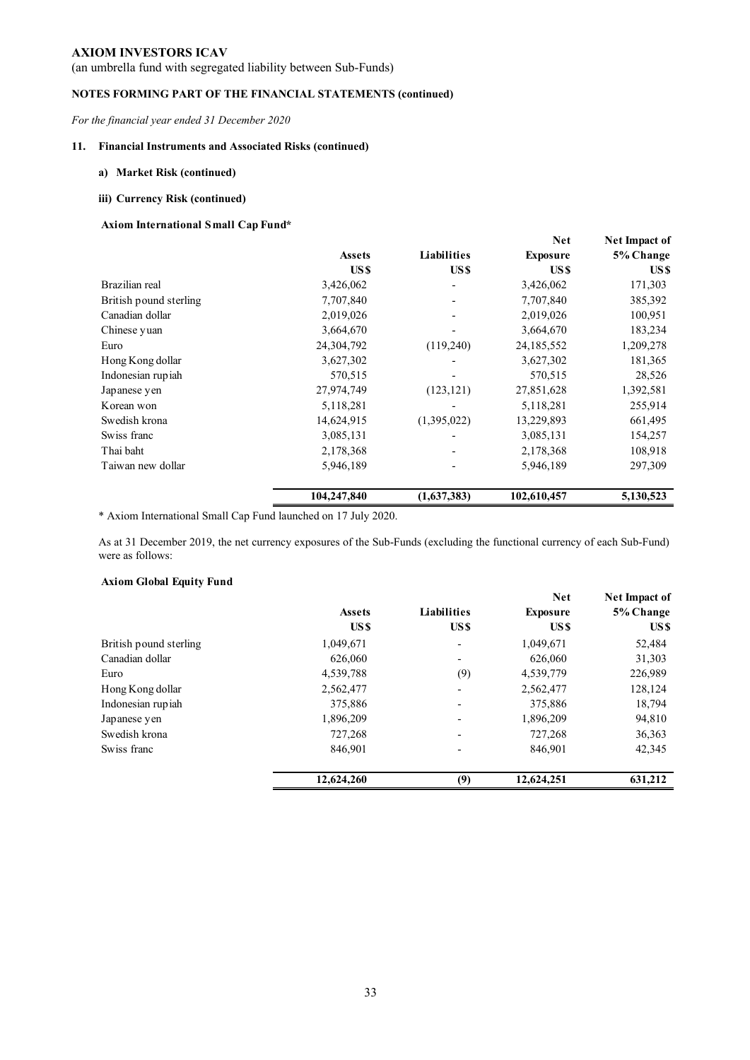**AXIOM INVESTORS ICAV**

(an umbrella fund with segregated liability between Sub-Funds)

**NOTES FORMING PART OF THE FINANCIAL STATEMENTS (continued)**

*For the financial year ended 31 December 2020*

**11. Financial Instruments and Associated Risks (continued)**

**a) Market Risk (continued)**

**iii) Currency Risk (continued)**

**Axiom International Small Cap Fund***

| | Assets US$ | Liabilities US$ | Net Exposure US$ | Net Impact of 5% Change US$ |
|---|---|---|---|---|
| Brazilian real | 3,426,062 | - | 3,426,062 | 171,303 |
| British pound sterling | 7,707,840 | - | 7,707,840 | 385,392 |
| Canadian dollar | 2,019,026 | - | 2,019,026 | 100,951 |
| Chinese yuan | 3,664,670 | - | 3,664,670 | 183,234 |
| Euro | 24,304,792 | (119,240) | 24,185,552 | 1,209,278 |
| Hong Kong dollar | 3,627,302 | - | 3,627,302 | 181,365 |
| Indonesian rupiah | 570,515 | - | 570,515 | 28,526 |
| Japanese yen | 27,974,749 | (123,121) | 27,851,628 | 1,392,581 |
| Korean won | 5,118,281 | - | 5,118,281 | 255,914 |
| Swedish krona | 14,624,915 | (1,395,022) | 13,229,893 | 661,495 |
| Swiss franc | 3,085,131 | - | 3,085,131 | 154,257 |
| Thai baht | 2,178,368 | - | 2,178,368 | 108,918 |
| Taiwan new dollar | 5,946,189 | - | 5,946,189 | 297,309 |
| | **104,247,840** | **(1,637,383)** | **102,610,457** | **5,130,523** |

* Axiom International Small Cap Fund launched on 17 July 2020.

As at 31 December 2019, the net currency exposures of the Sub-Funds (excluding the functional currency of each Sub-Fund) were as follows:

**Axiom Global Equity Fund**

| | Assets US$ | Liabilities US$ | Net Exposure US$ | Net Impact of 5% Change US$ |
|---|---|---|---|---|
| British pound sterling | 1,049,671 | - | 1,049,671 | 52,484 |
| Canadian dollar | 626,060 | - | 626,060 | 31,303 |
| Euro | 4,539,788 | (9) | 4,539,779 | 226,989 |
| Hong Kong dollar | 2,562,477 | - | 2,562,477 | 128,124 |
| Indonesian rupiah | 375,886 | - | 375,886 | 18,794 |
| Japanese yen | 1,896,209 | - | 1,896,209 | 94,810 |
| Swedish krona | 727,268 | - | 727,268 | 36,363 |
| Swiss franc | 846,901 | - | 846,901 | 42,345 |
| | **12,624,260** | **(9)** | **12,624,251** | **631,212** |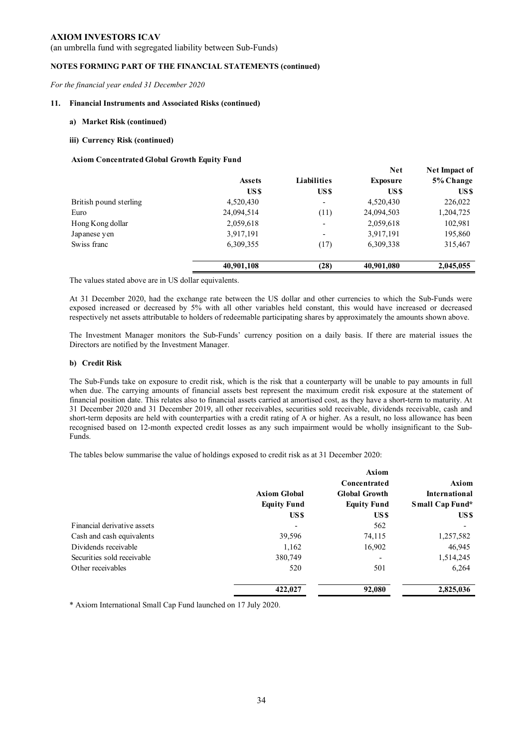**AXIOM INVESTORS ICAV**

(an umbrella fund with segregated liability between Sub-Funds)

**NOTES FORMING PART OF THE FINANCIAL STATEMENTS (continued)**

*For the financial year ended 31 December 2020*

**11. Financial Instruments and Associated Risks (continued)**

**a) Market Risk (continued)**

**iii) Currency Risk (continued)**

**Axiom Concentrated Global Growth Equity Fund**

| | Assets | Liabilities | Net Exposure | Net Impact of 5% Change |
|---|---|---|---|---|
| | US$ | US$ | US$ | US$ |
| British pound sterling | 4,520,430 | - | 4,520,430 | 226,022 |
| Euro | 24,094,514 | (11) | 24,094,503 | 1,204,725 |
| Hong Kong dollar | 2,059,618 | - | 2,059,618 | 102,981 |
| Japanese yen | 3,917,191 | - | 3,917,191 | 195,860 |
| Swiss franc | 6,309,355 | (17) | 6,309,338 | 315,467 |
| | **40,901,108** | **(28)** | **40,901,080** | **2,045,055** |

The values stated above are in US dollar equivalents.

At 31 December 2020, had the exchange rate between the US dollar and other currencies to which the Sub-Funds were exposed increased or decreased by 5% with all other variables held constant, this would have increased or decreased respectively net assets attributable to holders of redeemable participating shares by approximately the amounts shown above.

The Investment Manager monitors the Sub-Funds' currency position on a daily basis. If there are material issues the Directors are notified by the Investment Manager.

**b) Credit Risk**

The Sub-Funds take on exposure to credit risk, which is the risk that a counterparty will be unable to pay amounts in full when due. The carrying amounts of financial assets best represent the maximum credit risk exposure at the statement of financial position date. This relates also to financial assets carried at amortised cost, as they have a short-term to maturity. At 31 December 2020 and 31 December 2019, all other receivables, securities sold receivable, dividends receivable, cash and short-term deposits are held with counterparties with a credit rating of A or higher. As a result, no loss allowance has been recognised based on 12-month expected credit losses as any such impairment would be wholly insignificant to the Sub-Funds.

The tables below summarise the value of holdings exposed to credit risk as at 31 December 2020:

| | Axiom Global Equity Fund | Axiom Concentrated Global Growth Equity Fund | Axiom International Small Cap Fund* |
|---|---|---|---|
| | US$ | US$ | US$ |
| Financial derivative assets | - | 562 | - |
| Cash and cash equivalents | 39,596 | 74,115 | 1,257,582 |
| Dividends receivable | 1,162 | 16,902 | 46,945 |
| Securities sold receivable | 380,749 | - | 1,514,245 |
| Other receivables | 520 | 501 | 6,264 |
| | **422,027** | **92,080** | **2,825,036** |

* Axiom International Small Cap Fund launched on 17 July 2020.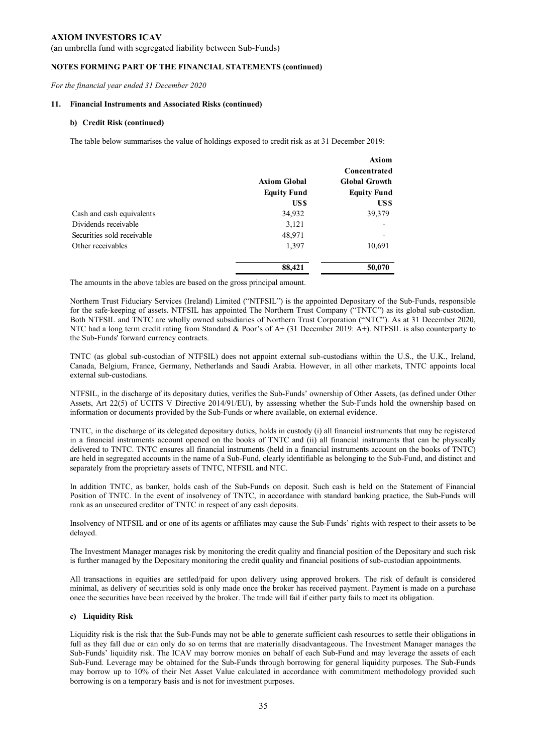# AXIOM INVESTORS ICAV

(an umbrella fund with segregated liability between Sub-Funds)

**NOTES FORMING PART OF THE FINANCIAL STATEMENTS (continued)**

*For the financial year ended 31 December 2020*

## 11. Financial Instruments and Associated Risks (continued)

### b) Credit Risk (continued)

The table below summarises the value of holdings exposed to credit risk as at 31 December 2019:

| | Axiom Global Equity Fund US$ | Axiom Concentrated Global Growth Equity Fund US$ |
|---|---|---|
| Cash and cash equivalents | 34,932 | 39,379 |
| Dividends receivable | 3,121 | - |
| Securities sold receivable | 48,971 | - |
| Other receivables | 1,397 | 10,691 |
| | **88,421** | **50,070** |

The amounts in the above tables are based on the gross principal amount.

Northern Trust Fiduciary Services (Ireland) Limited ("NTFSIL") is the appointed Depositary of the Sub-Funds, responsible for the safe-keeping of assets. NTFSIL has appointed The Northern Trust Company ("TNTC") as its global sub-custodian. Both NTFSIL and TNTC are wholly owned subsidiaries of Northern Trust Corporation ("NTC"). As at 31 December 2020, NTC had a long term credit rating from Standard & Poor's of A+ (31 December 2019: A+). NTFSIL is also counterparty to the Sub-Funds' forward currency contracts.

TNTC (as global sub-custodian of NTFSIL) does not appoint external sub-custodians within the U.S., the U.K., Ireland, Canada, Belgium, France, Germany, Netherlands and Saudi Arabia. However, in all other markets, TNTC appoints local external sub-custodians.

NTFSIL, in the discharge of its depositary duties, verifies the Sub-Funds' ownership of Other Assets, (as defined under Other Assets, Art 22(5) of UCITS V Directive 2014/91/EU), by assessing whether the Sub-Funds hold the ownership based on information or documents provided by the Sub-Funds or where available, on external evidence.

TNTC, in the discharge of its delegated depositary duties, holds in custody (i) all financial instruments that may be registered in a financial instruments account opened on the books of TNTC and (ii) all financial instruments that can be physically delivered to TNTC. TNTC ensures all financial instruments (held in a financial instruments account on the books of TNTC) are held in segregated accounts in the name of a Sub-Fund, clearly identifiable as belonging to the Sub-Fund, and distinct and separately from the proprietary assets of TNTC, NTFSIL and NTC.

In addition TNTC, as banker, holds cash of the Sub-Funds on deposit. Such cash is held on the Statement of Financial Position of TNTC. In the event of insolvency of TNTC, in accordance with standard banking practice, the Sub-Funds will rank as an unsecured creditor of TNTC in respect of any cash deposits.

Insolvency of NTFSIL and or one of its agents or affiliates may cause the Sub-Funds' rights with respect to their assets to be delayed.

The Investment Manager manages risk by monitoring the credit quality and financial position of the Depositary and such risk is further managed by the Depositary monitoring the credit quality and financial positions of sub-custodian appointments.

All transactions in equities are settled/paid for upon delivery using approved brokers. The risk of default is considered minimal, as delivery of securities sold is only made once the broker has received payment. Payment is made on a purchase once the securities have been received by the broker. The trade will fail if either party fails to meet its obligation.

### c) Liquidity Risk

Liquidity risk is the risk that the Sub-Funds may not be able to generate sufficient cash resources to settle their obligations in full as they fall due or can only do so on terms that are materially disadvantageous. The Investment Manager manages the Sub-Funds' liquidity risk. The ICAV may borrow monies on behalf of each Sub-Fund and may leverage the assets of each Sub-Fund. Leverage may be obtained for the Sub-Funds through borrowing for general liquidity purposes. The Sub-Funds may borrow up to 10% of their Net Asset Value calculated in accordance with commitment methodology provided such borrowing is on a temporary basis and is not for investment purposes.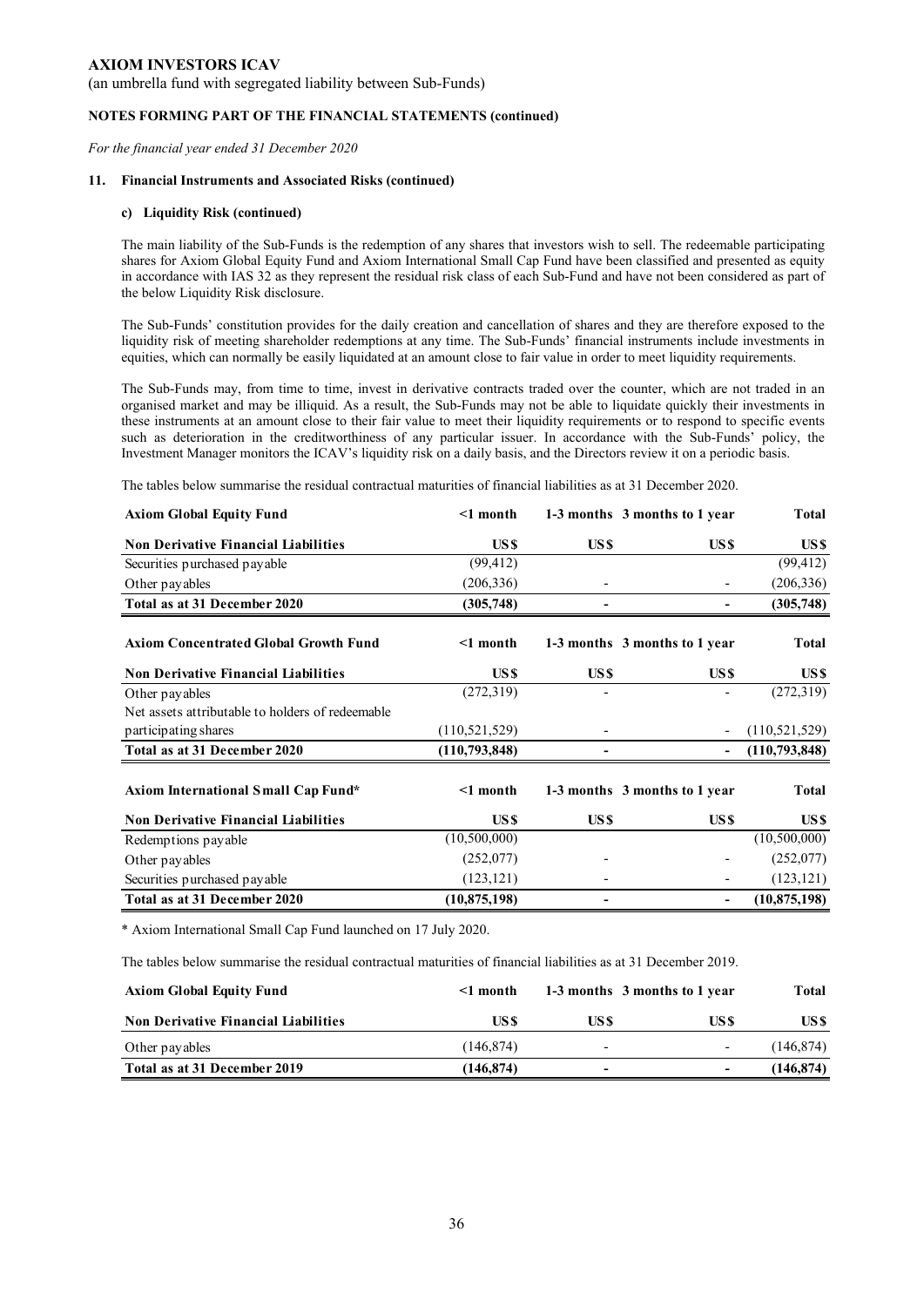# AXIOM INVESTORS ICAV

(an umbrella fund with segregated liability between Sub-Funds)

## NOTES FORMING PART OF THE FINANCIAL STATEMENTS (continued)

*For the financial year ended 31 December 2020*

### 11. Financial Instruments and Associated Risks (continued)

#### c) Liquidity Risk (continued)

The main liability of the Sub-Funds is the redemption of any shares that investors wish to sell. The redeemable participating shares for Axiom Global Equity Fund and Axiom International Small Cap Fund have been classified and presented as equity in accordance with IAS 32 as they represent the residual risk class of each Sub-Fund and have not been considered as part of the below Liquidity Risk disclosure.

The Sub-Funds' constitution provides for the daily creation and cancellation of shares and they are therefore exposed to the liquidity risk of meeting shareholder redemptions at any time. The Sub-Funds' financial instruments include investments in equities, which can normally be easily liquidated at an amount close to fair value in order to meet liquidity requirements.

The Sub-Funds may, from time to time, invest in derivative contracts traded over the counter, which are not traded in an organised market and may be illiquid. As a result, the Sub-Funds may not be able to liquidate quickly their investments in these instruments at an amount close to their fair value to meet their liquidity requirements or to respond to specific events such as deterioration in the creditworthiness of any particular issuer. In accordance with the Sub-Funds' policy, the Investment Manager monitors the ICAV's liquidity risk on a daily basis, and the Directors review it on a periodic basis.

The tables below summarise the residual contractual maturities of financial liabilities as at 31 December 2020.

| **Axiom Global Equity Fund** | **<1 month** | **1-3 months** | **3 months to 1 year** | **Total** |
|---|---|---|---|---|
| **Non Derivative Financial Liabilities** | **US$** | **US$** | **US$** | **US$** |
| Securities purchased payable | (99,412) | | | (99,412) |
| Other payables | (206,336) | - | - | (206,336) |
| **Total as at 31 December 2020** | **(305,748)** | **-** | **-** | **(305,748)** |

| **Axiom Concentrated Global Growth Fund** | **<1 month** | **1-3 months** | **3 months to 1 year** | **Total** |
|---|---|---|---|---|
| **Non Derivative Financial Liabilities** | **US$** | **US$** | **US$** | **US$** |
| Other payables | (272,319) | - | - | (272,319) |
| Net assets attributable to holders of redeemable participating shares | (110,521,529) | - | - | (110,521,529) |
| **Total as at 31 December 2020** | **(110,793,848)** | **-** | **-** | **(110,793,848)** |

| **Axiom International Small Cap Fund*** | **<1 month** | **1-3 months** | **3 months to 1 year** | **Total** |
|---|---|---|---|---|
| **Non Derivative Financial Liabilities** | **US$** | **US$** | **US$** | **US$** |
| Redemptions payable | (10,500,000) | | | (10,500,000) |
| Other payables | (252,077) | - | - | (252,077) |
| Securities purchased payable | (123,121) | - | - | (123,121) |
| **Total as at 31 December 2020** | **(10,875,198)** | **-** | **-** | **(10,875,198)** |

\* Axiom International Small Cap Fund launched on 17 July 2020.

The tables below summarise the residual contractual maturities of financial liabilities as at 31 December 2019.

| **Axiom Global Equity Fund** | **<1 month** | **1-3 months** | **3 months to 1 year** | **Total** |
|---|---|---|---|---|
| **Non Derivative Financial Liabilities** | **US$** | **US$** | **US$** | **US$** |
| Other payables | (146,874) | - | - | (146,874) |
| **Total as at 31 December 2019** | **(146,874)** | **-** | **-** | **(146,874)** |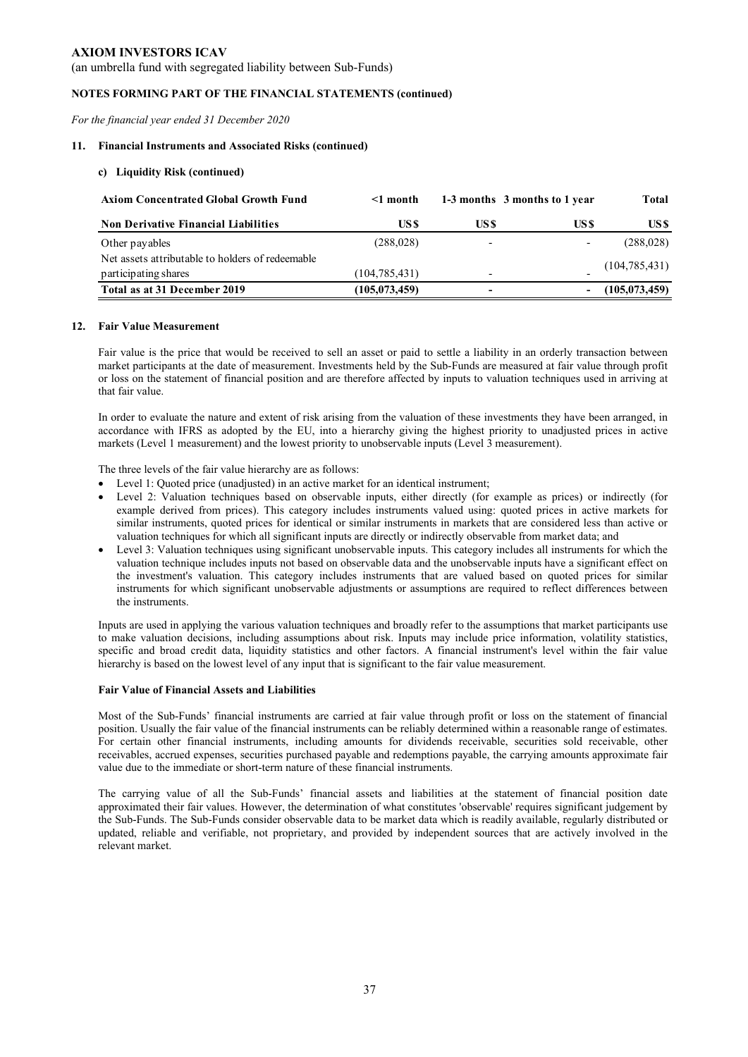**AXIOM INVESTORS ICAV**

(an umbrella fund with segregated liability between Sub-Funds)

**NOTES FORMING PART OF THE FINANCIAL STATEMENTS (continued)**

*For the financial year ended 31 December 2020*

**11. Financial Instruments and Associated Risks (continued)**

**c) Liquidity Risk (continued)**

| Axiom Concentrated Global Growth Fund | <1 month | 1-3 months | 3 months to 1 year | Total |
|---|---|---|---|---|
| **Non Derivative Financial Liabilities** | **US$** | **US$** | **US$** | **US$** |
| Other payables | (288,028) | - | - | (288,028) |
| Net assets attributable to holders of redeemable participating shares | (104,785,431) | - | - | (104,785,431) |
| **Total as at 31 December 2019** | **(105,073,459)** | **-** | **-** | **(105,073,459)** |

**12. Fair Value Measurement**

Fair value is the price that would be received to sell an asset or paid to settle a liability in an orderly transaction between market participants at the date of measurement. Investments held by the Sub-Funds are measured at fair value through profit or loss on the statement of financial position and are therefore affected by inputs to valuation techniques used in arriving at that fair value.

In order to evaluate the nature and extent of risk arising from the valuation of these investments they have been arranged, in accordance with IFRS as adopted by the EU, into a hierarchy giving the highest priority to unadjusted prices in active markets (Level 1 measurement) and the lowest priority to unobservable inputs (Level 3 measurement).

The three levels of the fair value hierarchy are as follows:

- Level 1: Quoted price (unadjusted) in an active market for an identical instrument;
- Level 2: Valuation techniques based on observable inputs, either directly (for example as prices) or indirectly (for example derived from prices). This category includes instruments valued using: quoted prices in active markets for similar instruments, quoted prices for identical or similar instruments in markets that are considered less than active or valuation techniques for which all significant inputs are directly or indirectly observable from market data; and
- Level 3: Valuation techniques using significant unobservable inputs. This category includes all instruments for which the valuation technique includes inputs not based on observable data and the unobservable inputs have a significant effect on the investment's valuation. This category includes instruments that are valued based on quoted prices for similar instruments for which significant unobservable adjustments or assumptions are required to reflect differences between the instruments.

Inputs are used in applying the various valuation techniques and broadly refer to the assumptions that market participants use to make valuation decisions, including assumptions about risk. Inputs may include price information, volatility statistics, specific and broad credit data, liquidity statistics and other factors. A financial instrument's level within the fair value hierarchy is based on the lowest level of any input that is significant to the fair value measurement.

**Fair Value of Financial Assets and Liabilities**

Most of the Sub-Funds' financial instruments are carried at fair value through profit or loss on the statement of financial position. Usually the fair value of the financial instruments can be reliably determined within a reasonable range of estimates. For certain other financial instruments, including amounts for dividends receivable, securities sold receivable, other receivables, accrued expenses, securities purchased payable and redemptions payable, the carrying amounts approximate fair value due to the immediate or short-term nature of these financial instruments.

The carrying value of all the Sub-Funds' financial assets and liabilities at the statement of financial position date approximated their fair values. However, the determination of what constitutes 'observable' requires significant judgement by the Sub-Funds. The Sub-Funds consider observable data to be market data which is readily available, regularly distributed or updated, reliable and verifiable, not proprietary, and provided by independent sources that are actively involved in the relevant market.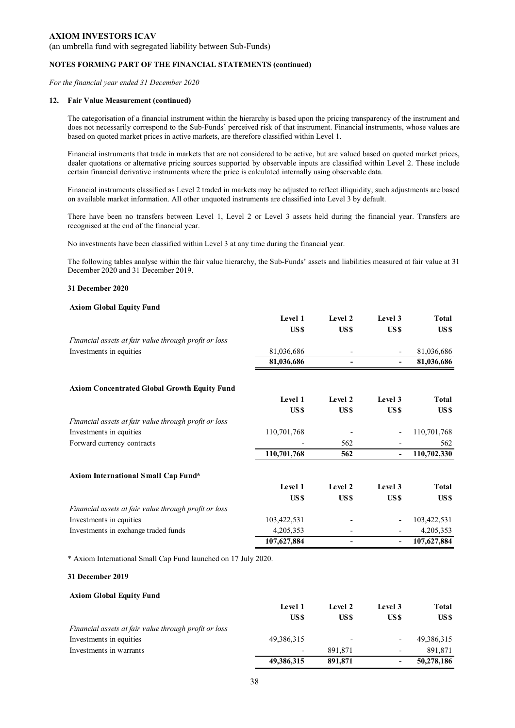**AXIOM INVESTORS ICAV**

(an umbrella fund with segregated liability between Sub-Funds)

**NOTES FORMING PART OF THE FINANCIAL STATEMENTS (continued)**

*For the financial year ended 31 December 2020*

### 12. Fair Value Measurement (continued)

The categorisation of a financial instrument within the hierarchy is based upon the pricing transparency of the instrument and does not necessarily correspond to the Sub-Funds' perceived risk of that instrument. Financial instruments, whose values are based on quoted market prices in active markets, are therefore classified within Level 1.

Financial instruments that trade in markets that are not considered to be active, but are valued based on quoted market prices, dealer quotations or alternative pricing sources supported by observable inputs are classified within Level 2. These include certain financial derivative instruments where the price is calculated internally using observable data.

Financial instruments classified as Level 2 traded in markets may be adjusted to reflect illiquidity; such adjustments are based on available market information. All other unquoted instruments are classified into Level 3 by default.

There have been no transfers between Level 1, Level 2 or Level 3 assets held during the financial year. Transfers are recognised at the end of the financial year.

No investments have been classified within Level 3 at any time during the financial year.

The following tables analyse within the fair value hierarchy, the Sub-Funds' assets and liabilities measured at fair value at 31 December 2020 and 31 December 2019.

**31 December 2020**

**Axiom Global Equity Fund**

| | Level 1 | Level 2 | Level 3 | Total |
|---|---|---|---|---|
| | US$ | US$ | US$ | US$ |
| *Financial assets at fair value through profit or loss* | | | | |
| Investments in equities | 81,036,686 | - | - | 81,036,686 |
| | **81,036,686** | **-** | **-** | **81,036,686** |

**Axiom Concentrated Global Growth Equity Fund**

| | Level 1 | Level 2 | Level 3 | Total |
|---|---|---|---|---|
| | US$ | US$ | US$ | US$ |
| *Financial assets at fair value through profit or loss* | | | | |
| Investments in equities | 110,701,768 | - | - | 110,701,768 |
| Forward currency contracts | - | 562 | - | 562 |
| | **110,701,768** | **562** | **-** | **110,702,330** |

**Axiom International Small Cap Fund***

| | Level 1 | Level 2 | Level 3 | Total |
|---|---|---|---|---|
| | US$ | US$ | US$ | US$ |
| *Financial assets at fair value through profit or loss* | | | | |
| Investments in equities | 103,422,531 | - | - | 103,422,531 |
| Investments in exchange traded funds | 4,205,353 | - | - | 4,205,353 |
| | **107,627,884** | **-** | **-** | **107,627,884** |

\* Axiom International Small Cap Fund launched on 17 July 2020.

**31 December 2019**

**Axiom Global Equity Fund**

| | Level 1 | Level 2 | Level 3 | Total |
|---|---|---|---|---|
| | US$ | US$ | US$ | US$ |
| *Financial assets at fair value through profit or loss* | | | | |
| Investments in equities | 49,386,315 | - | - | 49,386,315 |
| Investments in warrants | - | 891,871 | - | 891,871 |
| | **49,386,315** | **891,871** | **-** | **50,278,186** |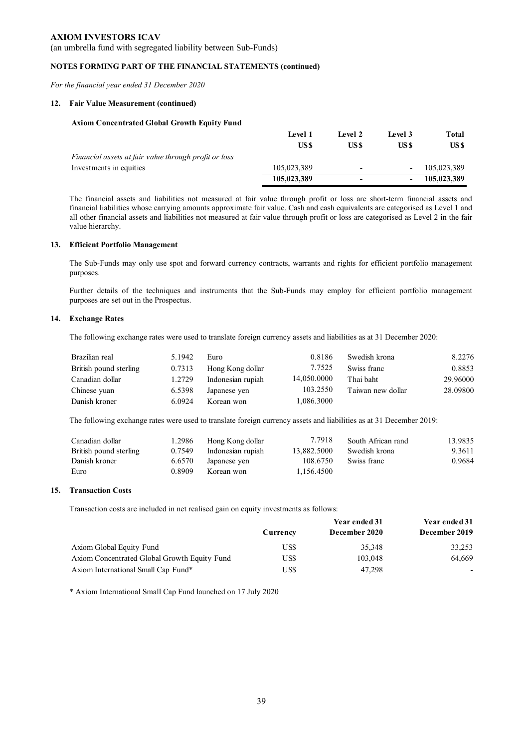**AXIOM INVESTORS ICAV**

(an umbrella fund with segregated liability between Sub-Funds)

**NOTES FORMING PART OF THE FINANCIAL STATEMENTS (continued)**

*For the financial year ended 31 December 2020*

## 12. Fair Value Measurement (continued)

**Axiom Concentrated Global Growth Equity Fund**

| | Level 1 US$ | Level 2 US$ | Level 3 US$ | Total US$ |
|---|---|---|---|---|
| *Financial assets at fair value through profit or loss* | | | | |
| Investments in equities | 105,023,389 | - | - | 105,023,389 |
| | **105,023,389** | **-** | **-** | **105,023,389** |

The financial assets and liabilities not measured at fair value through profit or loss are short-term financial assets and financial liabilities whose carrying amounts approximate fair value. Cash and cash equivalents are categorised as Level 1 and all other financial assets and liabilities not measured at fair value through profit or loss are categorised as Level 2 in the fair value hierarchy.

## 13. Efficient Portfolio Management

The Sub-Funds may only use spot and forward currency contracts, warrants and rights for efficient portfolio management purposes.

Further details of the techniques and instruments that the Sub-Funds may employ for efficient portfolio management purposes are set out in the Prospectus.

## 14. Exchange Rates

The following exchange rates were used to translate foreign currency assets and liabilities as at 31 December 2020:

| | | | | | |
|---|---|---|---|---|---|
| Brazilian real | 5.1942 | Euro | 0.8186 | Swedish krona | 8.2276 |
| British pound sterling | 0.7313 | Hong Kong dollar | 7.7525 | Swiss franc | 0.8853 |
| Canadian dollar | 1.2729 | Indonesian rupiah | 14,050.0000 | Thai baht | 29.96000 |
| Chinese yuan | 6.5398 | Japanese yen | 103.2550 | Taiwan new dollar | 28.09800 |
| Danish kroner | 6.0924 | Korean won | 1,086.3000 | | |

The following exchange rates were used to translate foreign currency assets and liabilities as at 31 December 2019:

| | | | | | |
|---|---|---|---|---|---|
| Canadian dollar | 1.2986 | Hong Kong dollar | 7.7918 | South African rand | 13.9835 |
| British pound sterling | 0.7549 | Indonesian rupiah | 13,882.5000 | Swedish krona | 9.3611 |
| Danish kroner | 6.6570 | Japanese yen | 108.6750 | Swiss franc | 0.9684 |
| Euro | 0.8909 | Korean won | 1,156.4500 | | |

## 15. Transaction Costs

Transaction costs are included in net realised gain on equity investments as follows:

| | Currency | Year ended 31 December 2020 | Year ended 31 December 2019 |
|---|---|---|---|
| Axiom Global Equity Fund | US$ | 35,348 | 33,253 |
| Axiom Concentrated Global Growth Equity Fund | US$ | 103,048 | 64,669 |
| Axiom International Small Cap Fund* | US$ | 47,298 | - |

\* Axiom International Small Cap Fund launched on 17 July 2020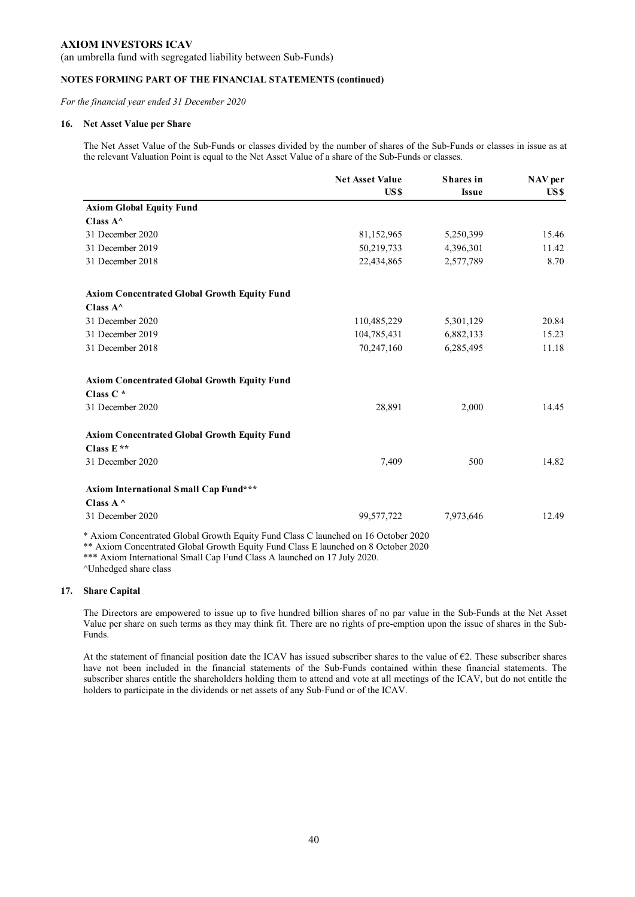**AXIOM INVESTORS ICAV**

(an umbrella fund with segregated liability between Sub-Funds)

**NOTES FORMING PART OF THE FINANCIAL STATEMENTS (continued)**

*For the financial year ended 31 December 2020*

### 16. Net Asset Value per Share

The Net Asset Value of the Sub-Funds or classes divided by the number of shares of the Sub-Funds or classes in issue as at the relevant Valuation Point is equal to the Net Asset Value of a share of the Sub-Funds or classes.

| | Net Asset Value US$ | Shares in Issue | NAV per US$ |
|---|---|---|---|
| **Axiom Global Equity Fund** | | | |
| **Class A^** | | | |
| 31 December 2020 | 81,152,965 | 5,250,399 | 15.46 |
| 31 December 2019 | 50,219,733 | 4,396,301 | 11.42 |
| 31 December 2018 | 22,434,865 | 2,577,789 | 8.70 |
| **Axiom Concentrated Global Growth Equity Fund** | | | |
| **Class A^** | | | |
| 31 December 2020 | 110,485,229 | 5,301,129 | 20.84 |
| 31 December 2019 | 104,785,431 | 6,882,133 | 15.23 |
| 31 December 2018 | 70,247,160 | 6,285,495 | 11.18 |
| **Axiom Concentrated Global Growth Equity Fund** | | | |
| **Class C *** | | | |
| 31 December 2020 | 28,891 | 2,000 | 14.45 |
| **Axiom Concentrated Global Growth Equity Fund** | | | |
| **Class E **** | | | |
| 31 December 2020 | 7,409 | 500 | 14.82 |
| **Axiom International Small Cap Fund*** ** | | | |
| **Class A ^** | | | |
| 31 December 2020 | 99,577,722 | 7,973,646 | 12.49 |

* Axiom Concentrated Global Growth Equity Fund Class C launched on 16 October 2020
** Axiom Concentrated Global Growth Equity Fund Class E launched on 8 October 2020
*** Axiom International Small Cap Fund Class A launched on 17 July 2020.
^Unhedged share class

### 17. Share Capital

The Directors are empowered to issue up to five hundred billion shares of no par value in the Sub-Funds at the Net Asset Value per share on such terms as they may think fit. There are no rights of pre-emption upon the issue of shares in the Sub-Funds.

At the statement of financial position date the ICAV has issued subscriber shares to the value of €2. These subscriber shares have not been included in the financial statements of the Sub-Funds contained within these financial statements. The subscriber shares entitle the shareholders holding them to attend and vote at all meetings of the ICAV, but do not entitle the holders to participate in the dividends or net assets of any Sub-Fund or of the ICAV.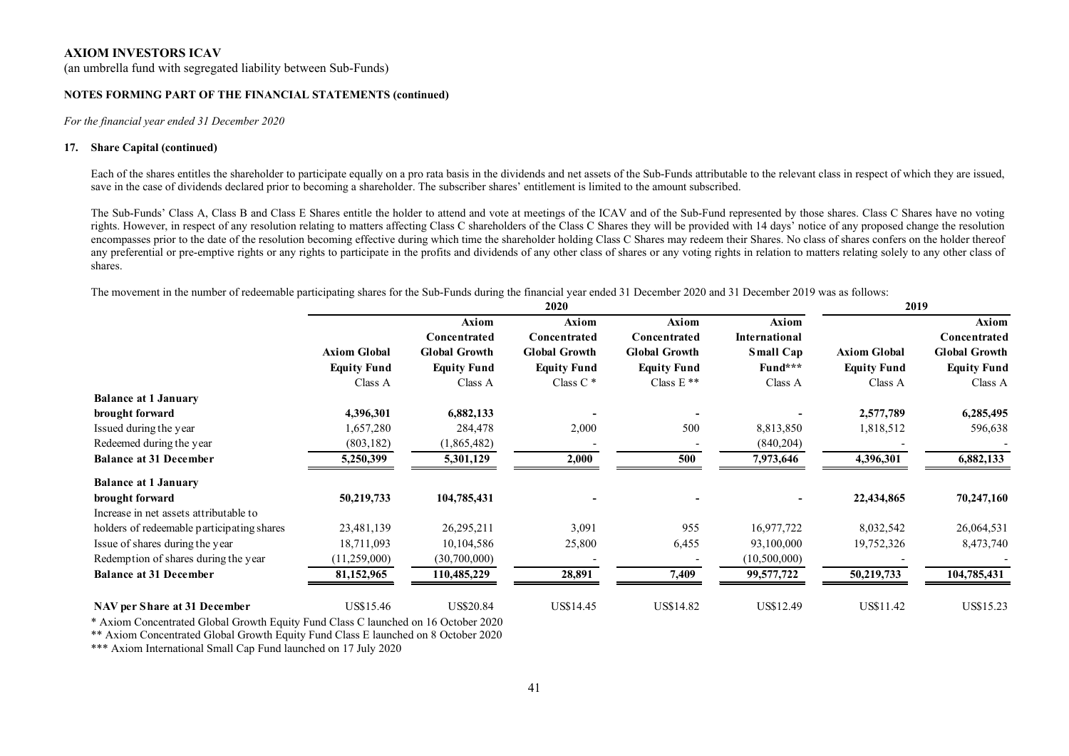**AXIOM INVESTORS ICAV**

(an umbrella fund with segregated liability between Sub-Funds)

**NOTES FORMING PART OF THE FINANCIAL STATEMENTS (continued)**

*For the financial year ended 31 December 2020*

**17. Share Capital (continued)**

Each of the shares entitles the shareholder to participate equally on a pro rata basis in the dividends and net assets of the Sub-Funds attributable to the relevant class in respect of which they are issued, save in the case of dividends declared prior to becoming a shareholder. The subscriber shares' entitlement is limited to the amount subscribed.

The Sub-Funds' Class A, Class B and Class E Shares entitle the holder to attend and vote at meetings of the ICAV and of the Sub-Fund represented by those shares. Class C Shares have no voting rights. However, in respect of any resolution relating to matters affecting Class C shareholders of the Class C Shares they will be provided with 14 days' notice of any proposed change the resolution encompasses prior to the date of the resolution becoming effective during which time the shareholder holding Class C Shares may redeem their Shares. No class of shares confers on the holder thereof any preferential or pre-emptive rights or any rights to participate in the profits and dividends of any other class of shares or any voting rights in relation to matters relating solely to any other class of shares.

The movement in the number of redeemable participating shares for the Sub-Funds during the financial year ended 31 December 2020 and 31 December 2019 was as follows:

| | 2020 | | | | | 2019 | |
|---|---|---|---|---|---|---|---|
| | **Axiom Global Equity Fund** | **Axiom Concentrated Global Growth Equity Fund** | **Axiom Concentrated Global Growth Equity Fund** | **Axiom Concentrated Global Growth Equity Fund** | **Axiom International Small Cap Fund*** ** | **Axiom Global Equity Fund** | **Axiom Concentrated Global Growth Equity Fund** |
| | Class A | Class A | Class C * | Class E ** | Class A | Class A | Class A |
| **Balance at 1 January brought forward** | **4,396,301** | **6,882,133** | **-** | **-** | **-** | **2,577,789** | **6,285,495** |
| Issued during the year | 1,657,280 | 284,478 | 2,000 | 500 | 8,813,850 | 1,818,512 | 596,638 |
| Redeemed during the year | (803,182) | (1,865,482) | - | - | (840,204) | - | - |
| **Balance at 31 December** | **5,250,399** | **5,301,129** | **2,000** | **500** | **7,973,646** | **4,396,301** | **6,882,133** |
| **Balance at 1 January brought forward** | **50,219,733** | **104,785,431** | **-** | **-** | **-** | **22,434,865** | **70,247,160** |
| Increase in net assets attributable to holders of redeemable participating shares | 23,481,139 | 26,295,211 | 3,091 | 955 | 16,977,722 | 8,032,542 | 26,064,531 |
| Issue of shares during the year | 18,711,093 | 10,104,586 | 25,800 | 6,455 | 93,100,000 | 19,752,326 | 8,473,740 |
| Redemption of shares during the year | (11,259,000) | (30,700,000) | - | - | (10,500,000) | - | - |
| **Balance at 31 December** | **81,152,965** | **110,485,229** | **28,891** | **7,409** | **99,577,722** | **50,219,733** | **104,785,431** |
| **NAV per Share at 31 December** | US$15.46 | US$20.84 | US$14.45 | US$14.82 | US$12.49 | US$11.42 | US$15.23 |

\* Axiom Concentrated Global Growth Equity Fund Class C launched on 16 October 2020

\*\* Axiom Concentrated Global Growth Equity Fund Class E launched on 8 October 2020

\*\*\* Axiom International Small Cap Fund launched on 17 July 2020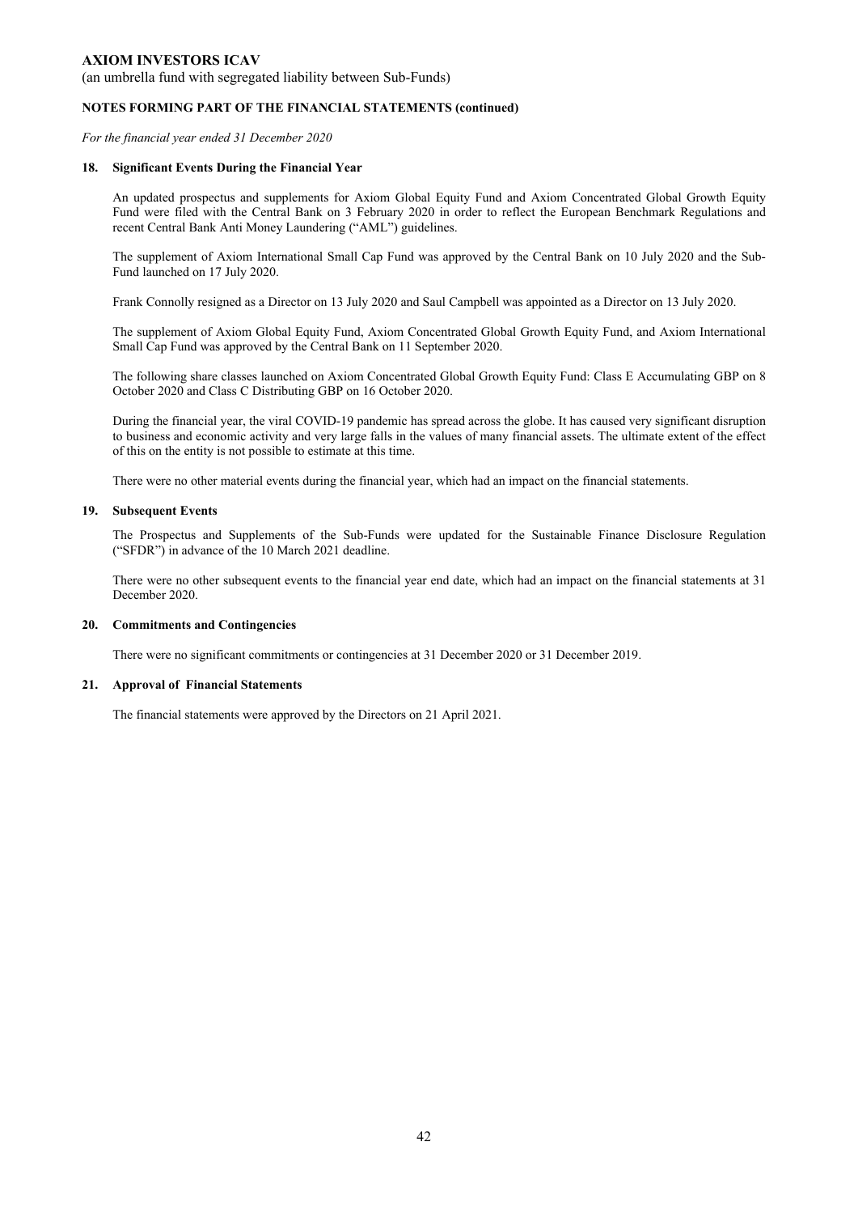**AXIOM INVESTORS ICAV**

(an umbrella fund with segregated liability between Sub-Funds)

**NOTES FORMING PART OF THE FINANCIAL STATEMENTS (continued)**

*For the financial year ended 31 December 2020*

### 18. Significant Events During the Financial Year

An updated prospectus and supplements for Axiom Global Equity Fund and Axiom Concentrated Global Growth Equity Fund were filed with the Central Bank on 3 February 2020 in order to reflect the European Benchmark Regulations and recent Central Bank Anti Money Laundering ("AML") guidelines.

The supplement of Axiom International Small Cap Fund was approved by the Central Bank on 10 July 2020 and the Sub-Fund launched on 17 July 2020.

Frank Connolly resigned as a Director on 13 July 2020 and Saul Campbell was appointed as a Director on 13 July 2020.

The supplement of Axiom Global Equity Fund, Axiom Concentrated Global Growth Equity Fund, and Axiom International Small Cap Fund was approved by the Central Bank on 11 September 2020.

The following share classes launched on Axiom Concentrated Global Growth Equity Fund: Class E Accumulating GBP on 8 October 2020 and Class C Distributing GBP on 16 October 2020.

During the financial year, the viral COVID-19 pandemic has spread across the globe. It has caused very significant disruption to business and economic activity and very large falls in the values of many financial assets. The ultimate extent of the effect of this on the entity is not possible to estimate at this time.

There were no other material events during the financial year, which had an impact on the financial statements.

### 19. Subsequent Events

The Prospectus and Supplements of the Sub-Funds were updated for the Sustainable Finance Disclosure Regulation ("SFDR") in advance of the 10 March 2021 deadline.

There were no other subsequent events to the financial year end date, which had an impact on the financial statements at 31 December 2020.

### 20. Commitments and Contingencies

There were no significant commitments or contingencies at 31 December 2020 or 31 December 2019.

### 21. Approval of Financial Statements

The financial statements were approved by the Directors on 21 April 2021.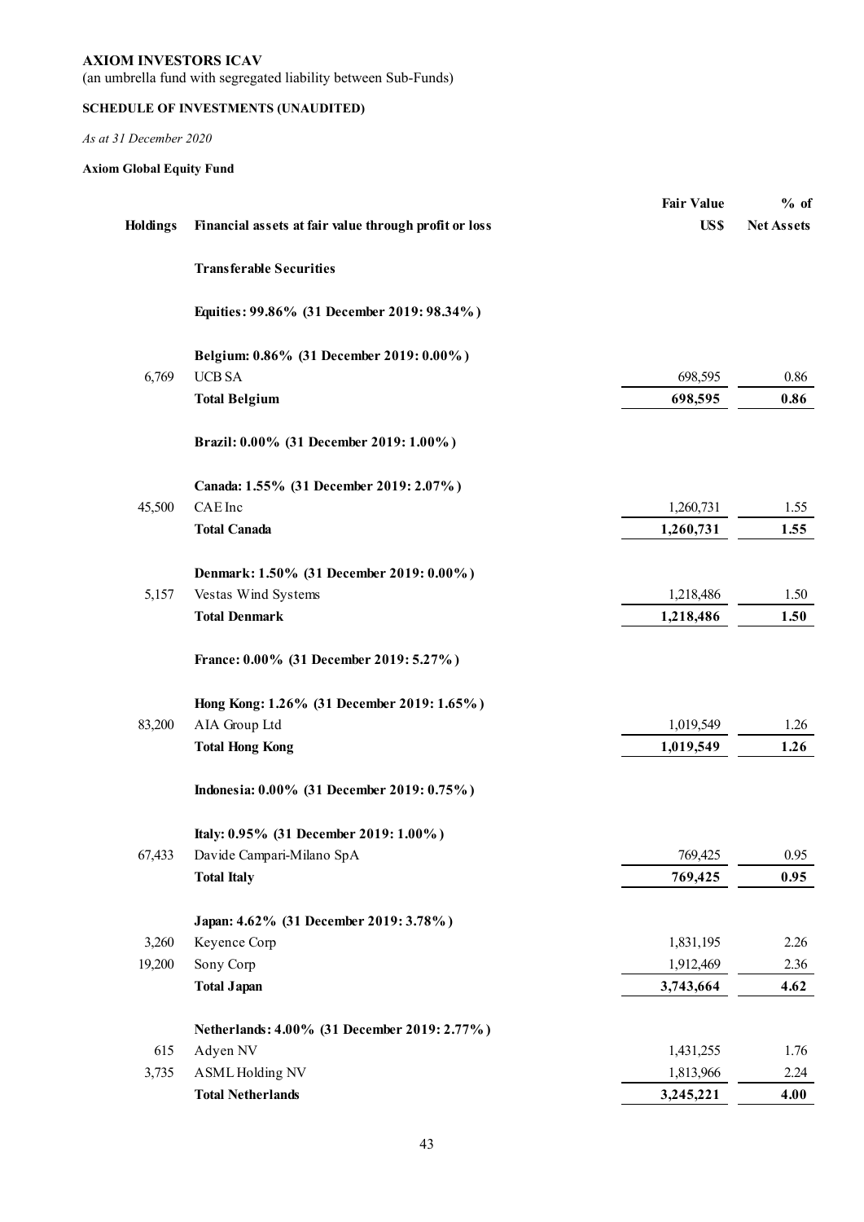**AXIOM INVESTORS ICAV**

(an umbrella fund with segregated liability between Sub-Funds)

**SCHEDULE OF INVESTMENTS (UNAUDITED)**

*As at 31 December 2020*

**Axiom Global Equity Fund**

| Holdings | Financial assets at fair value through profit or loss | Fair Value US$ | % of Net Assets |
|---|---|---|---|
| | **Transferable Securities** | | |
| | **Equities: 99.86% (31 December 2019: 98.34%)** | | |
| | **Belgium: 0.86% (31 December 2019: 0.00%)** | | |
| 6,769 | UCB SA | 698,595 | 0.86 |
| | **Total Belgium** | **698,595** | **0.86** |
| | **Brazil: 0.00% (31 December 2019: 1.00%)** | | |
| | **Canada: 1.55% (31 December 2019: 2.07%)** | | |
| 45,500 | CAE Inc | 1,260,731 | 1.55 |
| | **Total Canada** | **1,260,731** | **1.55** |
| | **Denmark: 1.50% (31 December 2019: 0.00%)** | | |
| 5,157 | Vestas Wind Systems | 1,218,486 | 1.50 |
| | **Total Denmark** | **1,218,486** | **1.50** |
| | **France: 0.00% (31 December 2019: 5.27%)** | | |
| | **Hong Kong: 1.26% (31 December 2019: 1.65%)** | | |
| 83,200 | AIA Group Ltd | 1,019,549 | 1.26 |
| | **Total Hong Kong** | **1,019,549** | **1.26** |
| | **Indonesia: 0.00% (31 December 2019: 0.75%)** | | |
| | **Italy: 0.95% (31 December 2019: 1.00%)** | | |
| 67,433 | Davide Campari-Milano SpA | 769,425 | 0.95 |
| | **Total Italy** | **769,425** | **0.95** |
| | **Japan: 4.62% (31 December 2019: 3.78%)** | | |
| 3,260 | Keyence Corp | 1,831,195 | 2.26 |
| 19,200 | Sony Corp | 1,912,469 | 2.36 |
| | **Total Japan** | **3,743,664** | **4.62** |
| | **Netherlands: 4.00% (31 December 2019: 2.77%)** | | |
| 615 | Adyen NV | 1,431,255 | 1.76 |
| 3,735 | ASML Holding NV | 1,813,966 | 2.24 |
| | **Total Netherlands** | **3,245,221** | **4.00** |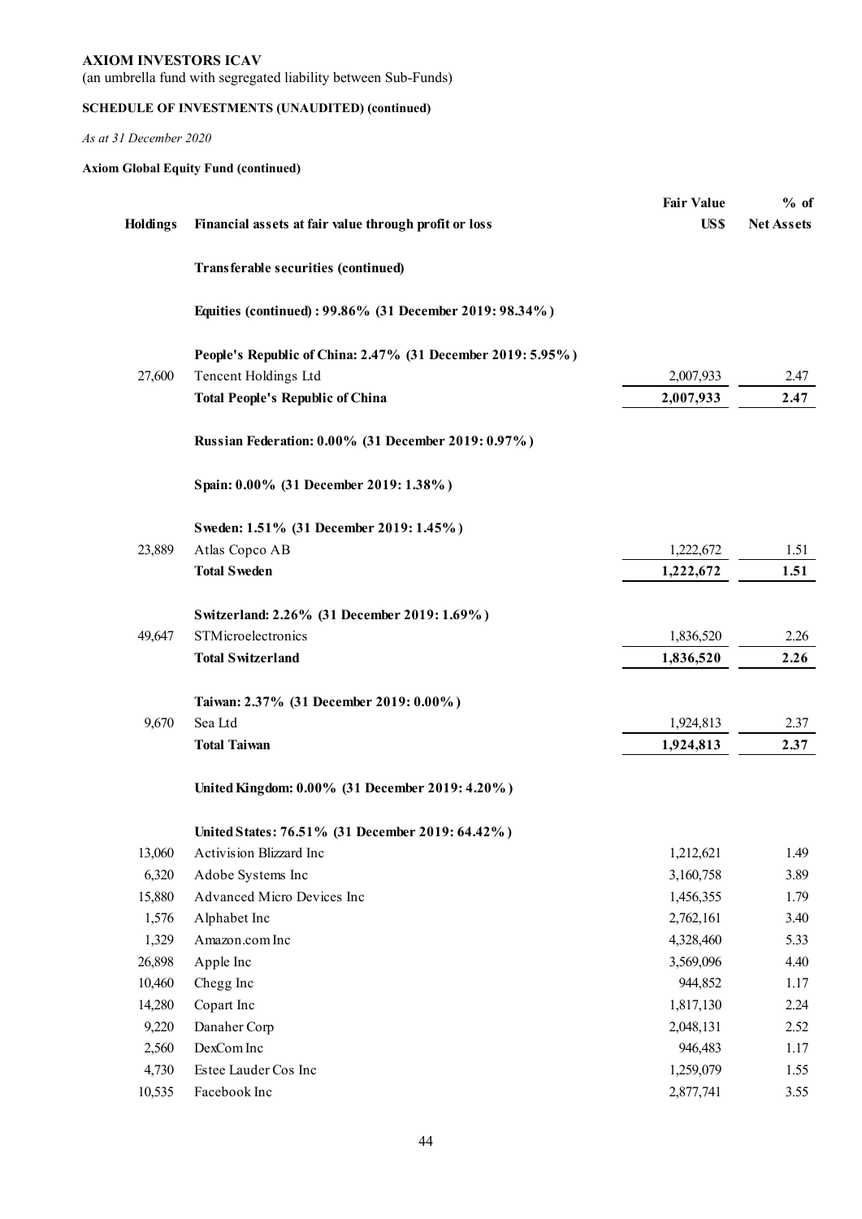**AXIOM INVESTORS ICAV**

(an umbrella fund with segregated liability between Sub-Funds)

**SCHEDULE OF INVESTMENTS (UNAUDITED) (continued)**

*As at 31 December 2020*

**Axiom Global Equity Fund (continued)**

| Holdings | Financial assets at fair value through profit or loss | Fair Value US$ | % of Net Assets |
|---|---|---|---|
| | **Transferable securities (continued)** | | |
| | **Equities (continued) : 99.86% (31 December 2019: 98.34%)** | | |
| | **People's Republic of China: 2.47% (31 December 2019: 5.95%)** | | |
| 27,600 | Tencent Holdings Ltd | 2,007,933 | 2.47 |
| | **Total People's Republic of China** | **2,007,933** | **2.47** |
| | **Russian Federation: 0.00% (31 December 2019: 0.97%)** | | |
| | **Spain: 0.00% (31 December 2019: 1.38%)** | | |
| | **Sweden: 1.51% (31 December 2019: 1.45%)** | | |
| 23,889 | Atlas Copco AB | 1,222,672 | 1.51 |
| | **Total Sweden** | **1,222,672** | **1.51** |
| | **Switzerland: 2.26% (31 December 2019: 1.69%)** | | |
| 49,647 | STMicroelectronics | 1,836,520 | 2.26 |
| | **Total Switzerland** | **1,836,520** | **2.26** |
| | **Taiwan: 2.37% (31 December 2019: 0.00%)** | | |
| 9,670 | Sea Ltd | 1,924,813 | 2.37 |
| | **Total Taiwan** | **1,924,813** | **2.37** |
| | **United Kingdom: 0.00% (31 December 2019: 4.20%)** | | |
| | **United States: 76.51% (31 December 2019: 64.42%)** | | |
| 13,060 | Activision Blizzard Inc | 1,212,621 | 1.49 |
| 6,320 | Adobe Systems Inc | 3,160,758 | 3.89 |
| 15,880 | Advanced Micro Devices Inc | 1,456,355 | 1.79 |
| 1,576 | Alphabet Inc | 2,762,161 | 3.40 |
| 1,329 | Amazon.com Inc | 4,328,460 | 5.33 |
| 26,898 | Apple Inc | 3,569,096 | 4.40 |
| 10,460 | Chegg Inc | 944,852 | 1.17 |
| 14,280 | Copart Inc | 1,817,130 | 2.24 |
| 9,220 | Danaher Corp | 2,048,131 | 2.52 |
| 2,560 | DexCom Inc | 946,483 | 1.17 |
| 4,730 | Estee Lauder Cos Inc | 1,259,079 | 1.55 |
| 10,535 | Facebook Inc | 2,877,741 | 3.55 |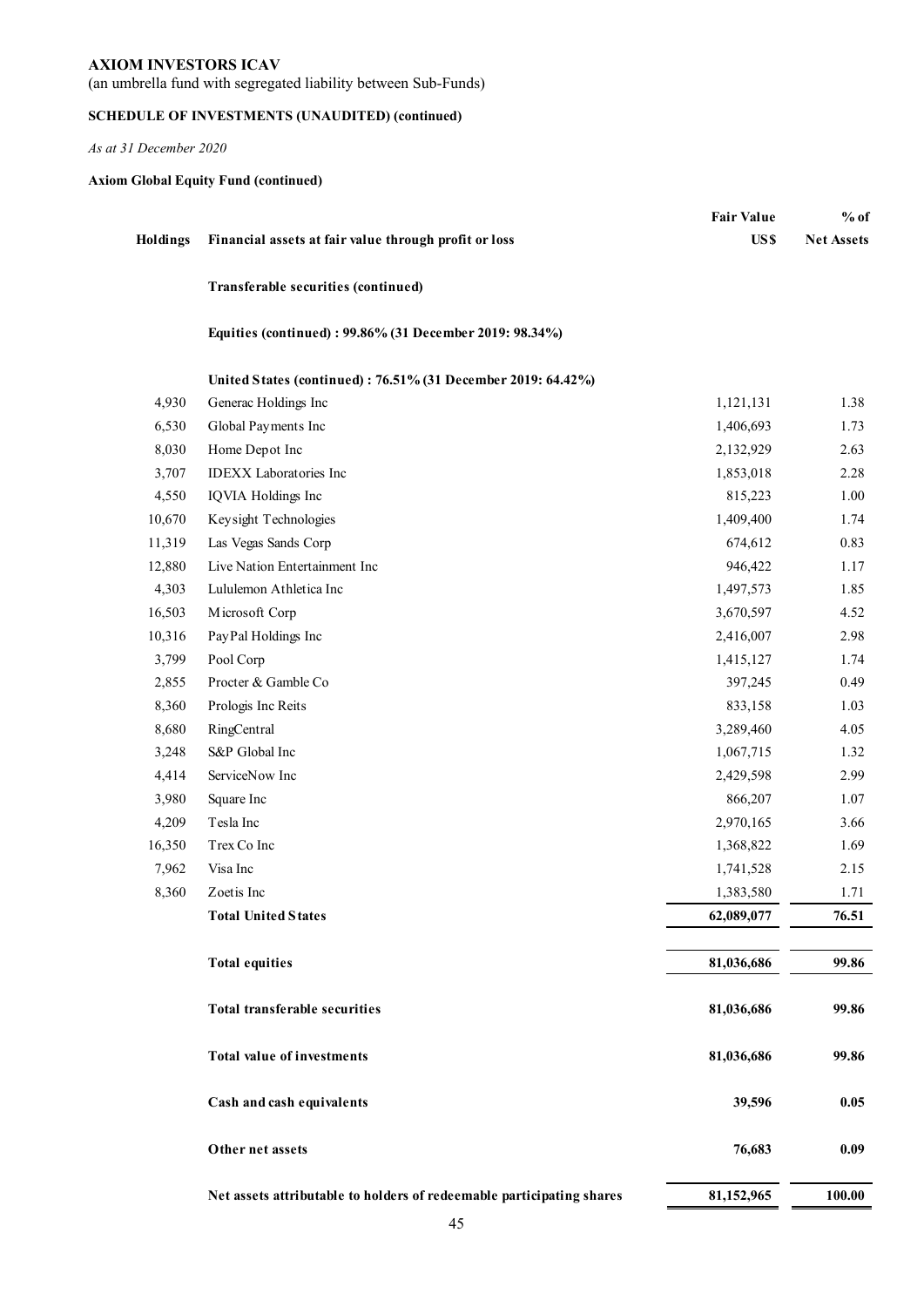**AXIOM INVESTORS ICAV**

(an umbrella fund with segregated liability between Sub-Funds)

**SCHEDULE OF INVESTMENTS (UNAUDITED) (continued)**

*As at 31 December 2020*

**Axiom Global Equity Fund (continued)**

| Holdings | Financial assets at fair value through profit or loss | Fair Value US$ | % of Net Assets |
|---|---|---|---|
| | **Transferable securities (continued)** | | |
| | **Equities (continued) : 99.86% (31 December 2019: 98.34%)** | | |
| | **United States (continued) : 76.51% (31 December 2019: 64.42%)** | | |
| 4,930 | Generac Holdings Inc | 1,121,131 | 1.38 |
| 6,530 | Global Payments Inc | 1,406,693 | 1.73 |
| 8,030 | Home Depot Inc | 2,132,929 | 2.63 |
| 3,707 | IDEXX Laboratories Inc | 1,853,018 | 2.28 |
| 4,550 | IQVIA Holdings Inc | 815,223 | 1.00 |
| 10,670 | Keysight Technologies | 1,409,400 | 1.74 |
| 11,319 | Las Vegas Sands Corp | 674,612 | 0.83 |
| 12,880 | Live Nation Entertainment Inc | 946,422 | 1.17 |
| 4,303 | Lululemon Athletica Inc | 1,497,573 | 1.85 |
| 16,503 | Microsoft Corp | 3,670,597 | 4.52 |
| 10,316 | PayPal Holdings Inc | 2,416,007 | 2.98 |
| 3,799 | Pool Corp | 1,415,127 | 1.74 |
| 2,855 | Procter & Gamble Co | 397,245 | 0.49 |
| 8,360 | Prologis Inc Reits | 833,158 | 1.03 |
| 8,680 | RingCentral | 3,289,460 | 4.05 |
| 3,248 | S&P Global Inc | 1,067,715 | 1.32 |
| 4,414 | ServiceNow Inc | 2,429,598 | 2.99 |
| 3,980 | Square Inc | 866,207 | 1.07 |
| 4,209 | Tesla Inc | 2,970,165 | 3.66 |
| 16,350 | Trex Co Inc | 1,368,822 | 1.69 |
| 7,962 | Visa Inc | 1,741,528 | 2.15 |
| 8,360 | Zoetis Inc | 1,383,580 | 1.71 |
| | **Total United States** | **62,089,077** | **76.51** |
| | **Total equities** | **81,036,686** | **99.86** |
| | **Total transferable securities** | **81,036,686** | **99.86** |
| | **Total value of investments** | **81,036,686** | **99.86** |
| | **Cash and cash equivalents** | **39,596** | **0.05** |
| | **Other net assets** | **76,683** | **0.09** |
| | **Net assets attributable to holders of redeemable participating shares** | **81,152,965** | **100.00** |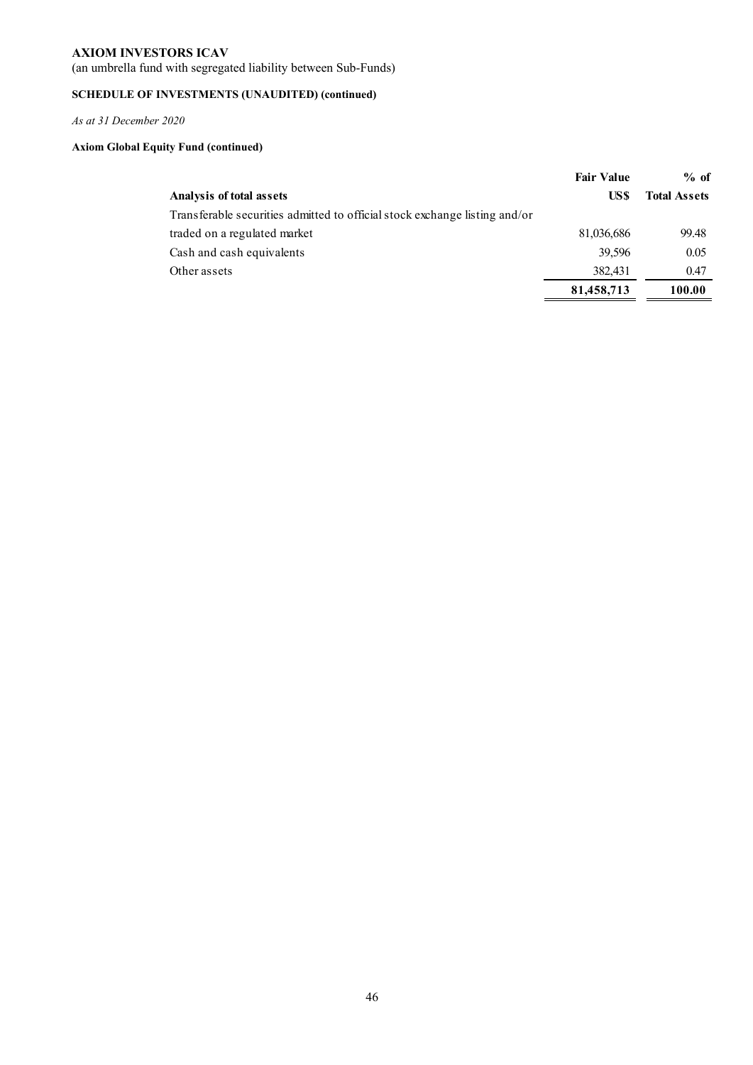**AXIOM INVESTORS ICAV**

(an umbrella fund with segregated liability between Sub-Funds)

**SCHEDULE OF INVESTMENTS (UNAUDITED) (continued)**

*As at 31 December 2020*

**Axiom Global Equity Fund (continued)**

| **Analysis of total assets** | **Fair Value US$** | **% of Total Assets** |
|---|---|---|
| Transferable securities admitted to official stock exchange listing and/or traded on a regulated market | 81,036,686 | 99.48 |
| Cash and cash equivalents | 39,596 | 0.05 |
| Other assets | 382,431 | 0.47 |
| | **81,458,713** | **100.00** |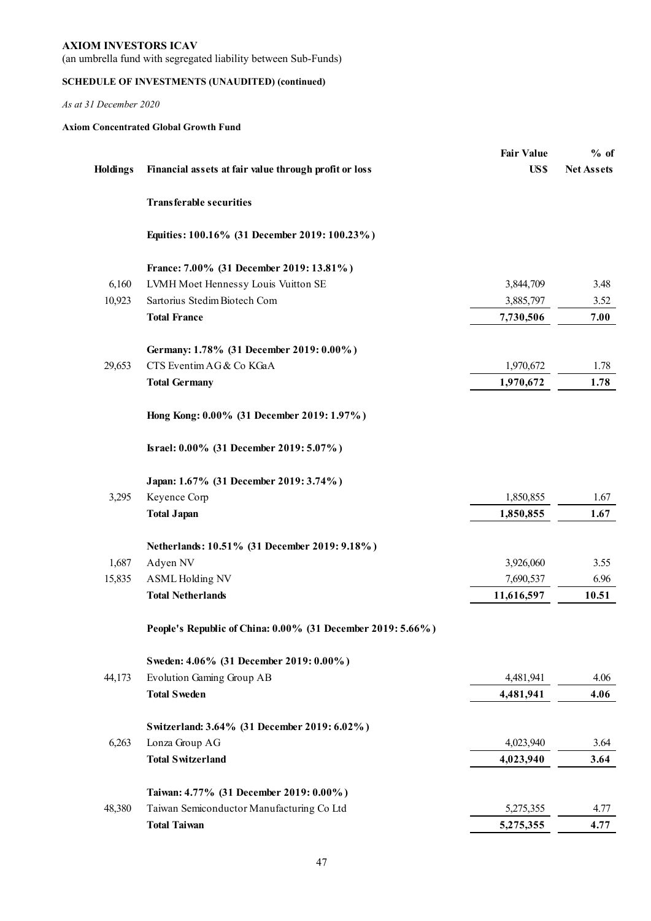**AXIOM INVESTORS ICAV**
(an umbrella fund with segregated liability between Sub-Funds)

**SCHEDULE OF INVESTMENTS (UNAUDITED) (continued)**

*As at 31 December 2020*

**Axiom Concentrated Global Growth Fund**

| Holdings | Financial assets at fair value through profit or loss | Fair Value US$ | % of Net Assets |
|---|---|---|---|
| | **Transferable securities** | | |
| | **Equities: 100.16% (31 December 2019: 100.23%)** | | |
| | **France: 7.00% (31 December 2019: 13.81%)** | | |
| 6,160 | LVMH Moet Hennessy Louis Vuitton SE | 3,844,709 | 3.48 |
| 10,923 | Sartorius Stedim Biotech Com | 3,885,797 | 3.52 |
| | **Total France** | **7,730,506** | **7.00** |
| | **Germany: 1.78% (31 December 2019: 0.00%)** | | |
| 29,653 | CTS Eventim AG & Co KGaA | 1,970,672 | 1.78 |
| | **Total Germany** | **1,970,672** | **1.78** |
| | **Hong Kong: 0.00% (31 December 2019: 1.97%)** | | |
| | **Israel: 0.00% (31 December 2019: 5.07%)** | | |
| | **Japan: 1.67% (31 December 2019: 3.74%)** | | |
| 3,295 | Keyence Corp | 1,850,855 | 1.67 |
| | **Total Japan** | **1,850,855** | **1.67** |
| | **Netherlands: 10.51% (31 December 2019: 9.18%)** | | |
| 1,687 | Adyen NV | 3,926,060 | 3.55 |
| 15,835 | ASML Holding NV | 7,690,537 | 6.96 |
| | **Total Netherlands** | **11,616,597** | **10.51** |
| | **People's Republic of China: 0.00% (31 December 2019: 5.66%)** | | |
| | **Sweden: 4.06% (31 December 2019: 0.00%)** | | |
| 44,173 | Evolution Gaming Group AB | 4,481,941 | 4.06 |
| | **Total Sweden** | **4,481,941** | **4.06** |
| | **Switzerland: 3.64% (31 December 2019: 6.02%)** | | |
| 6,263 | Lonza Group AG | 4,023,940 | 3.64 |
| | **Total Switzerland** | **4,023,940** | **3.64** |
| | **Taiwan: 4.77% (31 December 2019: 0.00%)** | | |
| 48,380 | Taiwan Semiconductor Manufacturing Co Ltd | 5,275,355 | 4.77 |
| | **Total Taiwan** | **5,275,355** | **4.77** |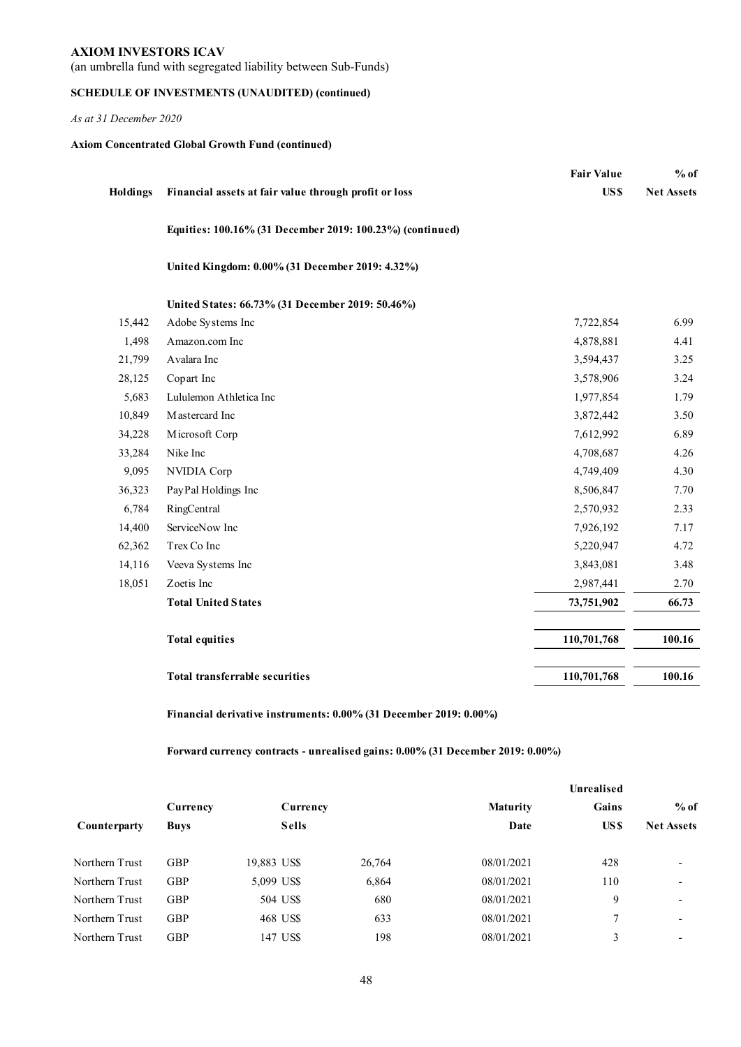**AXIOM INVESTORS ICAV**

(an umbrella fund with segregated liability between Sub-Funds)

**SCHEDULE OF INVESTMENTS (UNAUDITED) (continued)**

*As at 31 December 2020*

**Axiom Concentrated Global Growth Fund (continued)**

| Holdings | Financial assets at fair value through profit or loss | Fair Value US$ | % of Net Assets |
|---|---|---|---|
| | **Equities: 100.16% (31 December 2019: 100.23%) (continued)** | | |
| | **United Kingdom: 0.00% (31 December 2019: 4.32%)** | | |
| | **United States: 66.73% (31 December 2019: 50.46%)** | | |
| 15,442 | Adobe Systems Inc | 7,722,854 | 6.99 |
| 1,498 | Amazon.com Inc | 4,878,881 | 4.41 |
| 21,799 | Avalara Inc | 3,594,437 | 3.25 |
| 28,125 | Copart Inc | 3,578,906 | 3.24 |
| 5,683 | Lululemon Athletica Inc | 1,977,854 | 1.79 |
| 10,849 | Mastercard Inc | 3,872,442 | 3.50 |
| 34,228 | Microsoft Corp | 7,612,992 | 6.89 |
| 33,284 | Nike Inc | 4,708,687 | 4.26 |
| 9,095 | NVIDIA Corp | 4,749,409 | 4.30 |
| 36,323 | PayPal Holdings Inc | 8,506,847 | 7.70 |
| 6,784 | RingCentral | 2,570,932 | 2.33 |
| 14,400 | ServiceNow Inc | 7,926,192 | 7.17 |
| 62,362 | Trex Co Inc | 5,220,947 | 4.72 |
| 14,116 | Veeva Systems Inc | 3,843,081 | 3.48 |
| 18,051 | Zoetis Inc | 2,987,441 | 2.70 |
| | **Total United States** | **73,751,902** | **66.73** |
| | **Total equities** | **110,701,768** | **100.16** |
| | **Total transferrable securities** | **110,701,768** | **100.16** |

**Financial derivative instruments: 0.00% (31 December 2019: 0.00%)**

**Forward currency contracts - unrealised gains: 0.00% (31 December 2019: 0.00%)**

| Counterparty | Currency Buys | | Currency Sells | | Maturity Date | Unrealised Gains US$ | % of Net Assets |
|---|---|---|---|---|---|---|---|
| Northern Trust | GBP | 19,883 | US$ | 26,764 | 08/01/2021 | 428 | - |
| Northern Trust | GBP | 5,099 | US$ | 6,864 | 08/01/2021 | 110 | - |
| Northern Trust | GBP | 504 | US$ | 680 | 08/01/2021 | 9 | - |
| Northern Trust | GBP | 468 | US$ | 633 | 08/01/2021 | 7 | - |
| Northern Trust | GBP | 147 | US$ | 198 | 08/01/2021 | 3 | - |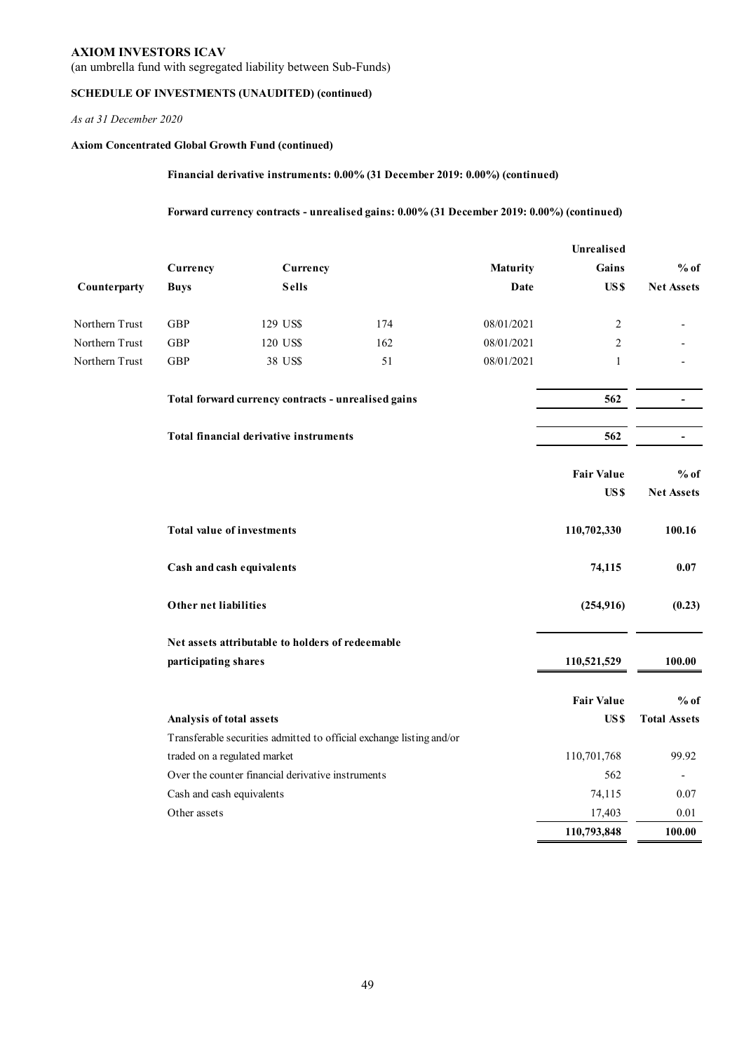**AXIOM INVESTORS ICAV**

(an umbrella fund with segregated liability between Sub-Funds)

**SCHEDULE OF INVESTMENTS (UNAUDITED) (continued)**

*As at 31 December 2020*

**Axiom Concentrated Global Growth Fund (continued)**

**Financial derivative instruments: 0.00% (31 December 2019: 0.00%) (continued)**

**Forward currency contracts - unrealised gains: 0.00% (31 December 2019: 0.00%) (continued)**

| Counterparty | Currency Buys | | Currency Sells | | Maturity Date | Unrealised Gains US$ | % of Net Assets |
|---|---|---|---|---|---|---|---|
| Northern Trust | GBP | 129 | US$ | 174 | 08/01/2021 | 2 | - |
| Northern Trust | GBP | 120 | US$ | 162 | 08/01/2021 | 2 | - |
| Northern Trust | GBP | 38 | US$ | 51 | 08/01/2021 | 1 | - |
| | **Total forward currency contracts - unrealised gains** | | | | | **562** | **-** |
| | **Total financial derivative instruments** | | | | | **562** | **-** |

| | Fair Value US$ | % of Net Assets |
|---|---|---|
| **Total value of investments** | **110,702,330** | **100.16** |
| **Cash and cash equivalents** | **74,115** | **0.07** |
| **Other net liabilities** | **(254,916)** | **(0.23)** |
| **Net assets attributable to holders of redeemable participating shares** | **110,521,529** | **100.00** |

| **Analysis of total assets** | Fair Value US$ | % of Total Assets |
|---|---|---|
| Transferable securities admitted to official exchange listing and/or traded on a regulated market | 110,701,768 | 99.92 |
| Over the counter financial derivative instruments | 562 | - |
| Cash and cash equivalents | 74,115 | 0.07 |
| Other assets | 17,403 | 0.01 |
| | **110,793,848** | **100.00** |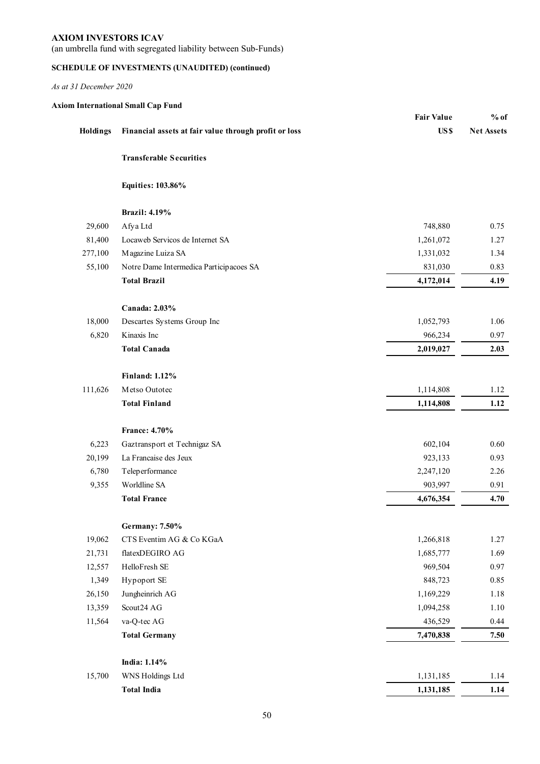**AXIOM INVESTORS ICAV**
(an umbrella fund with segregated liability between Sub-Funds)

**SCHEDULE OF INVESTMENTS (UNAUDITED) (continued)**

*As at 31 December 2020*

**Axiom International Small Cap Fund**

| Holdings | Financial assets at fair value through profit or loss | Fair Value US$ | % of Net Assets |
|---|---|---|---|
| | **Transferable Securities** | | |
| | **Equities: 103.86%** | | |
| | **Brazil: 4.19%** | | |
| 29,600 | Afya Ltd | 748,880 | 0.75 |
| 81,400 | Locaweb Servicos de Internet SA | 1,261,072 | 1.27 |
| 277,100 | Magazine Luiza SA | 1,331,032 | 1.34 |
| 55,100 | Notre Dame Intermedica Participacoes SA | 831,030 | 0.83 |
| | **Total Brazil** | **4,172,014** | **4.19** |
| | **Canada: 2.03%** | | |
| 18,000 | Descartes Systems Group Inc | 1,052,793 | 1.06 |
| 6,820 | Kinaxis Inc | 966,234 | 0.97 |
| | **Total Canada** | **2,019,027** | **2.03** |
| | **Finland: 1.12%** | | |
| 111,626 | Metso Outotec | 1,114,808 | 1.12 |
| | **Total Finland** | **1,114,808** | **1.12** |
| | **France: 4.70%** | | |
| 6,223 | Gaztransport et Technigaz SA | 602,104 | 0.60 |
| 20,199 | La Francaise des Jeux | 923,133 | 0.93 |
| 6,780 | Teleperformance | 2,247,120 | 2.26 |
| 9,355 | Worldline SA | 903,997 | 0.91 |
| | **Total France** | **4,676,354** | **4.70** |
| | **Germany: 7.50%** | | |
| 19,062 | CTS Eventim AG & Co KGaA | 1,266,818 | 1.27 |
| 21,731 | flatexDEGIRO AG | 1,685,777 | 1.69 |
| 12,557 | HelloFresh SE | 969,504 | 0.97 |
| 1,349 | Hypoport SE | 848,723 | 0.85 |
| 26,150 | Jungheinrich AG | 1,169,229 | 1.18 |
| 13,359 | Scout24 AG | 1,094,258 | 1.10 |
| 11,564 | va-Q-tec AG | 436,529 | 0.44 |
| | **Total Germany** | **7,470,838** | **7.50** |
| | **India: 1.14%** | | |
| 15,700 | WNS Holdings Ltd | 1,131,185 | 1.14 |
| | **Total India** | **1,131,185** | **1.14** |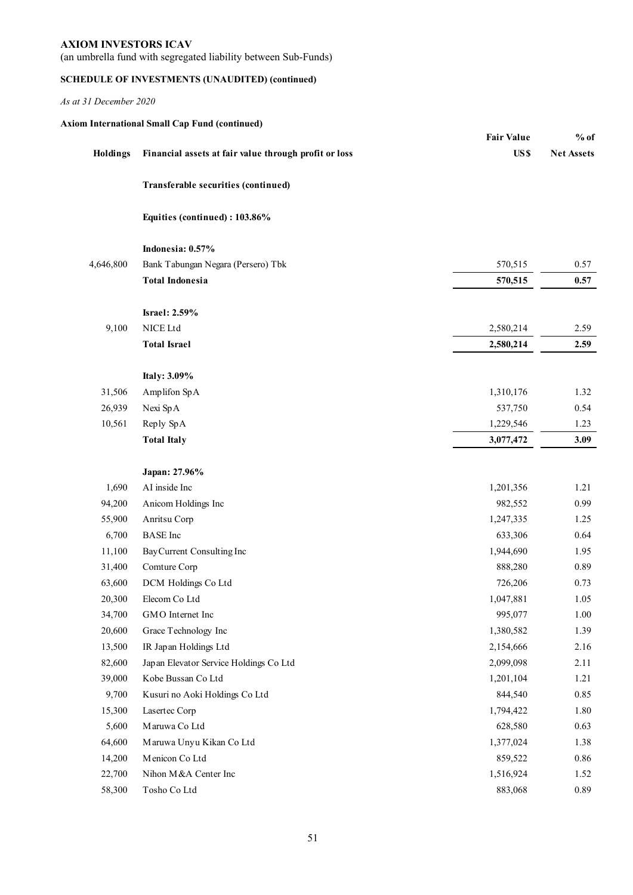**AXIOM INVESTORS ICAV**

(an umbrella fund with segregated liability between Sub-Funds)

**SCHEDULE OF INVESTMENTS (UNAUDITED) (continued)**

*As at 31 December 2020*

**Axiom International Small Cap Fund (continued)**

| Holdings | Financial assets at fair value through profit or loss | Fair Value US$ | % of Net Assets |
|---|---|---|---|
| | **Transferable securities (continued)** | | |
| | **Equities (continued) : 103.86%** | | |
| | **Indonesia: 0.57%** | | |
| 4,646,800 | Bank Tabungan Negara (Persero) Tbk | 570,515 | 0.57 |
| | **Total Indonesia** | **570,515** | **0.57** |
| | **Israel: 2.59%** | | |
| 9,100 | NICE Ltd | 2,580,214 | 2.59 |
| | **Total Israel** | **2,580,214** | **2.59** |
| | **Italy: 3.09%** | | |
| 31,506 | Amplifon SpA | 1,310,176 | 1.32 |
| 26,939 | Nexi SpA | 537,750 | 0.54 |
| 10,561 | Reply SpA | 1,229,546 | 1.23 |
| | **Total Italy** | **3,077,472** | **3.09** |
| | **Japan: 27.96%** | | |
| 1,690 | AI inside Inc | 1,201,356 | 1.21 |
| 94,200 | Anicom Holdings Inc | 982,552 | 0.99 |
| 55,900 | Anritsu Corp | 1,247,335 | 1.25 |
| 6,700 | BASE Inc | 633,306 | 0.64 |
| 11,100 | BayCurrent Consulting Inc | 1,944,690 | 1.95 |
| 31,400 | Comture Corp | 888,280 | 0.89 |
| 63,600 | DCM Holdings Co Ltd | 726,206 | 0.73 |
| 20,300 | Elecom Co Ltd | 1,047,881 | 1.05 |
| 34,700 | GMO Internet Inc | 995,077 | 1.00 |
| 20,600 | Grace Technology Inc | 1,380,582 | 1.39 |
| 13,500 | IR Japan Holdings Ltd | 2,154,666 | 2.16 |
| 82,600 | Japan Elevator Service Holdings Co Ltd | 2,099,098 | 2.11 |
| 39,000 | Kobe Bussan Co Ltd | 1,201,104 | 1.21 |
| 9,700 | Kusuri no Aoki Holdings Co Ltd | 844,540 | 0.85 |
| 15,300 | Lasertec Corp | 1,794,422 | 1.80 |
| 5,600 | Maruwa Co Ltd | 628,580 | 0.63 |
| 64,600 | Maruwa Unyu Kikan Co Ltd | 1,377,024 | 1.38 |
| 14,200 | Menicon Co Ltd | 859,522 | 0.86 |
| 22,700 | Nihon M&A Center Inc | 1,516,924 | 1.52 |
| 58,300 | Tosho Co Ltd | 883,068 | 0.89 |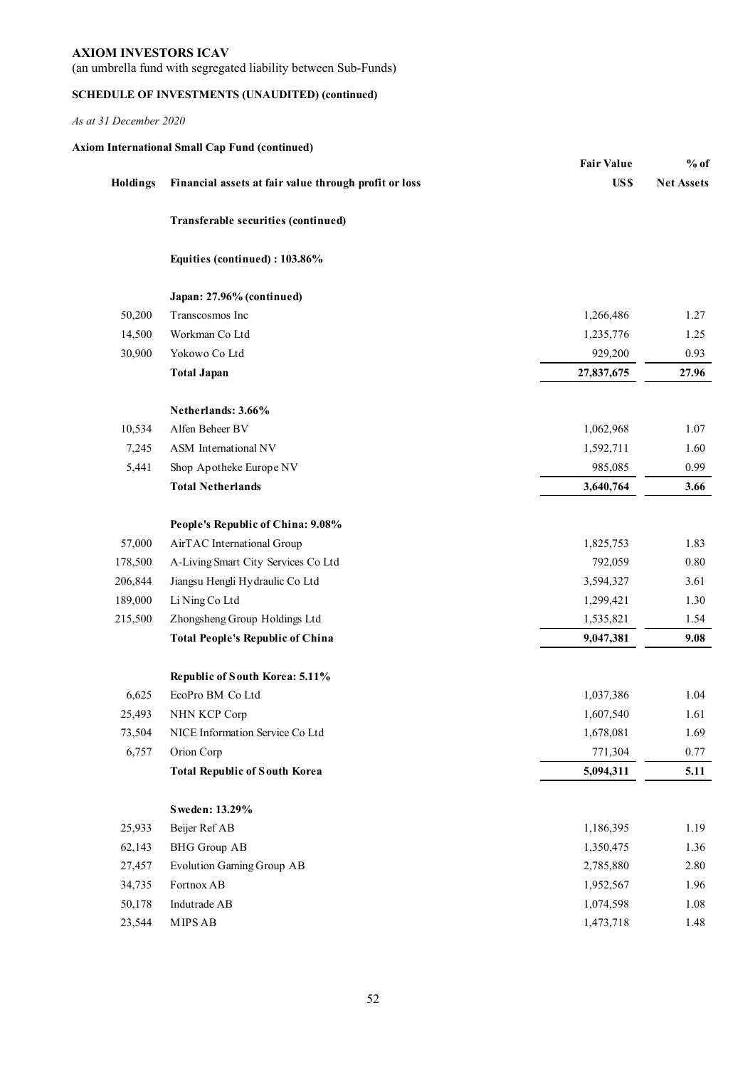**AXIOM INVESTORS ICAV**

(an umbrella fund with segregated liability between Sub-Funds)

**SCHEDULE OF INVESTMENTS (UNAUDITED) (continued)**

*As at 31 December 2020*

**Axiom International Small Cap Fund (continued)**

| Holdings | Financial assets at fair value through profit or loss | Fair Value US$ | % of Net Assets |
|---|---|---|---|
| | **Transferable securities (continued)** | | |
| | **Equities (continued) : 103.86%** | | |
| | **Japan: 27.96% (continued)** | | |
| 50,200 | Transcosmos Inc | 1,266,486 | 1.27 |
| 14,500 | Workman Co Ltd | 1,235,776 | 1.25 |
| 30,900 | Yokowo Co Ltd | 929,200 | 0.93 |
| | **Total Japan** | **27,837,675** | **27.96** |
| | **Netherlands: 3.66%** | | |
| 10,534 | Alfen Beheer BV | 1,062,968 | 1.07 |
| 7,245 | ASM International NV | 1,592,711 | 1.60 |
| 5,441 | Shop Apotheke Europe NV | 985,085 | 0.99 |
| | **Total Netherlands** | **3,640,764** | **3.66** |
| | **People's Republic of China: 9.08%** | | |
| 57,000 | AirTAC International Group | 1,825,753 | 1.83 |
| 178,500 | A-Living Smart City Services Co Ltd | 792,059 | 0.80 |
| 206,844 | Jiangsu Hengli Hydraulic Co Ltd | 3,594,327 | 3.61 |
| 189,000 | Li Ning Co Ltd | 1,299,421 | 1.30 |
| 215,500 | Zhongsheng Group Holdings Ltd | 1,535,821 | 1.54 |
| | **Total People's Republic of China** | **9,047,381** | **9.08** |
| | **Republic of South Korea: 5.11%** | | |
| 6,625 | EcoPro BM Co Ltd | 1,037,386 | 1.04 |
| 25,493 | NHN KCP Corp | 1,607,540 | 1.61 |
| 73,504 | NICE Information Service Co Ltd | 1,678,081 | 1.69 |
| 6,757 | Orion Corp | 771,304 | 0.77 |
| | **Total Republic of South Korea** | **5,094,311** | **5.11** |
| | **Sweden: 13.29%** | | |
| 25,933 | Beijer Ref AB | 1,186,395 | 1.19 |
| 62,143 | BHG Group AB | 1,350,475 | 1.36 |
| 27,457 | Evolution Gaming Group AB | 2,785,880 | 2.80 |
| 34,735 | Fortnox AB | 1,952,567 | 1.96 |
| 50,178 | Indutrade AB | 1,074,598 | 1.08 |
| 23,544 | MIPS AB | 1,473,718 | 1.48 |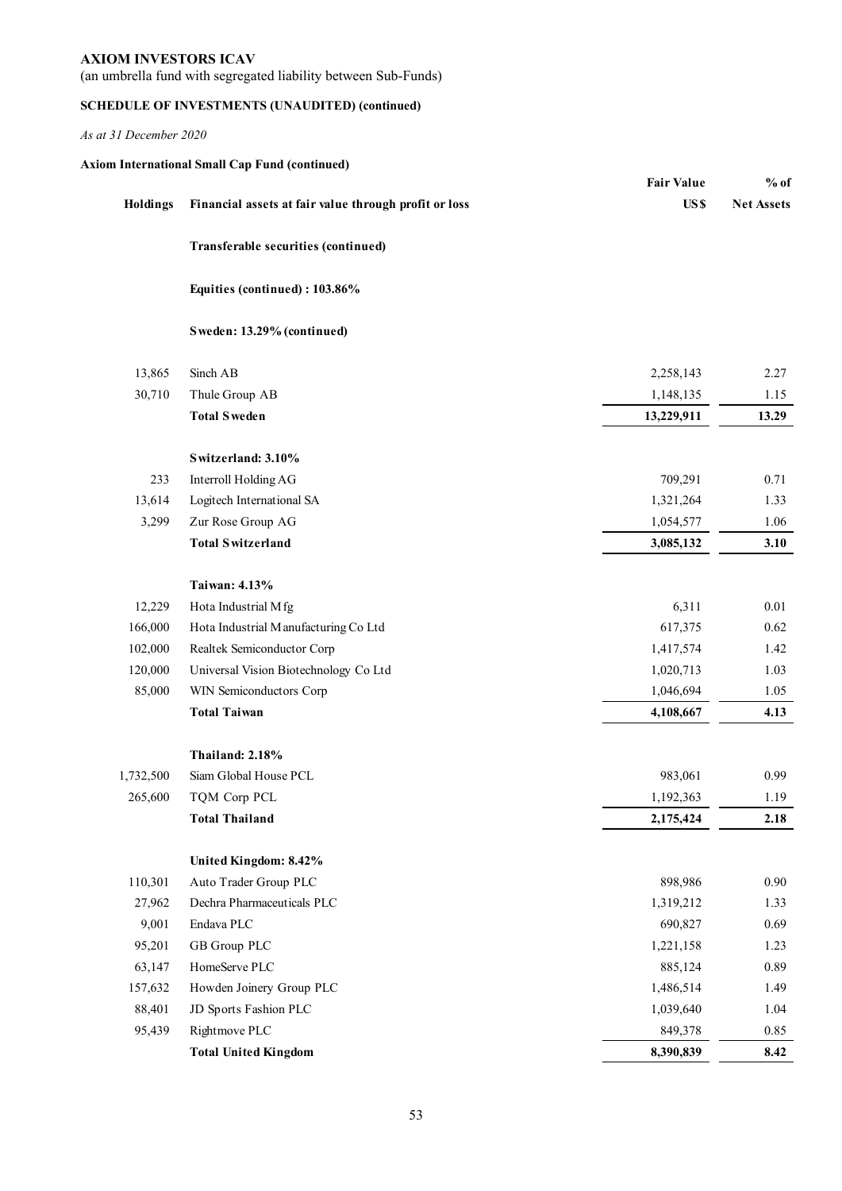**AXIOM INVESTORS ICAV**

(an umbrella fund with segregated liability between Sub-Funds)

**SCHEDULE OF INVESTMENTS (UNAUDITED) (continued)**

*As at 31 December 2020*

**Axiom International Small Cap Fund (continued)**

| Holdings | Financial assets at fair value through profit or loss | Fair Value US$ | % of Net Assets |
|---|---|---|---|
| | **Transferable securities (continued)** | | |
| | **Equities (continued) : 103.86%** | | |
| | **Sweden: 13.29% (continued)** | | |
| 13,865 | Sinch AB | 2,258,143 | 2.27 |
| 30,710 | Thule Group AB | 1,148,135 | 1.15 |
| | **Total Sweden** | **13,229,911** | **13.29** |
| | **Switzerland: 3.10%** | | |
| 233 | Interroll Holding AG | 709,291 | 0.71 |
| 13,614 | Logitech International SA | 1,321,264 | 1.33 |
| 3,299 | Zur Rose Group AG | 1,054,577 | 1.06 |
| | **Total Switzerland** | **3,085,132** | **3.10** |
| | **Taiwan: 4.13%** | | |
| 12,229 | Hota Industrial Mfg | 6,311 | 0.01 |
| 166,000 | Hota Industrial Manufacturing Co Ltd | 617,375 | 0.62 |
| 102,000 | Realtek Semiconductor Corp | 1,417,574 | 1.42 |
| 120,000 | Universal Vision Biotechnology Co Ltd | 1,020,713 | 1.03 |
| 85,000 | WIN Semiconductors Corp | 1,046,694 | 1.05 |
| | **Total Taiwan** | **4,108,667** | **4.13** |
| | **Thailand: 2.18%** | | |
| 1,732,500 | Siam Global House PCL | 983,061 | 0.99 |
| 265,600 | TQM Corp PCL | 1,192,363 | 1.19 |
| | **Total Thailand** | **2,175,424** | **2.18** |
| | **United Kingdom: 8.42%** | | |
| 110,301 | Auto Trader Group PLC | 898,986 | 0.90 |
| 27,962 | Dechra Pharmaceuticals PLC | 1,319,212 | 1.33 |
| 9,001 | Endava PLC | 690,827 | 0.69 |
| 95,201 | GB Group PLC | 1,221,158 | 1.23 |
| 63,147 | HomeServe PLC | 885,124 | 0.89 |
| 157,632 | Howden Joinery Group PLC | 1,486,514 | 1.49 |
| 88,401 | JD Sports Fashion PLC | 1,039,640 | 1.04 |
| 95,439 | Rightmove PLC | 849,378 | 0.85 |
| | **Total United Kingdom** | **8,390,839** | **8.42** |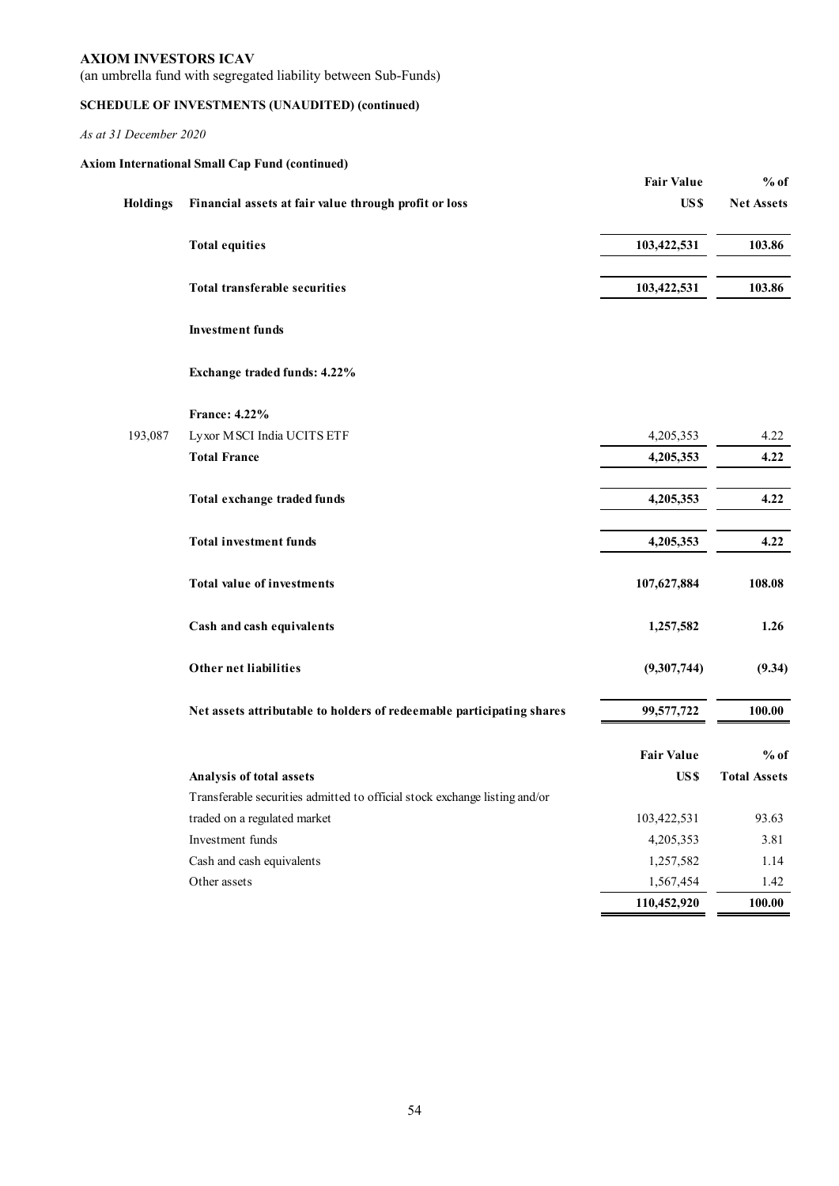**AXIOM INVESTORS ICAV**

(an umbrella fund with segregated liability between Sub-Funds)

**SCHEDULE OF INVESTMENTS (UNAUDITED) (continued)**

*As at 31 December 2020*

**Axiom International Small Cap Fund (continued)**

| Holdings | Financial assets at fair value through profit or loss | Fair Value US$ | % of Net Assets |
|---|---|---|---|
| | **Total equities** | **103,422,531** | **103.86** |
| | **Total transferable securities** | **103,422,531** | **103.86** |
| | **Investment funds** | | |
| | **Exchange traded funds: 4.22%** | | |
| | **France: 4.22%** | | |
| 193,087 | Lyxor MSCI India UCITS ETF | 4,205,353 | 4.22 |
| | **Total France** | **4,205,353** | **4.22** |
| | **Total exchange traded funds** | **4,205,353** | **4.22** |
| | **Total investment funds** | **4,205,353** | **4.22** |
| | **Total value of investments** | **107,627,884** | **108.08** |
| | **Cash and cash equivalents** | **1,257,582** | **1.26** |
| | **Other net liabilities** | **(9,307,744)** | **(9.34)** |
| | **Net assets attributable to holders of redeemable participating shares** | **99,577,722** | **100.00** |

| Analysis of total assets | Fair Value US$ | % of Total Assets |
|---|---|---|
| Transferable securities admitted to official stock exchange listing and/or traded on a regulated market | 103,422,531 | 93.63 |
| Investment funds | 4,205,353 | 3.81 |
| Cash and cash equivalents | 1,257,582 | 1.14 |
| Other assets | 1,567,454 | 1.42 |
| | **110,452,920** | **100.00** |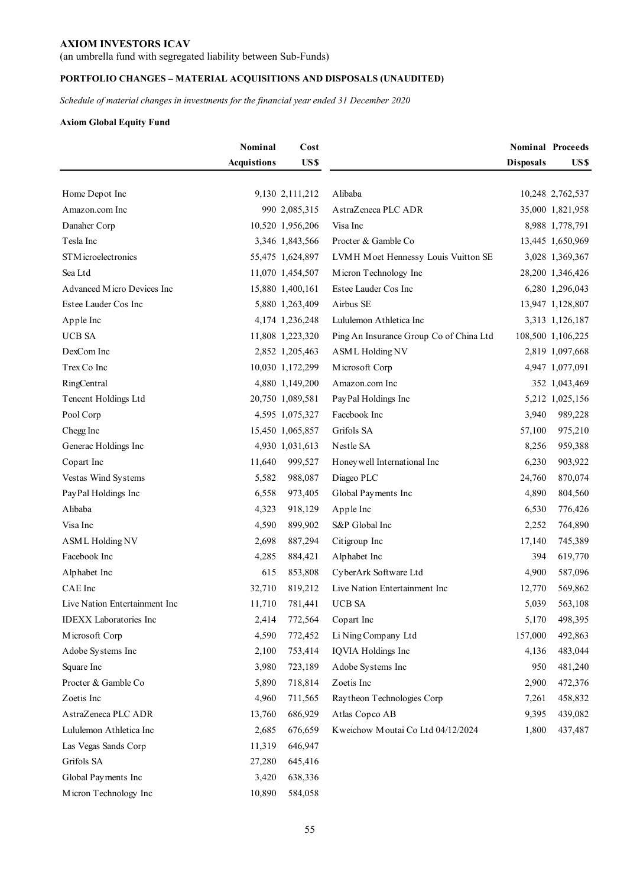**AXIOM INVESTORS ICAV**

(an umbrella fund with segregated liability between Sub-Funds)

**PORTFOLIO CHANGES – MATERIAL ACQUISITIONS AND DISPOSALS (UNAUDITED)**

*Schedule of material changes in investments for the financial year ended 31 December 2020*

**Axiom Global Equity Fund**

| | Nominal Acquistions | Cost US$ | | Nominal Disposals | Proceeds US$ |
|---|---|---|---|---|---|
| Home Depot Inc | 9,130 | 2,111,212 | Alibaba | 10,248 | 2,762,537 |
| Amazon.com Inc | 990 | 2,085,315 | AstraZeneca PLC ADR | 35,000 | 1,821,958 |
| Danaher Corp | 10,520 | 1,956,206 | Visa Inc | 8,988 | 1,778,791 |
| Tesla Inc | 3,346 | 1,843,566 | Procter & Gamble Co | 13,445 | 1,650,969 |
| STMicroelectronics | 55,475 | 1,624,897 | LVMH Moet Hennessy Louis Vuitton SE | 3,028 | 1,369,367 |
| Sea Ltd | 11,070 | 1,454,507 | Micron Technology Inc | 28,200 | 1,346,426 |
| Advanced Micro Devices Inc | 15,880 | 1,400,161 | Estee Lauder Cos Inc | 6,280 | 1,296,043 |
| Estee Lauder Cos Inc | 5,880 | 1,263,409 | Airbus SE | 13,947 | 1,128,807 |
| Apple Inc | 4,174 | 1,236,248 | Lululemon Athletica Inc | 3,313 | 1,126,187 |
| UCB SA | 11,808 | 1,223,320 | Ping An Insurance Group Co of China Ltd | 108,500 | 1,106,225 |
| DexCom Inc | 2,852 | 1,205,463 | ASML Holding NV | 2,819 | 1,097,668 |
| Trex Co Inc | 10,030 | 1,172,299 | Microsoft Corp | 4,947 | 1,077,091 |
| RingCentral | 4,880 | 1,149,200 | Amazon.com Inc | 352 | 1,043,469 |
| Tencent Holdings Ltd | 20,750 | 1,089,581 | PayPal Holdings Inc | 5,212 | 1,025,156 |
| Pool Corp | 4,595 | 1,075,327 | Facebook Inc | 3,940 | 989,228 |
| Chegg Inc | 15,450 | 1,065,857 | Grifols SA | 57,100 | 975,210 |
| Generac Holdings Inc | 4,930 | 1,031,613 | Nestle SA | 8,256 | 959,388 |
| Copart Inc | 11,640 | 999,527 | Honeywell International Inc | 6,230 | 903,922 |
| Vestas Wind Systems | 5,582 | 988,087 | Diageo PLC | 24,760 | 870,074 |
| PayPal Holdings Inc | 6,558 | 973,405 | Global Payments Inc | 4,890 | 804,560 |
| Alibaba | 4,323 | 918,129 | Apple Inc | 6,530 | 776,426 |
| Visa Inc | 4,590 | 899,902 | S&P Global Inc | 2,252 | 764,890 |
| ASML Holding NV | 2,698 | 887,294 | Citigroup Inc | 17,140 | 745,389 |
| Facebook Inc | 4,285 | 884,421 | Alphabet Inc | 394 | 619,770 |
| Alphabet Inc | 615 | 853,808 | CyberArk Software Ltd | 4,900 | 587,096 |
| CAE Inc | 32,710 | 819,212 | Live Nation Entertainment Inc | 12,770 | 569,862 |
| Live Nation Entertainment Inc | 11,710 | 781,441 | UCB SA | 5,039 | 563,108 |
| IDEXX Laboratories Inc | 2,414 | 772,564 | Copart Inc | 5,170 | 498,395 |
| Microsoft Corp | 4,590 | 772,452 | Li Ning Company Ltd | 157,000 | 492,863 |
| Adobe Systems Inc | 2,100 | 753,414 | IQVIA Holdings Inc | 4,136 | 483,044 |
| Square Inc | 3,980 | 723,189 | Adobe Systems Inc | 950 | 481,240 |
| Procter & Gamble Co | 5,890 | 718,814 | Zoetis Inc | 2,900 | 472,376 |
| Zoetis Inc | 4,960 | 711,565 | Raytheon Technologies Corp | 7,261 | 458,832 |
| AstraZeneca PLC ADR | 13,760 | 686,929 | Atlas Copco AB | 9,395 | 439,082 |
| Lululemon Athletica Inc | 2,685 | 676,659 | Kweichow Moutai Co Ltd 04/12/2024 | 1,800 | 437,487 |
| Las Vegas Sands Corp | 11,319 | 646,947 | | | |
| Grifols SA | 27,280 | 645,416 | | | |
| Global Payments Inc | 3,420 | 638,336 | | | |
| Micron Technology Inc | 10,890 | 584,058 | | | |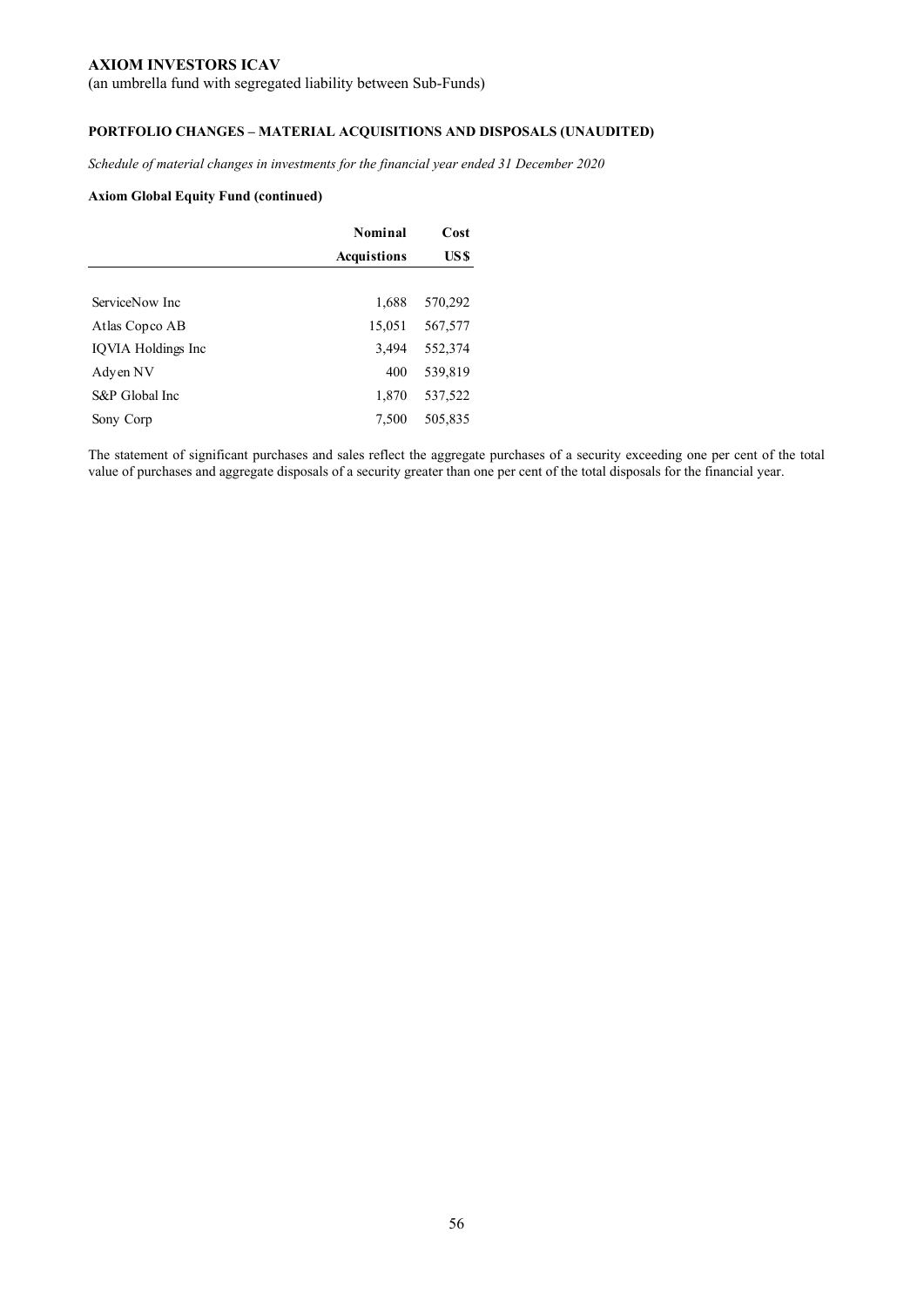**AXIOM INVESTORS ICAV**

(an umbrella fund with segregated liability between Sub-Funds)

**PORTFOLIO CHANGES – MATERIAL ACQUISITIONS AND DISPOSALS (UNAUDITED)**

*Schedule of material changes in investments for the financial year ended 31 December 2020*

**Axiom Global Equity Fund (continued)**

| | Nominal Acquistions | Cost US$ |
|---|---|---|
| ServiceNow Inc | 1,688 | 570,292 |
| Atlas Copco AB | 15,051 | 567,577 |
| IQVIA Holdings Inc | 3,494 | 552,374 |
| Adyen NV | 400 | 539,819 |
| S&P Global Inc | 1,870 | 537,522 |
| Sony Corp | 7,500 | 505,835 |

The statement of significant purchases and sales reflect the aggregate purchases of a security exceeding one per cent of the total value of purchases and aggregate disposals of a security greater than one per cent of the total disposals for the financial year.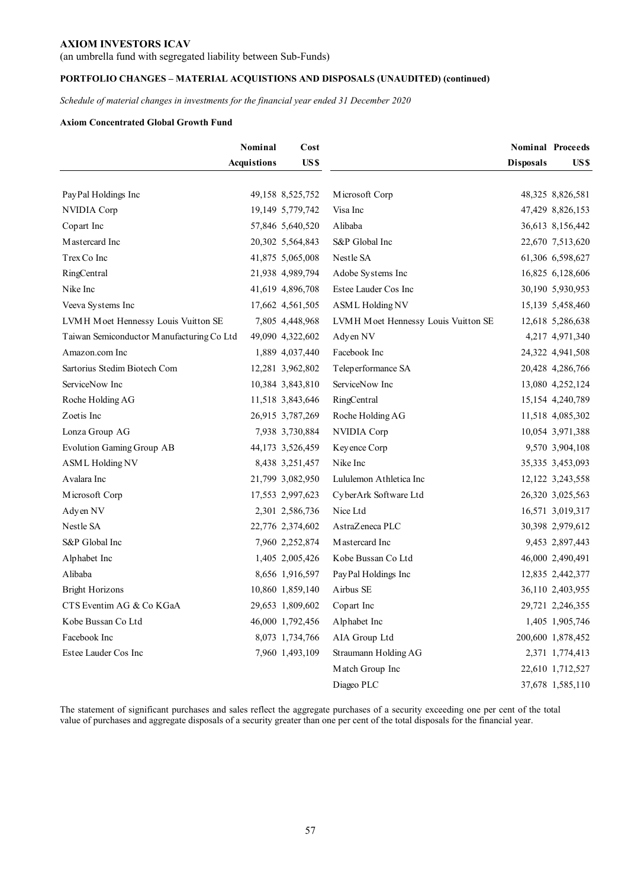**AXIOM INVESTORS ICAV**

(an umbrella fund with segregated liability between Sub-Funds)

**PORTFOLIO CHANGES – MATERIAL ACQUISTIONS AND DISPOSALS (UNAUDITED) (continued)**

*Schedule of material changes in investments for the financial year ended 31 December 2020*

**Axiom Concentrated Global Growth Fund**

| | Nominal Acquistions | Cost US$ | | Nominal Disposals | Proceeds US$ |
|---|---|---|---|---|---|
| PayPal Holdings Inc | 49,158 | 8,525,752 | Microsoft Corp | 48,325 | 8,826,581 |
| NVIDIA Corp | 19,149 | 5,779,742 | Visa Inc | 47,429 | 8,826,153 |
| Copart Inc | 57,846 | 5,640,520 | Alibaba | 36,613 | 8,156,442 |
| Mastercard Inc | 20,302 | 5,564,843 | S&P Global Inc | 22,670 | 7,513,620 |
| Trex Co Inc | 41,875 | 5,065,008 | Nestle SA | 61,306 | 6,598,627 |
| RingCentral | 21,938 | 4,989,794 | Adobe Systems Inc | 16,825 | 6,128,606 |
| Nike Inc | 41,619 | 4,896,708 | Estee Lauder Cos Inc | 30,190 | 5,930,953 |
| Veeva Systems Inc | 17,662 | 4,561,505 | ASML Holding NV | 15,139 | 5,458,460 |
| LVMH Moet Hennessy Louis Vuitton SE | 7,805 | 4,448,968 | LVMH Moet Hennessy Louis Vuitton SE | 12,618 | 5,286,638 |
| Taiwan Semiconductor Manufacturing Co Ltd | 49,090 | 4,322,602 | Adyen NV | 4,217 | 4,971,340 |
| Amazon.com Inc | 1,889 | 4,037,440 | Facebook Inc | 24,322 | 4,941,508 |
| Sartorius Stedim Biotech Com | 12,281 | 3,962,802 | Teleperformance SA | 20,428 | 4,286,766 |
| ServiceNow Inc | 10,384 | 3,843,810 | ServiceNow Inc | 13,080 | 4,252,124 |
| Roche Holding AG | 11,518 | 3,843,646 | RingCentral | 15,154 | 4,240,789 |
| Zoetis Inc | 26,915 | 3,787,269 | Roche Holding AG | 11,518 | 4,085,302 |
| Lonza Group AG | 7,938 | 3,730,884 | NVIDIA Corp | 10,054 | 3,971,388 |
| Evolution Gaming Group AB | 44,173 | 3,526,459 | Keyence Corp | 9,570 | 3,904,108 |
| ASML Holding NV | 8,438 | 3,251,457 | Nike Inc | 35,335 | 3,453,093 |
| Avalara Inc | 21,799 | 3,082,950 | Lululemon Athletica Inc | 12,122 | 3,243,558 |
| Microsoft Corp | 17,553 | 2,997,623 | CyberArk Software Ltd | 26,320 | 3,025,563 |
| Adyen NV | 2,301 | 2,586,736 | Nice Ltd | 16,571 | 3,019,317 |
| Nestle SA | 22,776 | 2,374,602 | AstraZeneca PLC | 30,398 | 2,979,612 |
| S&P Global Inc | 7,960 | 2,252,874 | Mastercard Inc | 9,453 | 2,897,443 |
| Alphabet Inc | 1,405 | 2,005,426 | Kobe Bussan Co Ltd | 46,000 | 2,490,491 |
| Alibaba | 8,656 | 1,916,597 | PayPal Holdings Inc | 12,835 | 2,442,377 |
| Bright Horizons | 10,860 | 1,859,140 | Airbus SE | 36,110 | 2,403,955 |
| CTS Eventim AG & Co KGaA | 29,653 | 1,809,602 | Copart Inc | 29,721 | 2,246,355 |
| Kobe Bussan Co Ltd | 46,000 | 1,792,456 | Alphabet Inc | 1,405 | 1,905,746 |
| Facebook Inc | 8,073 | 1,734,766 | AIA Group Ltd | 200,600 | 1,878,452 |
| Estee Lauder Cos Inc | 7,960 | 1,493,109 | Straumann Holding AG | 2,371 | 1,774,413 |
| | | | Match Group Inc | 22,610 | 1,712,527 |
| | | | Diageo PLC | 37,678 | 1,585,110 |

The statement of significant purchases and sales reflect the aggregate purchases of a security exceeding one per cent of the total value of purchases and aggregate disposals of a security greater than one per cent of the total disposals for the financial year.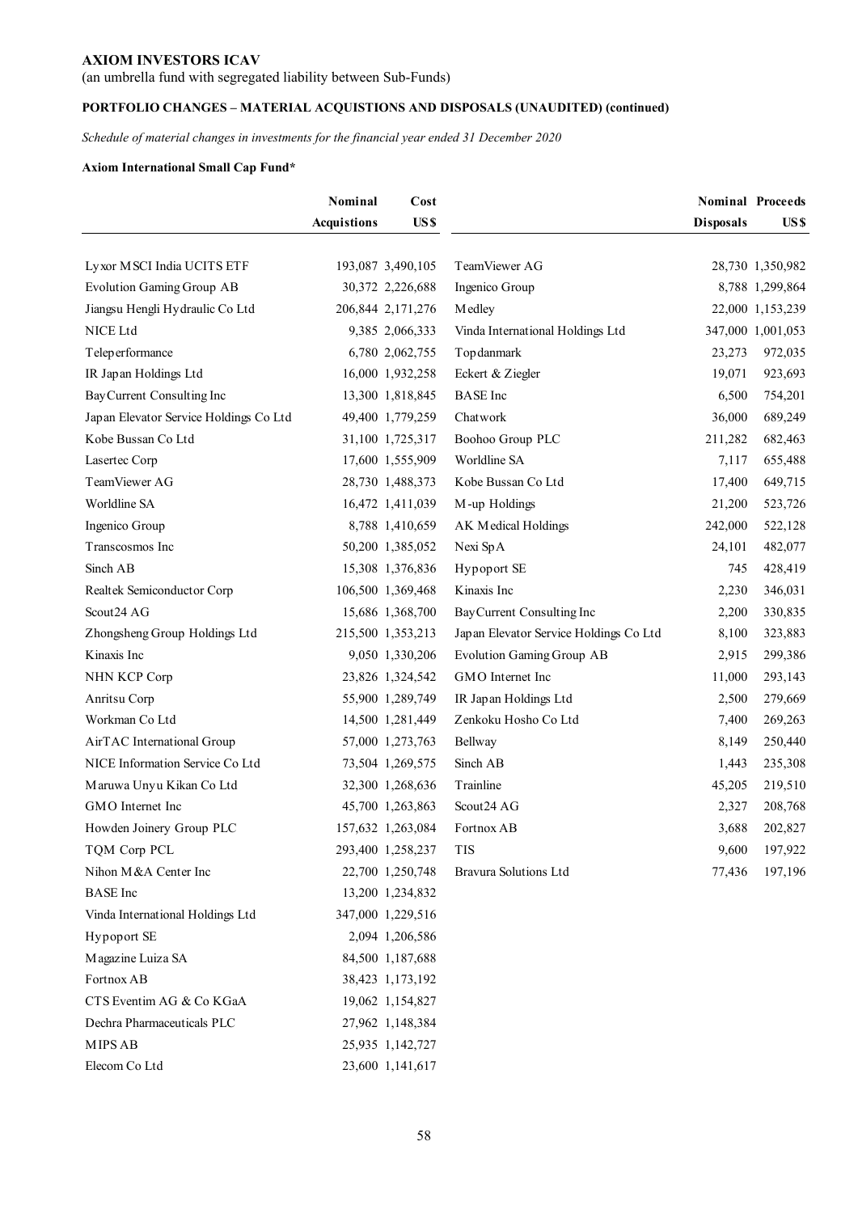**AXIOM INVESTORS ICAV**

(an umbrella fund with segregated liability between Sub-Funds)

**PORTFOLIO CHANGES – MATERIAL ACQUISTIONS AND DISPOSALS (UNAUDITED) (continued)**

*Schedule of material changes in investments for the financial year ended 31 December 2020*

**Axiom International Small Cap Fund***

| | Nominal Acquisitions | Cost US$ | | Nominal Disposals | Proceeds US$ |
|---|---|---|---|---|---|
| Lyxor MSCI India UCITS ETF | 193,087 | 3,490,105 | TeamViewer AG | 28,730 | 1,350,982 |
| Evolution Gaming Group AB | 30,372 | 2,226,688 | Ingenico Group | 8,788 | 1,299,864 |
| Jiangsu Hengli Hydraulic Co Ltd | 206,844 | 2,171,276 | Medley | 22,000 | 1,153,239 |
| NICE Ltd | 9,385 | 2,066,333 | Vinda International Holdings Ltd | 347,000 | 1,001,053 |
| Teleperformance | 6,780 | 2,062,755 | Topdanmark | 23,273 | 972,035 |
| IR Japan Holdings Ltd | 16,000 | 1,932,258 | Eckert & Ziegler | 19,071 | 923,693 |
| BayCurrent Consulting Inc | 13,300 | 1,818,845 | BASE Inc | 6,500 | 754,201 |
| Japan Elevator Service Holdings Co Ltd | 49,400 | 1,779,259 | Chatwork | 36,000 | 689,249 |
| Kobe Bussan Co Ltd | 31,100 | 1,725,317 | Boohoo Group PLC | 211,282 | 682,463 |
| Lasertec Corp | 17,600 | 1,555,909 | Worldline SA | 7,117 | 655,488 |
| TeamViewer AG | 28,730 | 1,488,373 | Kobe Bussan Co Ltd | 17,400 | 649,715 |
| Worldline SA | 16,472 | 1,411,039 | M-up Holdings | 21,200 | 523,726 |
| Ingenico Group | 8,788 | 1,410,659 | AK Medical Holdings | 242,000 | 522,128 |
| Transcosmos Inc | 50,200 | 1,385,052 | Nexi SpA | 24,101 | 482,077 |
| Sinch AB | 15,308 | 1,376,836 | Hypoport SE | 745 | 428,419 |
| Realtek Semiconductor Corp | 106,500 | 1,369,468 | Kinaxis Inc | 2,230 | 346,031 |
| Scout24 AG | 15,686 | 1,368,700 | BayCurrent Consulting Inc | 2,200 | 330,835 |
| Zhongsheng Group Holdings Ltd | 215,500 | 1,353,213 | Japan Elevator Service Holdings Co Ltd | 8,100 | 323,883 |
| Kinaxis Inc | 9,050 | 1,330,206 | Evolution Gaming Group AB | 2,915 | 299,386 |
| NHN KCP Corp | 23,826 | 1,324,542 | GMO Internet Inc | 11,000 | 293,143 |
| Anritsu Corp | 55,900 | 1,289,749 | IR Japan Holdings Ltd | 2,500 | 279,669 |
| Workman Co Ltd | 14,500 | 1,281,449 | Zenkoku Hosho Co Ltd | 7,400 | 269,263 |
| AirTAC International Group | 57,000 | 1,273,763 | Bellway | 8,149 | 250,440 |
| NICE Information Service Co Ltd | 73,504 | 1,269,575 | Sinch AB | 1,443 | 235,308 |
| Maruwa Unyu Kikan Co Ltd | 32,300 | 1,268,636 | Trainline | 45,205 | 219,510 |
| GMO Internet Inc | 45,700 | 1,263,863 | Scout24 AG | 2,327 | 208,768 |
| Howden Joinery Group PLC | 157,632 | 1,263,084 | Fortnox AB | 3,688 | 202,827 |
| TQM Corp PCL | 293,400 | 1,258,237 | TIS | 9,600 | 197,922 |
| Nihon M&A Center Inc | 22,700 | 1,250,748 | Bravura Solutions Ltd | 77,436 | 197,196 |
| BASE Inc | 13,200 | 1,234,832 | | | |
| Vinda International Holdings Ltd | 347,000 | 1,229,516 | | | |
| Hypoport SE | 2,094 | 1,206,586 | | | |
| Magazine Luiza SA | 84,500 | 1,187,688 | | | |
| Fortnox AB | 38,423 | 1,173,192 | | | |
| CTS Eventim AG & Co KGaA | 19,062 | 1,154,827 | | | |
| Dechra Pharmaceuticals PLC | 27,962 | 1,148,384 | | | |
| MIPS AB | 25,935 | 1,142,727 | | | |
| Elecom Co Ltd | 23,600 | 1,141,617 | | | |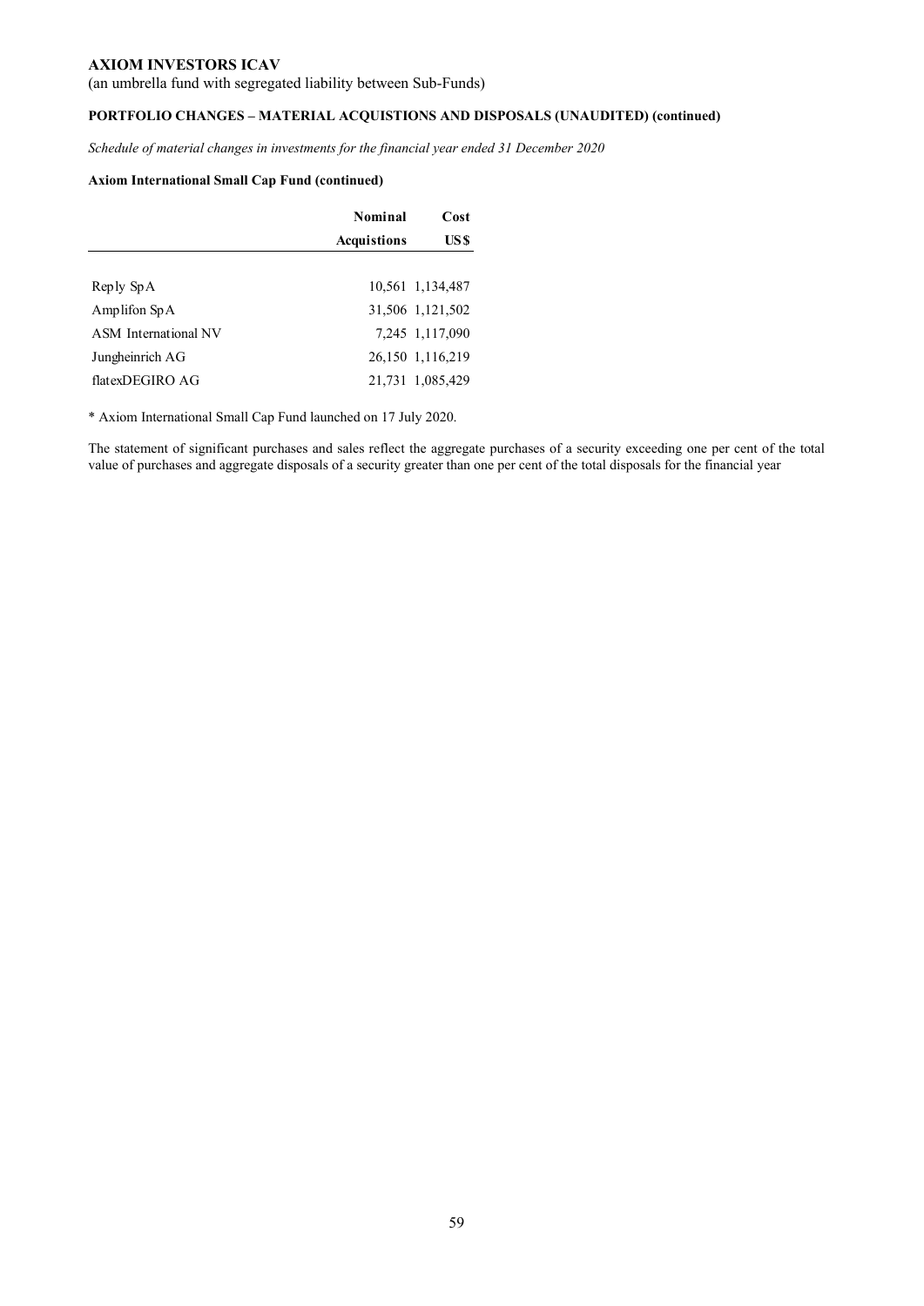**AXIOM INVESTORS ICAV**

(an umbrella fund with segregated liability between Sub-Funds)

**PORTFOLIO CHANGES – MATERIAL ACQUISTIONS AND DISPOSALS (UNAUDITED) (continued)**

*Schedule of material changes in investments for the financial year ended 31 December 2020*

**Axiom International Small Cap Fund (continued)**

| | Nominal Acquistions | Cost US$ |
|---|---|---|
| Reply SpA | 10,561 | 1,134,487 |
| Amplifon SpA | 31,506 | 1,121,502 |
| ASM International NV | 7,245 | 1,117,090 |
| Jungheinrich AG | 26,150 | 1,116,219 |
| flatexDEGIRO AG | 21,731 | 1,085,429 |

* Axiom International Small Cap Fund launched on 17 July 2020.

The statement of significant purchases and sales reflect the aggregate purchases of a security exceeding one per cent of the total value of purchases and aggregate disposals of a security greater than one per cent of the total disposals for the financial year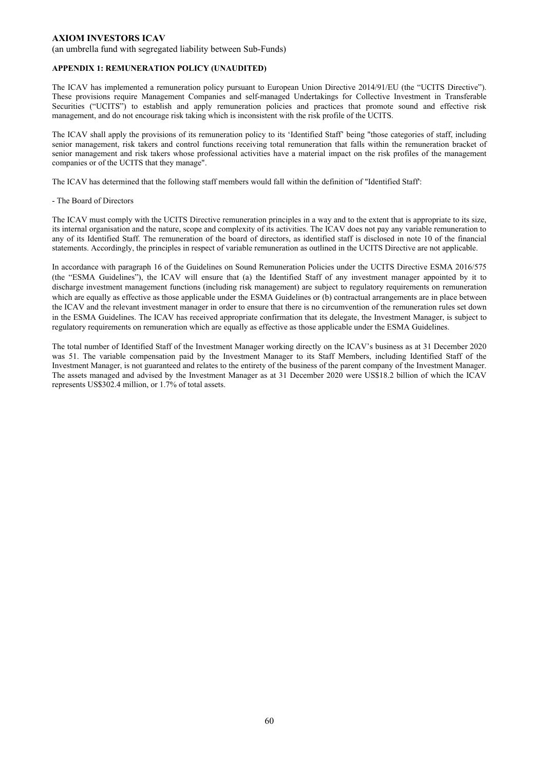**AXIOM INVESTORS ICAV**

(an umbrella fund with segregated liability between Sub-Funds)

**APPENDIX 1: REMUNERATION POLICY (UNAUDITED)**

The ICAV has implemented a remuneration policy pursuant to European Union Directive 2014/91/EU (the "UCITS Directive"). These provisions require Management Companies and self-managed Undertakings for Collective Investment in Transferable Securities ("UCITS") to establish and apply remuneration policies and practices that promote sound and effective risk management, and do not encourage risk taking which is inconsistent with the risk profile of the UCITS.

The ICAV shall apply the provisions of its remuneration policy to its 'Identified Staff' being "those categories of staff, including senior management, risk takers and control functions receiving total remuneration that falls within the remuneration bracket of senior management and risk takers whose professional activities have a material impact on the risk profiles of the management companies or of the UCITS that they manage".

The ICAV has determined that the following staff members would fall within the definition of "Identified Staff':

- The Board of Directors

The ICAV must comply with the UCITS Directive remuneration principles in a way and to the extent that is appropriate to its size, its internal organisation and the nature, scope and complexity of its activities. The ICAV does not pay any variable remuneration to any of its Identified Staff. The remuneration of the board of directors, as identified staff is disclosed in note 10 of the financial statements. Accordingly, the principles in respect of variable remuneration as outlined in the UCITS Directive are not applicable.

In accordance with paragraph 16 of the Guidelines on Sound Remuneration Policies under the UCITS Directive ESMA 2016/575 (the "ESMA Guidelines"), the ICAV will ensure that (a) the Identified Staff of any investment manager appointed by it to discharge investment management functions (including risk management) are subject to regulatory requirements on remuneration which are equally as effective as those applicable under the ESMA Guidelines or (b) contractual arrangements are in place between the ICAV and the relevant investment manager in order to ensure that there is no circumvention of the remuneration rules set down in the ESMA Guidelines. The ICAV has received appropriate confirmation that its delegate, the Investment Manager, is subject to regulatory requirements on remuneration which are equally as effective as those applicable under the ESMA Guidelines.

The total number of Identified Staff of the Investment Manager working directly on the ICAV's business as at 31 December 2020 was 51. The variable compensation paid by the Investment Manager to its Staff Members, including Identified Staff of the Investment Manager, is not guaranteed and relates to the entirety of the business of the parent company of the Investment Manager. The assets managed and advised by the Investment Manager as at 31 December 2020 were US$18.2 billion of which the ICAV represents US$302.4 million, or 1.7% of total assets.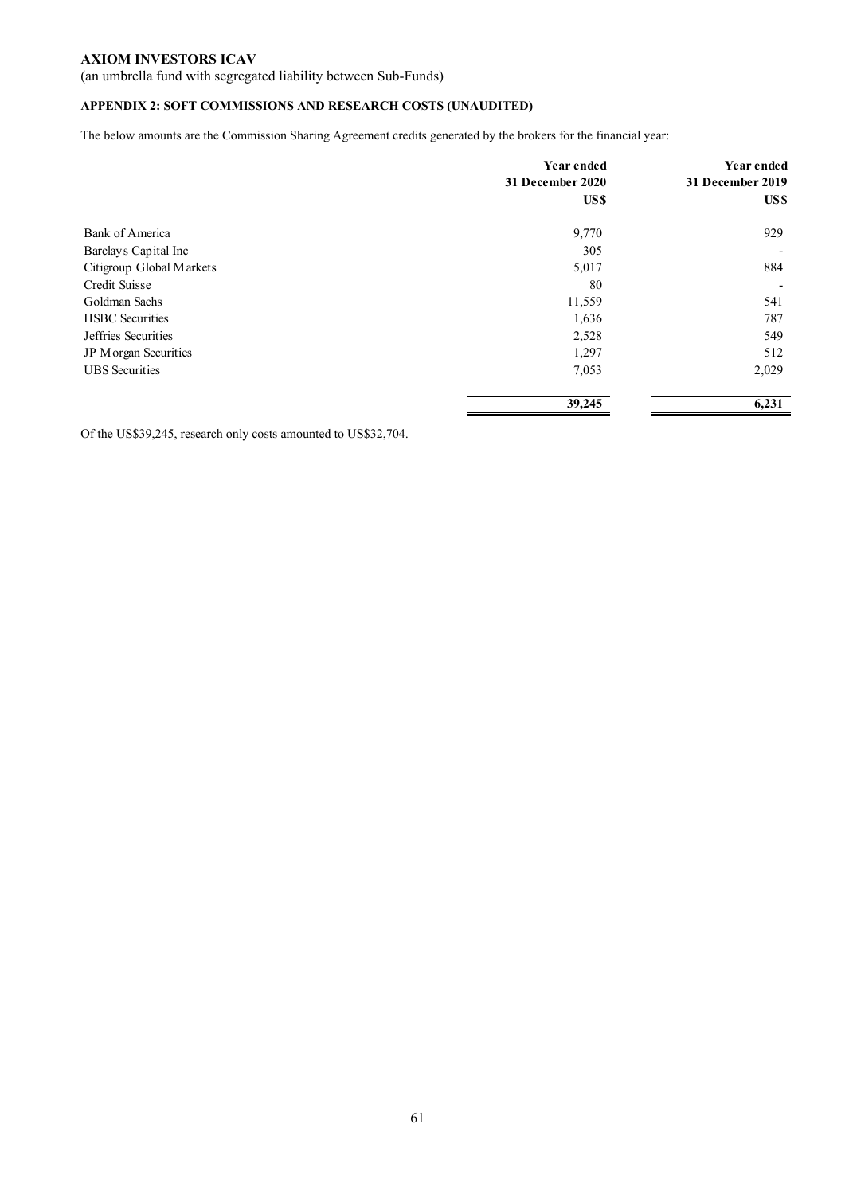**AXIOM INVESTORS ICAV**

(an umbrella fund with segregated liability between Sub-Funds)

**APPENDIX 2: SOFT COMMISSIONS AND RESEARCH COSTS (UNAUDITED)**

The below amounts are the Commission Sharing Agreement credits generated by the brokers for the financial year:

| | Year ended 31 December 2020 US$ | Year ended 31 December 2019 US$ |
|---|---|---|
| Bank of America | 9,770 | 929 |
| Barclays Capital Inc | 305 | - |
| Citigroup Global Markets | 5,017 | 884 |
| Credit Suisse | 80 | - |
| Goldman Sachs | 11,559 | 541 |
| HSBC Securities | 1,636 | 787 |
| Jeffries Securities | 2,528 | 549 |
| JP Morgan Securities | 1,297 | 512 |
| UBS Securities | 7,053 | 2,029 |
| | **39,245** | **6,231** |

Of the US$39,245, research only costs amounted to US$32,704.